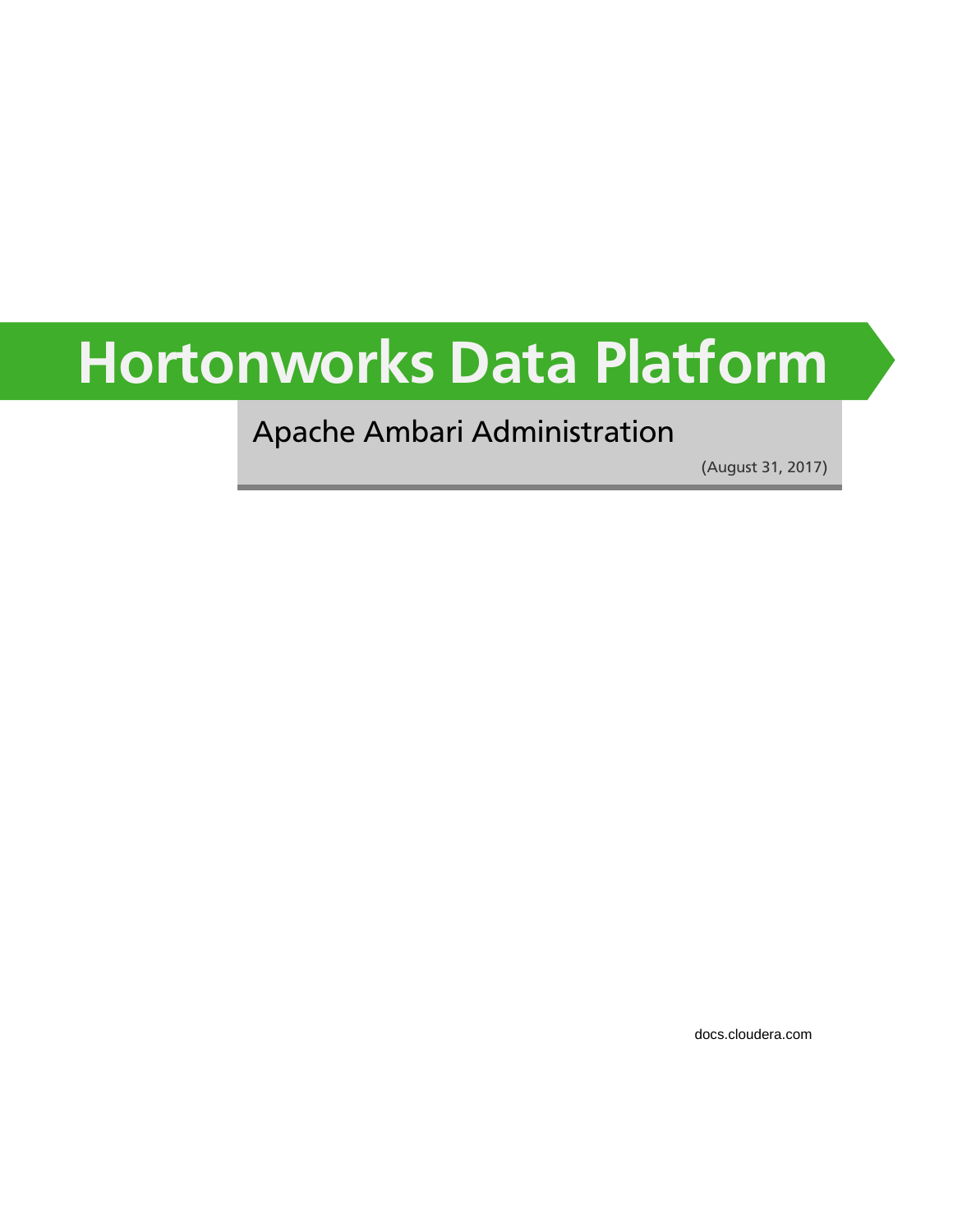# Hortonworks Data Platform

## Apache Ambari Administration

(August 31, 2017)

docs.cloudera.com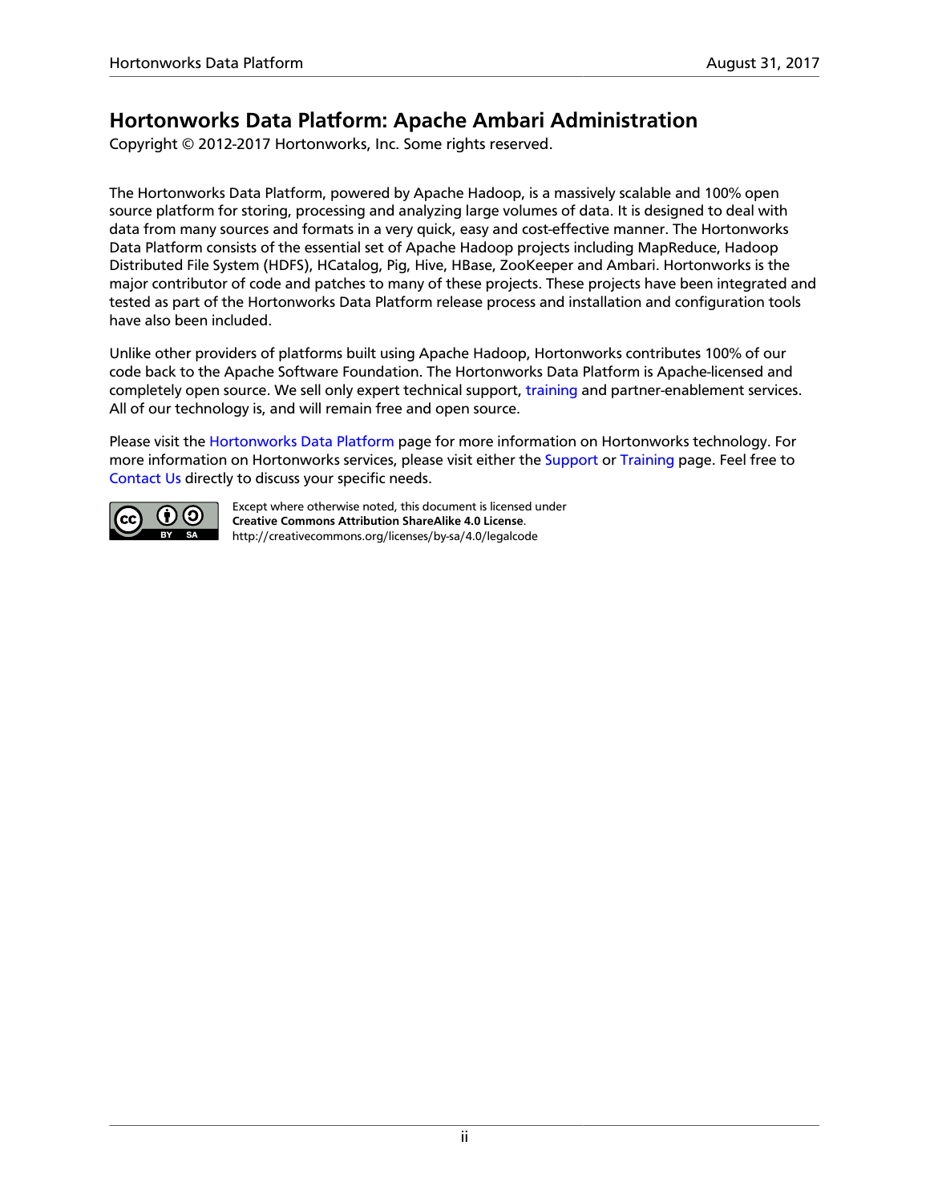# Hortonworks Data Platform: Apache Ambari Administration

Copyright © 2012-2017 Hortonworks, Inc. Some rights reserved.

The Hortonworks Data Platform, powered by Apache Hadoop, is a massively scalable and 100% open source platform for storing, processing and analyzing large volumes of data. It is designed to deal with data from many sources and formats in a very quick, easy and cost-effective manner. The Hortonworks Data Platform consists of the essential set of Apache Hadoop projects including MapReduce, Hadoop Distributed File System (HDFS), HCatalog, Pig, Hive, HBase, ZooKeeper and Ambari. Hortonworks is the major contributor of code and patches to many of these projects. These projects have been integrated and tested as part of the Hortonworks Data Platform release process and installation and configuration tools have also been included.

Unlike other providers of platforms built using Apache Hadoop, Hortonworks contributes 100% of our code back to the Apache Software Foundation. The Hortonworks Data Platform is Apache-licensed and completely open source. We sell only expert technical support, training and partner-enablement services. All of our technology is, and will remain free and open source.

Please visit the Hortonworks Data Platform page for more information on Hortonworks technology. For more information on Hortonworks services, please visit either the Support or Training page. Feel free to Contact Us directly to discuss your specific needs.

Except where otherwise noted, this document is licensed under **Creative Commons Attribution ShareAlike 4.0 License**.
http://creativecommons.org/licenses/by-sa/4.0/legalcode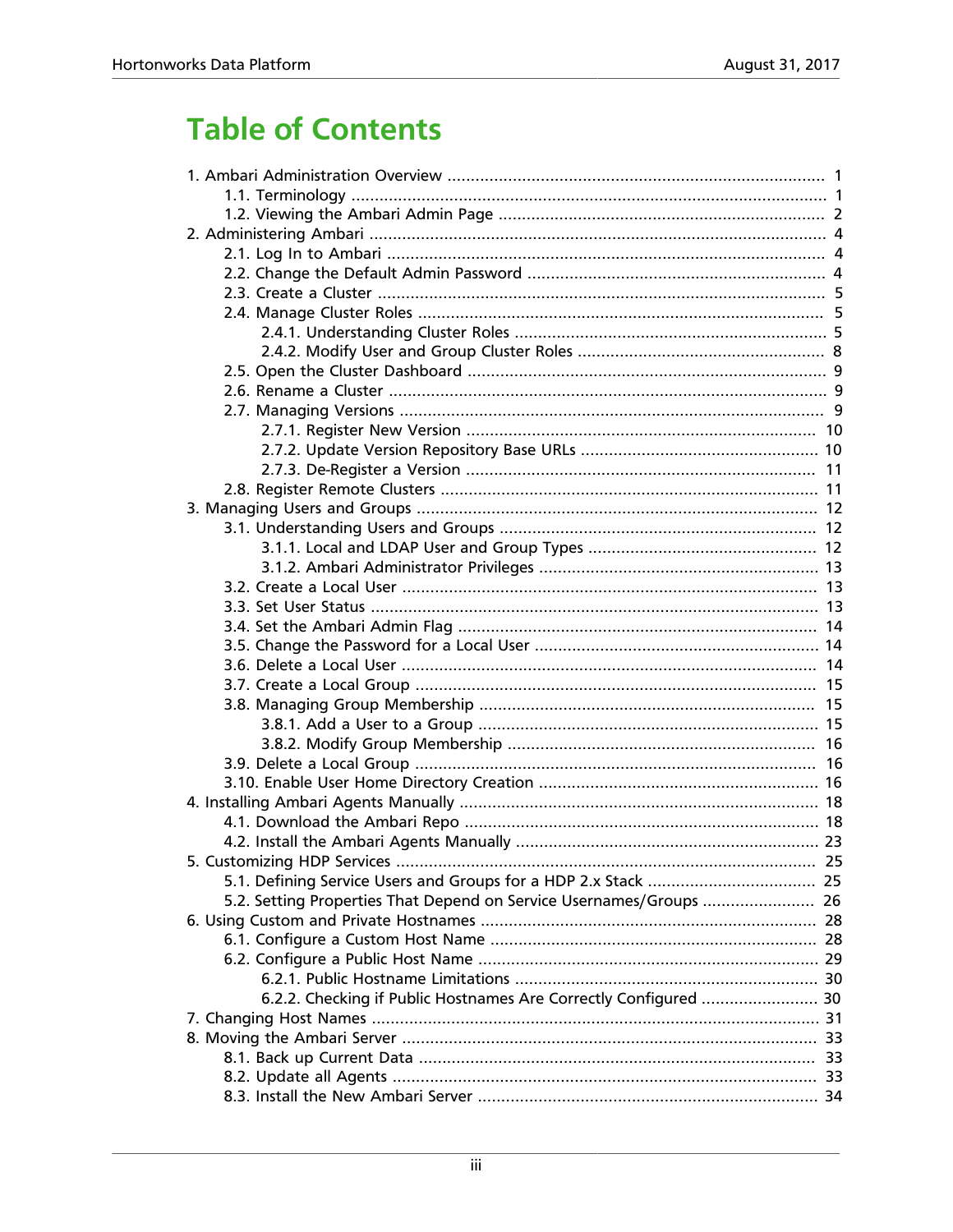# Table of Contents

- 1. Ambari Administration Overview ..... 1
  - 1.1. Terminology ..... 1
  - 1.2. Viewing the Ambari Admin Page ..... 2
- 2. Administering Ambari ..... 4
  - 2.1. Log In to Ambari ..... 4
  - 2.2. Change the Default Admin Password ..... 4
  - 2.3. Create a Cluster ..... 5
  - 2.4. Manage Cluster Roles ..... 5
    - 2.4.1. Understanding Cluster Roles ..... 5
    - 2.4.2. Modify User and Group Cluster Roles ..... 8
  - 2.5. Open the Cluster Dashboard ..... 9
  - 2.6. Rename a Cluster ..... 9
  - 2.7. Managing Versions ..... 9
    - 2.7.1. Register New Version ..... 10
    - 2.7.2. Update Version Repository Base URLs ..... 10
    - 2.7.3. De-Register a Version ..... 11
  - 2.8. Register Remote Clusters ..... 11
- 3. Managing Users and Groups ..... 12
  - 3.1. Understanding Users and Groups ..... 12
    - 3.1.1. Local and LDAP User and Group Types ..... 12
    - 3.1.2. Ambari Administrator Privileges ..... 13
  - 3.2. Create a Local User ..... 13
  - 3.3. Set User Status ..... 13
  - 3.4. Set the Ambari Admin Flag ..... 14
  - 3.5. Change the Password for a Local User ..... 14
  - 3.6. Delete a Local User ..... 14
  - 3.7. Create a Local Group ..... 15
  - 3.8. Managing Group Membership ..... 15
    - 3.8.1. Add a User to a Group ..... 15
    - 3.8.2. Modify Group Membership ..... 16
  - 3.9. Delete a Local Group ..... 16
  - 3.10. Enable User Home Directory Creation ..... 16
- 4. Installing Ambari Agents Manually ..... 18
  - 4.1. Download the Ambari Repo ..... 18
  - 4.2. Install the Ambari Agents Manually ..... 23
- 5. Customizing HDP Services ..... 25
  - 5.1. Defining Service Users and Groups for a HDP 2.x Stack ..... 25
  - 5.2. Setting Properties That Depend on Service Usernames/Groups ..... 26
- 6. Using Custom and Private Hostnames ..... 28
  - 6.1. Configure a Custom Host Name ..... 28
  - 6.2. Configure a Public Host Name ..... 29
    - 6.2.1. Public Hostname Limitations ..... 30
    - 6.2.2. Checking if Public Hostnames Are Correctly Configured ..... 30
- 7. Changing Host Names ..... 31
- 8. Moving the Ambari Server ..... 33
  - 8.1. Back up Current Data ..... 33
  - 8.2. Update all Agents ..... 33
  - 8.3. Install the New Ambari Server ..... 34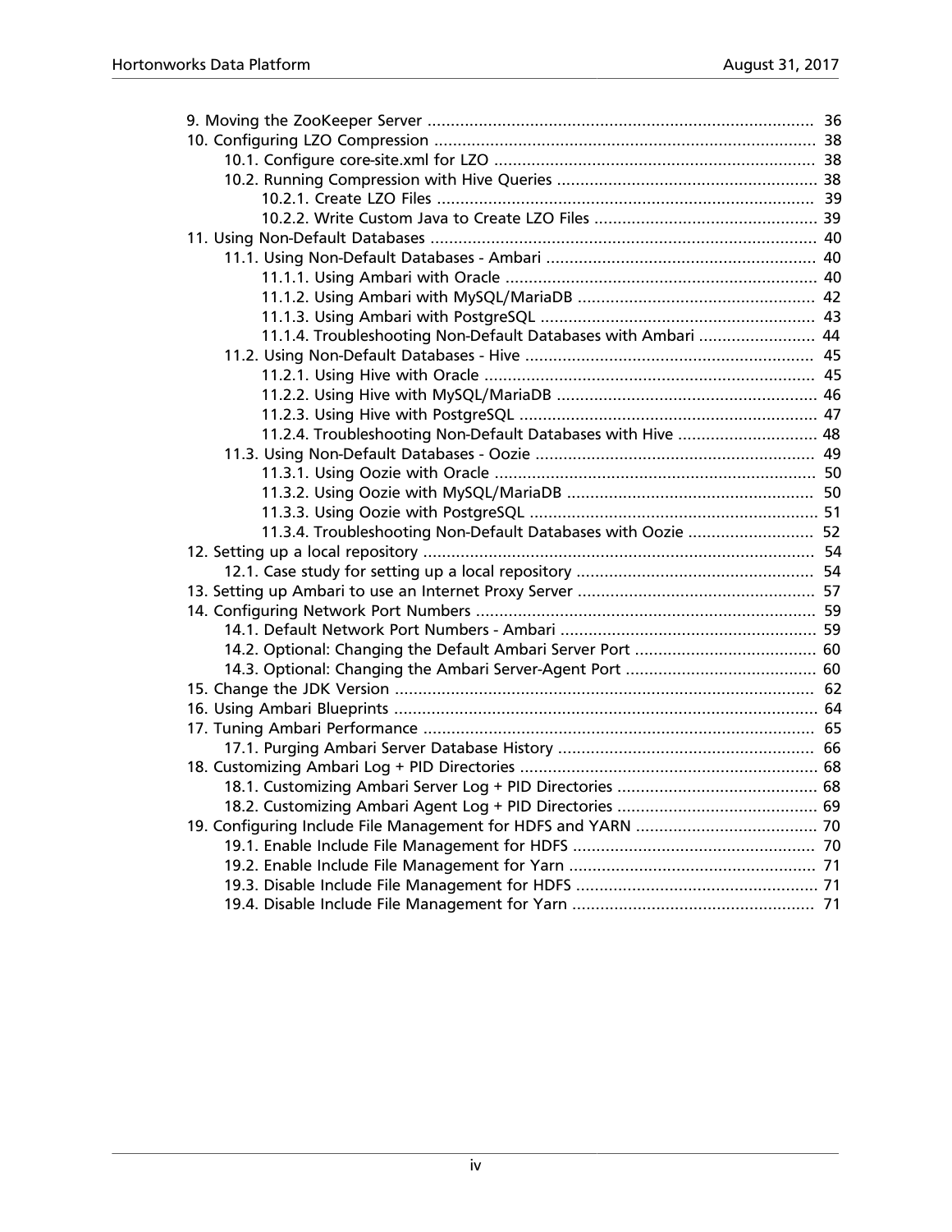- 9. Moving the ZooKeeper Server ..................................................................................... 36
- 10. Configuring LZO Compression ................................................................................... 38
    - 10.1. Configure core-site.xml for LZO ...................................................................... 38
    - 10.2. Running Compression with Hive Queries ......................................................... 38
        - 10.2.1. Create LZO Files .................................................................................... 39
        - 10.2.2. Write Custom Java to Create LZO Files ................................................. 39
- 11. Using Non-Default Databases .................................................................................... 40
    - 11.1. Using Non-Default Databases - Ambari ........................................................... 40
        - 11.1.1. Using Ambari with Oracle .................................................................... 40
        - 11.1.2. Using Ambari with MySQL/MariaDB .................................................... 42
        - 11.1.3. Using Ambari with PostgreSQL ............................................................ 43
        - 11.1.4. Troubleshooting Non-Default Databases with Ambari ......................... 44
    - 11.2. Using Non-Default Databases - Hive ............................................................... 45
        - 11.2.1. Using Hive with Oracle ........................................................................ 45
        - 11.2.2. Using Hive with MySQL/MariaDB ......................................................... 46
        - 11.2.3. Using Hive with PostgreSQL ................................................................. 47
        - 11.2.4. Troubleshooting Non-Default Databases with Hive .............................. 48
    - 11.3. Using Non-Default Databases - Oozie ............................................................. 49
        - 11.3.1. Using Oozie with Oracle ...................................................................... 50
        - 11.3.2. Using Oozie with MySQL/MariaDB ...................................................... 50
        - 11.3.3. Using Oozie with PostgreSQL ............................................................... 51
        - 11.3.4. Troubleshooting Non-Default Databases with Oozie ........................... 52
- 12. Setting up a local repository ..................................................................................... 54
    - 12.1. Case study for setting up a local repository .................................................... 54
- 13. Setting up Ambari to use an Internet Proxy Server .................................................... 57
- 14. Configuring Network Port Numbers .......................................................................... 59
    - 14.1. Default Network Port Numbers - Ambari ........................................................ 59
    - 14.2. Optional: Changing the Default Ambari Server Port ........................................ 60
    - 14.3. Optional: Changing the Ambari Server-Agent Port .......................................... 60
- 15. Change the JDK Version ............................................................................................ 62
- 16. Using Ambari Blueprints ............................................................................................ 64
- 17. Tuning Ambari Performance ..................................................................................... 65
    - 17.1. Purging Ambari Server Database History ........................................................ 66
- 18. Customizing Ambari Log + PID Directories ................................................................. 68
    - 18.1. Customizing Ambari Server Log + PID Directories ............................................ 68
    - 18.2. Customizing Ambari Agent Log + PID Directories ............................................ 69
- 19. Configuring Include File Management for HDFS and YARN ........................................ 70
    - 19.1. Enable Include File Management for HDFS ..................................................... 70
    - 19.2. Enable Include File Management for Yarn ...................................................... 71
    - 19.3. Disable Include File Management for HDFS ..................................................... 71
    - 19.4. Disable Include File Management for Yarn ..................................................... 71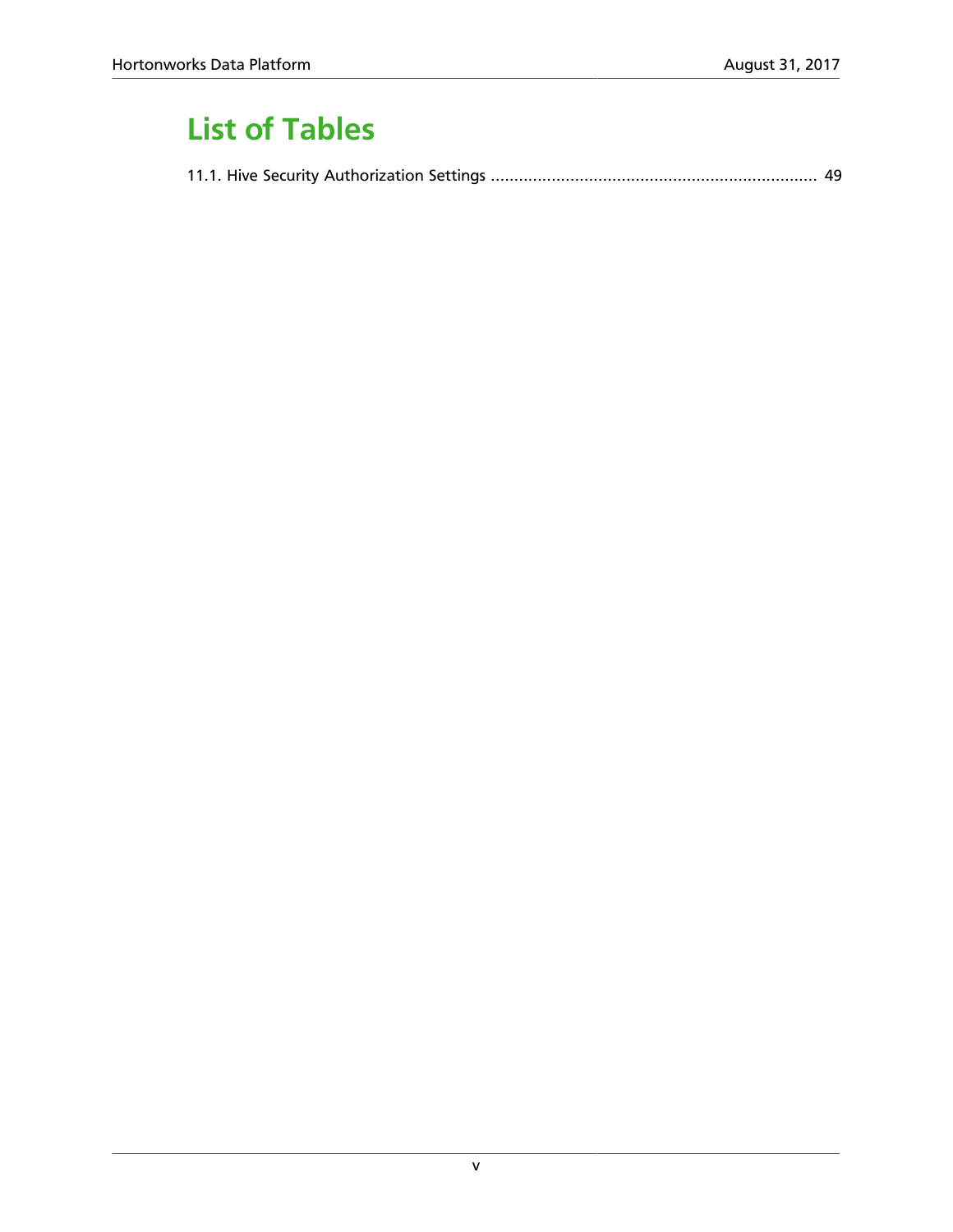# List of Tables

11.1. Hive Security Authorization Settings ...................................................................... 49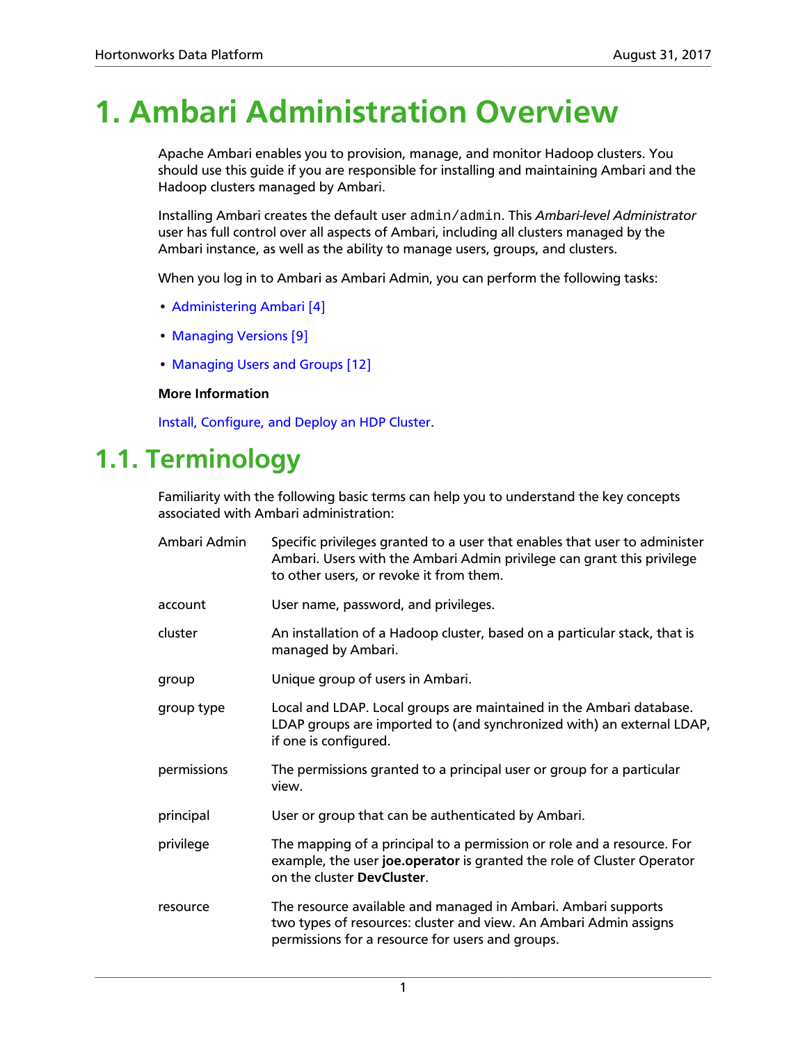# 1. Ambari Administration Overview

Apache Ambari enables you to provision, manage, and monitor Hadoop clusters. You should use this guide if you are responsible for installing and maintaining Ambari and the Hadoop clusters managed by Ambari.

Installing Ambari creates the default user `admin/admin`. This *Ambari-level Administrator* user has full control over all aspects of Ambari, including all clusters managed by the Ambari instance, as well as the ability to manage users, groups, and clusters.

When you log in to Ambari as Ambari Admin, you can perform the following tasks:

- Administering Ambari [4]
- Managing Versions [9]
- Managing Users and Groups [12]

**More Information**

Install, Configure, and Deploy an HDP Cluster.

## 1.1. Terminology

Familiarity with the following basic terms can help you to understand the key concepts associated with Ambari administration:

| Term | Description |
|---|---|
| Ambari Admin | Specific privileges granted to a user that enables that user to administer Ambari. Users with the Ambari Admin privilege can grant this privilege to other users, or revoke it from them. |
| account | User name, password, and privileges. |
| cluster | An installation of a Hadoop cluster, based on a particular stack, that is managed by Ambari. |
| group | Unique group of users in Ambari. |
| group type | Local and LDAP. Local groups are maintained in the Ambari database. LDAP groups are imported to (and synchronized with) an external LDAP, if one is configured. |
| permissions | The permissions granted to a principal user or group for a particular view. |
| principal | User or group that can be authenticated by Ambari. |
| privilege | The mapping of a principal to a permission or role and a resource. For example, the user **joe.operator** is granted the role of Cluster Operator on the cluster **DevCluster**. |
| resource | The resource available and managed in Ambari. Ambari supports two types of resources: cluster and view. An Ambari Admin assigns permissions for a resource for users and groups. |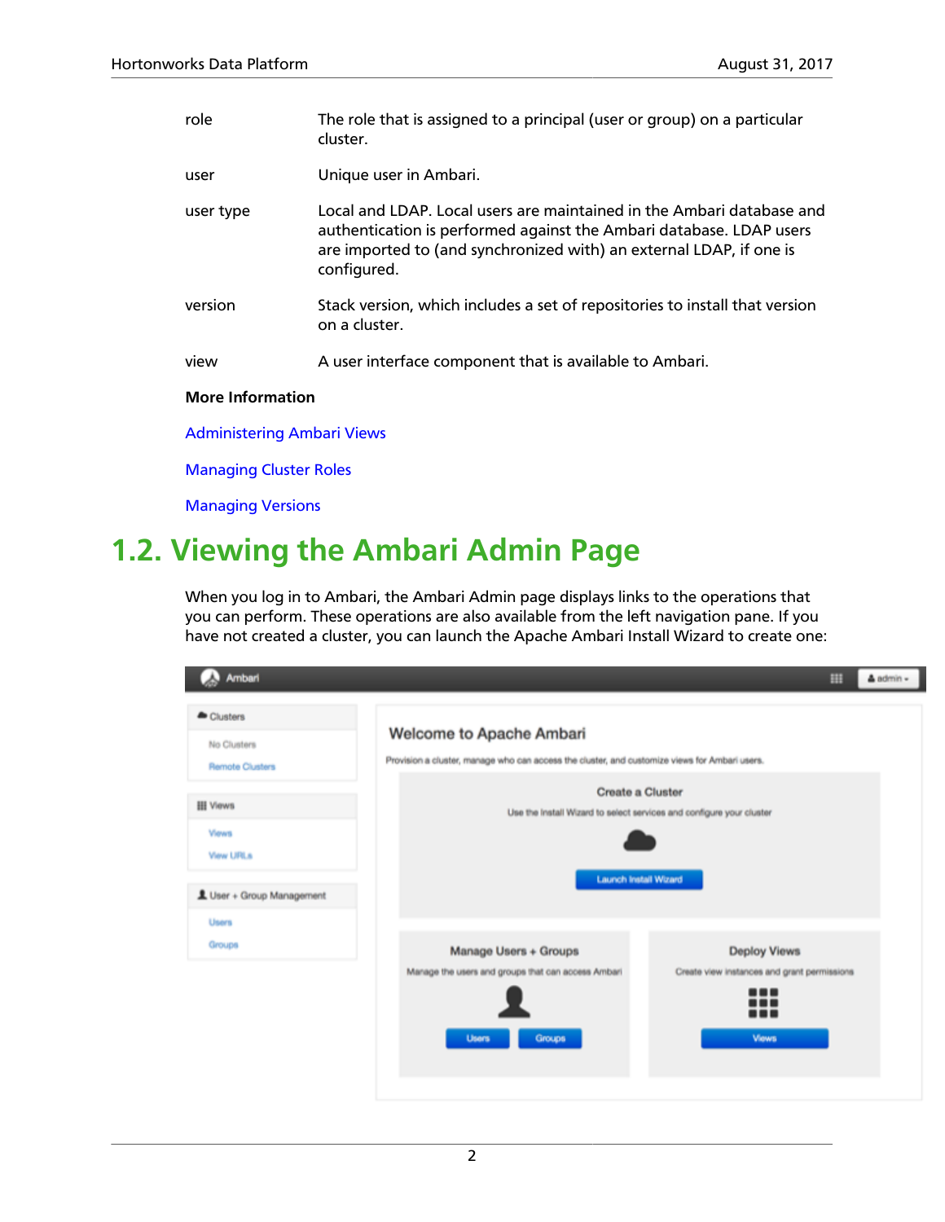| | |
|---|---|
| role | The role that is assigned to a principal (user or group) on a particular cluster. |
| user | Unique user in Ambari. |
| user type | Local and LDAP. Local users are maintained in the Ambari database and authentication is performed against the Ambari database. LDAP users are imported to (and synchronized with) an external LDAP, if one is configured. |
| version | Stack version, which includes a set of repositories to install that version on a cluster. |
| view | A user interface component that is available to Ambari. |

**More Information**

Administering Ambari Views

Managing Cluster Roles

Managing Versions

## 1.2. Viewing the Ambari Admin Page

When you log in to Ambari, the Ambari Admin page displays links to the operations that you can perform. These operations are also available from the left navigation pane. If you have not created a cluster, you can launch the Apache Ambari Install Wizard to create one: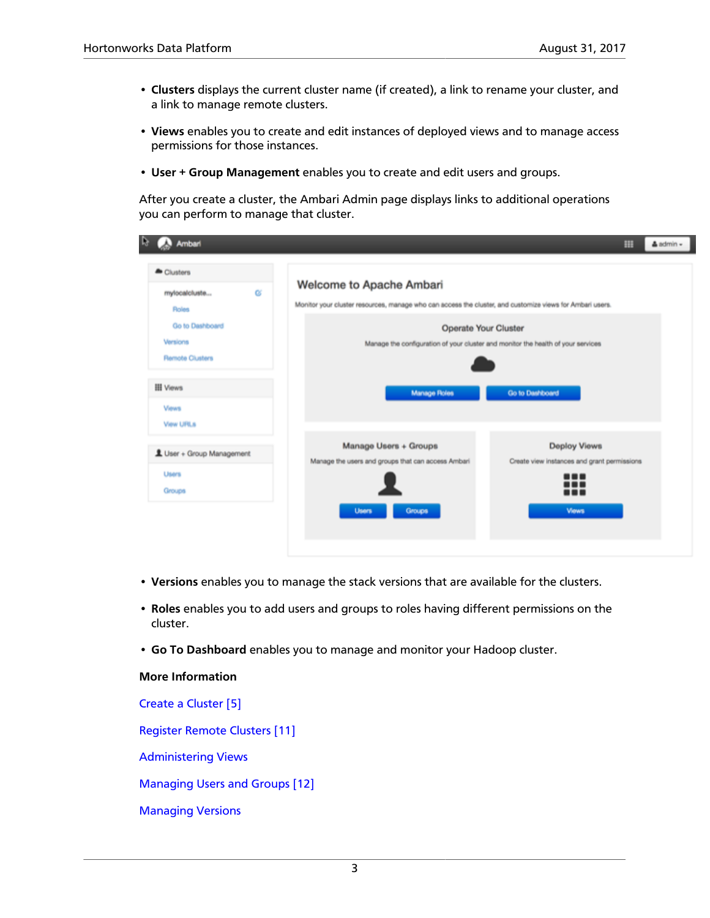- **Clusters** displays the current cluster name (if created), a link to rename your cluster, and a link to manage remote clusters.
- **Views** enables you to create and edit instances of deployed views and to manage access permissions for those instances.
- **User + Group Management** enables you to create and edit users and groups.

After you create a cluster, the Ambari Admin page displays links to additional operations you can perform to manage that cluster.

- **Versions** enables you to manage the stack versions that are available for the clusters.
- **Roles** enables you to add users and groups to roles having different permissions on the cluster.
- **Go To Dashboard** enables you to manage and monitor your Hadoop cluster.

**More Information**

Create a Cluster [5]

Register Remote Clusters [11]

Administering Views

Managing Users and Groups [12]

Managing Versions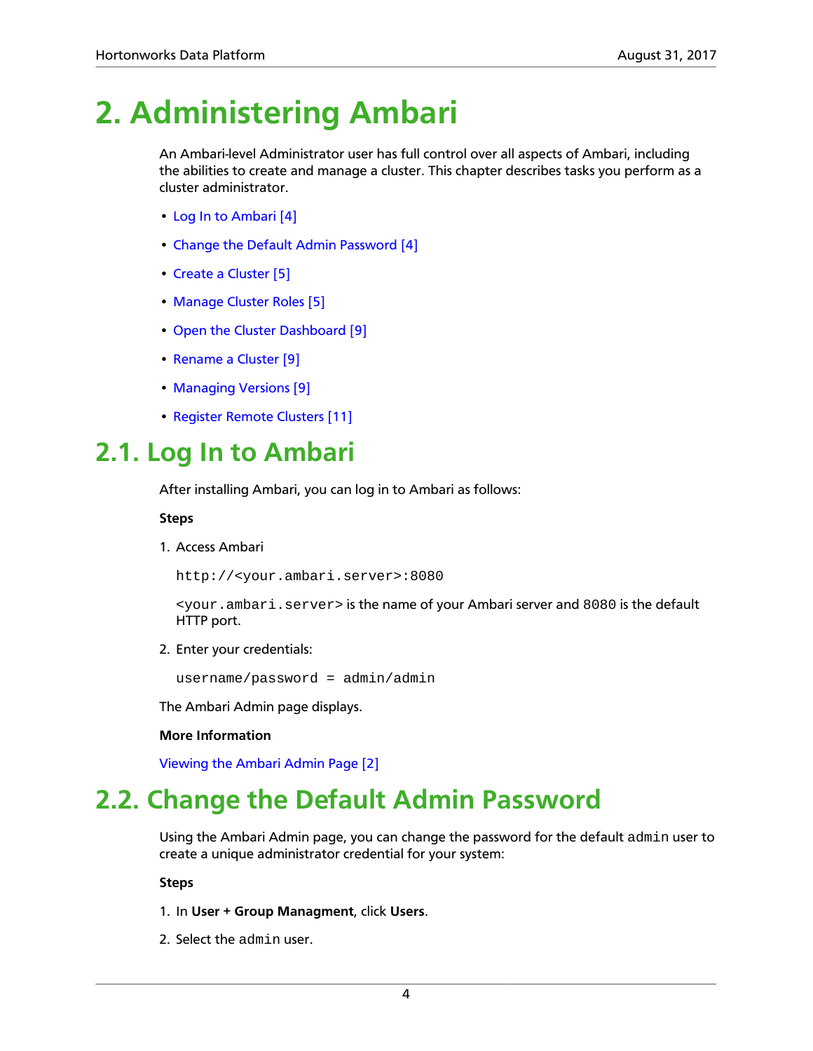# 2. Administering Ambari

An Ambari-level Administrator user has full control over all aspects of Ambari, including the abilities to create and manage a cluster. This chapter describes tasks you perform as a cluster administrator.

- Log In to Ambari [4]
- Change the Default Admin Password [4]
- Create a Cluster [5]
- Manage Cluster Roles [5]
- Open the Cluster Dashboard [9]
- Rename a Cluster [9]
- Managing Versions [9]
- Register Remote Clusters [11]

## 2.1. Log In to Ambari

After installing Ambari, you can log in to Ambari as follows:

**Steps**

1. Access Ambari

   ```
   http://<your.ambari.server>:8080
   ```

   `<your.ambari.server>` is the name of your Ambari server and `8080` is the default HTTP port.

2. Enter your credentials:

   ```
   username/password = admin/admin
   ```

The Ambari Admin page displays.

**More Information**

Viewing the Ambari Admin Page [2]

## 2.2. Change the Default Admin Password

Using the Ambari Admin page, you can change the password for the default `admin` user to create a unique administrator credential for your system:

**Steps**

1. In **User + Group Managment**, click **Users**.
2. Select the `admin` user.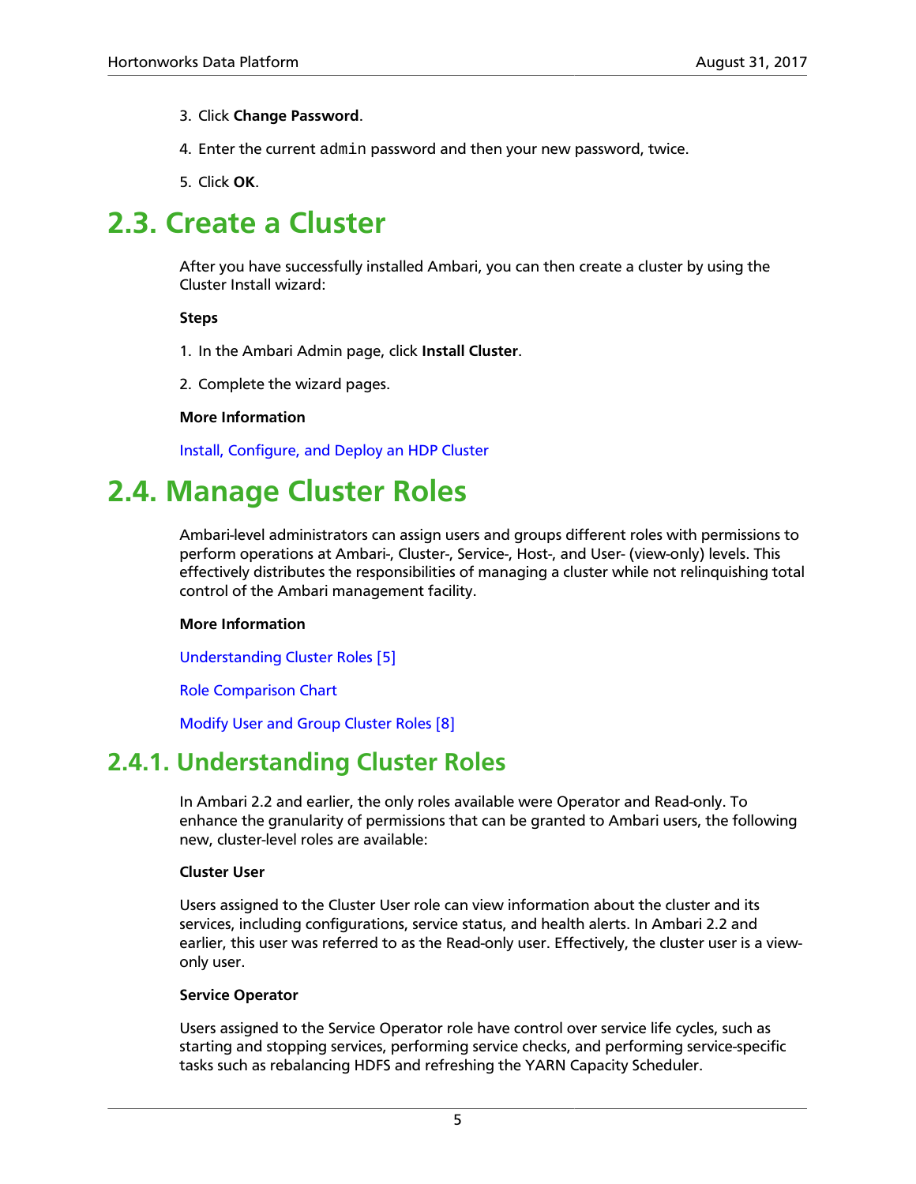3. Click **Change Password**.

4. Enter the current `admin` password and then your new password, twice.

5. Click **OK**.

# 2.3. Create a Cluster

After you have successfully installed Ambari, you can then create a cluster by using the Cluster Install wizard:

**Steps**

1. In the Ambari Admin page, click **Install Cluster**.

2. Complete the wizard pages.

**More Information**

Install, Configure, and Deploy an HDP Cluster

# 2.4. Manage Cluster Roles

Ambari-level administrators can assign users and groups different roles with permissions to perform operations at Ambari-, Cluster-, Service-, Host-, and User- (view-only) levels. This effectively distributes the responsibilities of managing a cluster while not relinquishing total control of the Ambari management facility.

**More Information**

Understanding Cluster Roles [5]

Role Comparison Chart

Modify User and Group Cluster Roles [8]

## 2.4.1. Understanding Cluster Roles

In Ambari 2.2 and earlier, the only roles available were Operator and Read-only. To enhance the granularity of permissions that can be granted to Ambari users, the following new, cluster-level roles are available:

**Cluster User**

Users assigned to the Cluster User role can view information about the cluster and its services, including configurations, service status, and health alerts. In Ambari 2.2 and earlier, this user was referred to as the Read-only user. Effectively, the cluster user is a view-only user.

**Service Operator**

Users assigned to the Service Operator role have control over service life cycles, such as starting and stopping services, performing service checks, and performing service-specific tasks such as rebalancing HDFS and refreshing the YARN Capacity Scheduler.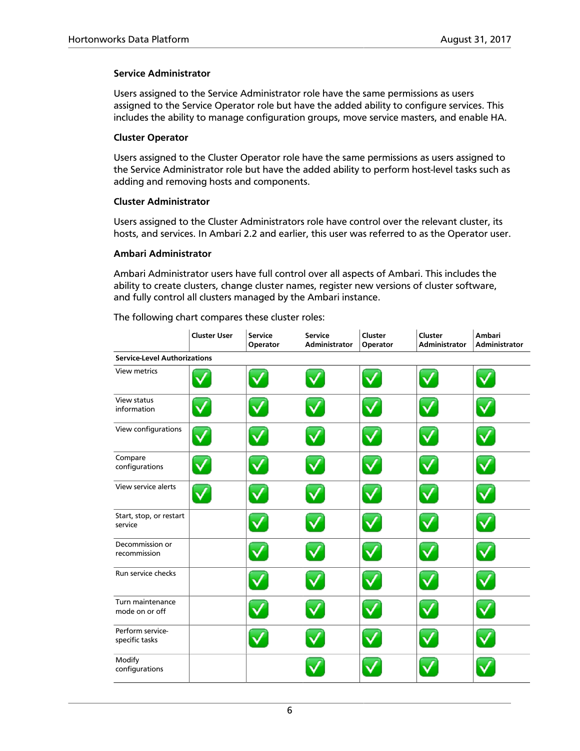**Service Administrator**

Users assigned to the Service Administrator role have the same permissions as users assigned to the Service Operator role but have the added ability to configure services. This includes the ability to manage configuration groups, move service masters, and enable HA.

**Cluster Operator**

Users assigned to the Cluster Operator role have the same permissions as users assigned to the Service Administrator role but have the added ability to perform host-level tasks such as adding and removing hosts and components.

**Cluster Administrator**

Users assigned to the Cluster Administrators role have control over the relevant cluster, its hosts, and services. In Ambari 2.2 and earlier, this user was referred to as the Operator user.

**Ambari Administrator**

Ambari Administrator users have full control over all aspects of Ambari. This includes the ability to create clusters, change cluster names, register new versions of cluster software, and fully control all clusters managed by the Ambari instance.

The following chart compares these cluster roles:

| | Cluster User | Service Operator | Service Administrator | Cluster Operator | Cluster Administrator | Ambari Administrator |
|---|---|---|---|---|---|---|
| **Service-Level Authorizations** | | | | | | |
| View metrics | ✓ | ✓ | ✓ | ✓ | ✓ | ✓ |
| View status information | ✓ | ✓ | ✓ | ✓ | ✓ | ✓ |
| View configurations | ✓ | ✓ | ✓ | ✓ | ✓ | ✓ |
| Compare configurations | ✓ | ✓ | ✓ | ✓ | ✓ | ✓ |
| View service alerts | ✓ | ✓ | ✓ | ✓ | ✓ | ✓ |
| Start, stop, or restart service | | ✓ | ✓ | ✓ | ✓ | ✓ |
| Decommission or recommission | | ✓ | ✓ | ✓ | ✓ | ✓ |
| Run service checks | | ✓ | ✓ | ✓ | ✓ | ✓ |
| Turn maintenance mode on or off | | ✓ | ✓ | ✓ | ✓ | ✓ |
| Perform service-specific tasks | | ✓ | ✓ | ✓ | ✓ | ✓ |
| Modify configurations | | | ✓ | ✓ | ✓ | ✓ |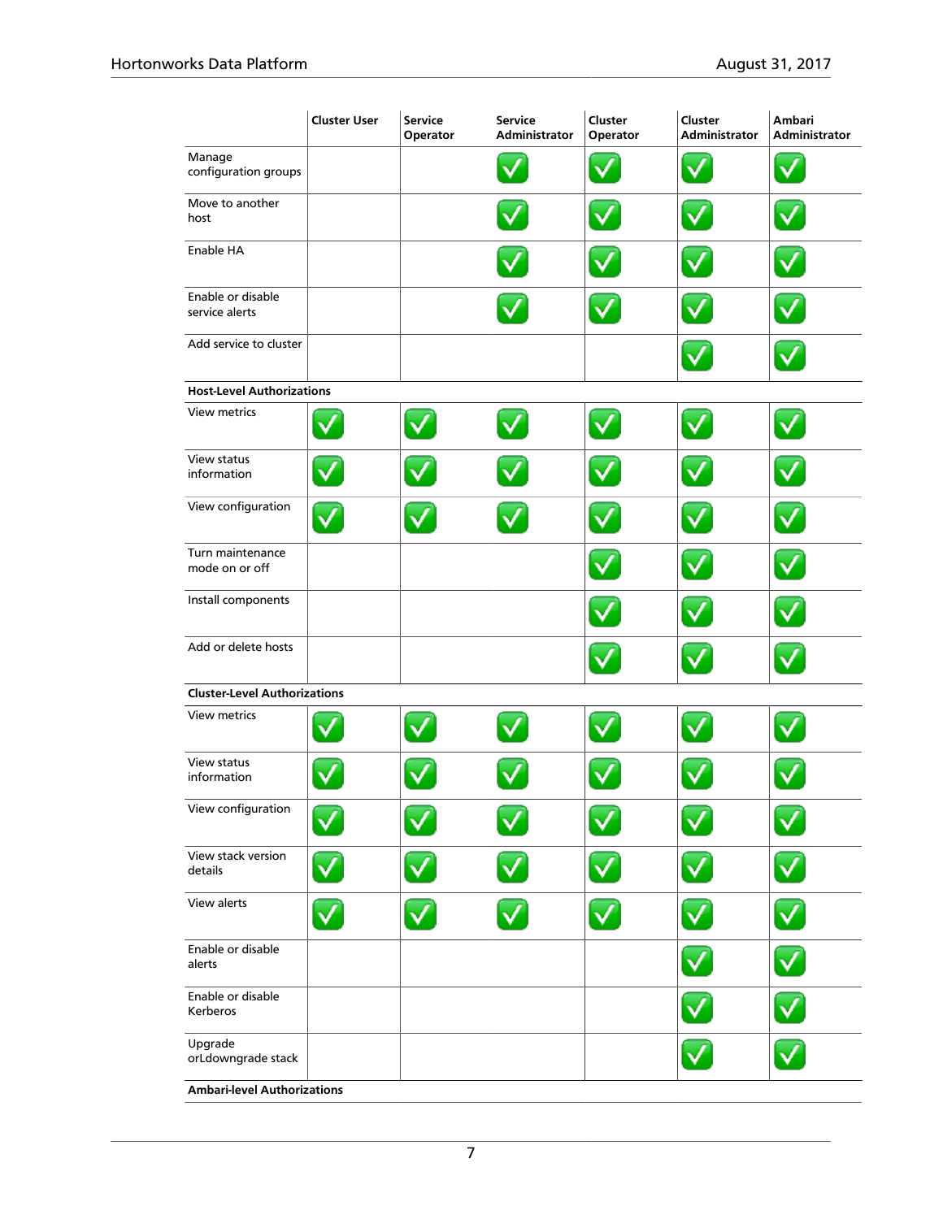| | Cluster User | Service Operator | Service Administrator | Cluster Operator | Cluster Administrator | Ambari Administrator |
|---|---|---|---|---|---|---|
| Manage configuration groups | | | ✓ | ✓ | ✓ | ✓ |
| Move to another host | | | ✓ | ✓ | ✓ | ✓ |
| Enable HA | | | ✓ | ✓ | ✓ | ✓ |
| Enable or disable service alerts | | | ✓ | ✓ | ✓ | ✓ |
| Add service to cluster | | | | | ✓ | ✓ |
| **Host-Level Authorizations** | | | | | | |
| View metrics | ✓ | ✓ | ✓ | ✓ | ✓ | ✓ |
| View status information | ✓ | ✓ | ✓ | ✓ | ✓ | ✓ |
| View configuration | ✓ | ✓ | ✓ | ✓ | ✓ | ✓ |
| Turn maintenance mode on or off | | | | ✓ | ✓ | ✓ |
| Install components | | | | ✓ | ✓ | ✓ |
| Add or delete hosts | | | | ✓ | ✓ | ✓ |
| **Cluster-Level Authorizations** | | | | | | |
| View metrics | ✓ | ✓ | ✓ | ✓ | ✓ | ✓ |
| View status information | ✓ | ✓ | ✓ | ✓ | ✓ | ✓ |
| View configuration | ✓ | ✓ | ✓ | ✓ | ✓ | ✓ |
| View stack version details | ✓ | ✓ | ✓ | ✓ | ✓ | ✓ |
| View alerts | ✓ | ✓ | ✓ | ✓ | ✓ | ✓ |
| Enable or disable alerts | | | | | ✓ | ✓ |
| Enable or disable Kerberos | | | | | ✓ | ✓ |
| Upgrade orLdowngrade stack | | | | | ✓ | ✓ |
| **Ambari-level Authorizations** | | | | | | |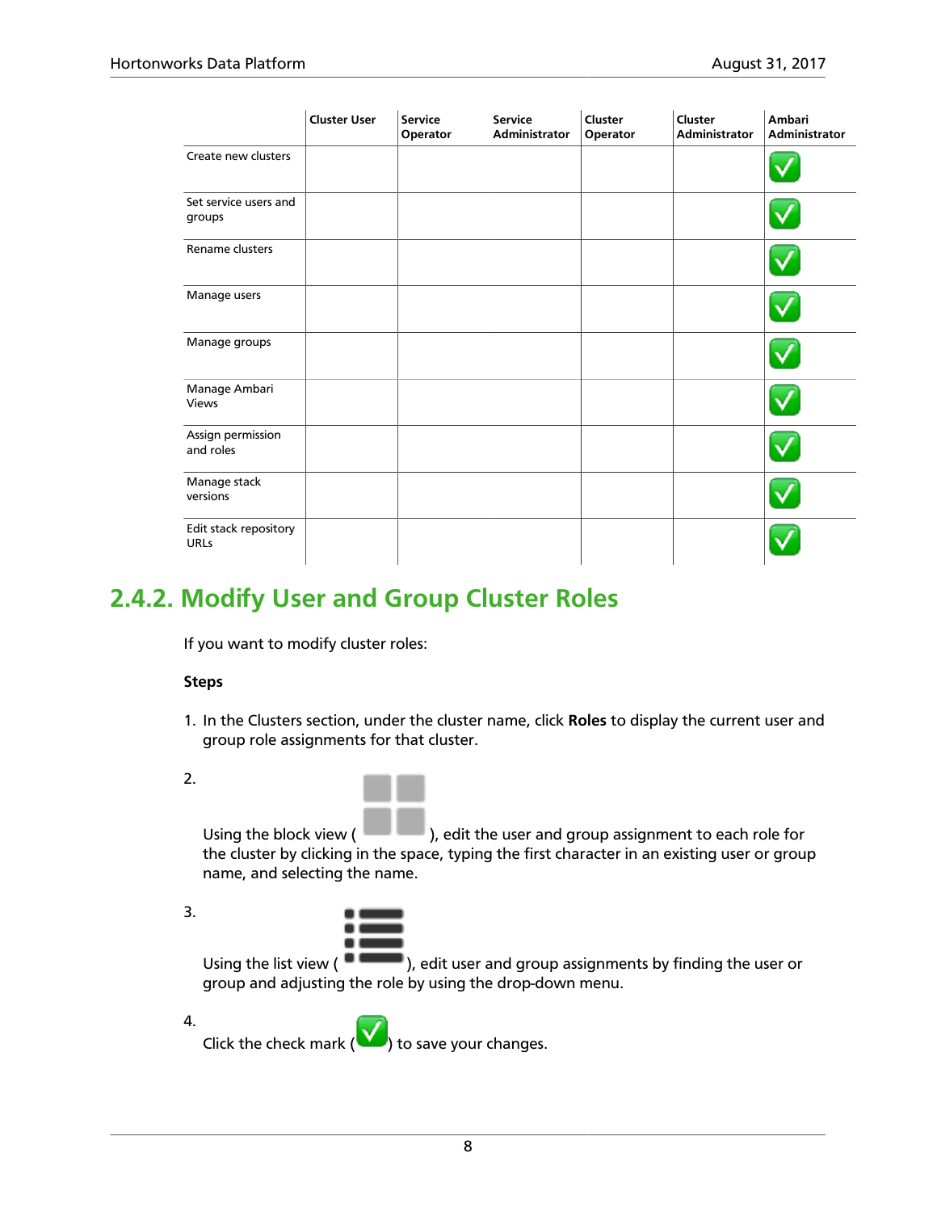| | Cluster User | Service Operator | Service Administrator | Cluster Operator | Cluster Administrator | Ambari Administrator |
|---|---|---|---|---|---|---|
| Create new clusters | | | | | | ✓ |
| Set service users and groups | | | | | | ✓ |
| Rename clusters | | | | | | ✓ |
| Manage users | | | | | | ✓ |
| Manage groups | | | | | | ✓ |
| Manage Ambari Views | | | | | | ✓ |
| Assign permission and roles | | | | | | ✓ |
| Manage stack versions | | | | | | ✓ |
| Edit stack repository URLs | | | | | | ✓ |

## 2.4.2. Modify User and Group Cluster Roles

If you want to modify cluster roles:

**Steps**

1. In the Clusters section, under the cluster name, click **Roles** to display the current user and group role assignments for that cluster.

2. Using the block view ( ), edit the user and group assignment to each role for the cluster by clicking in the space, typing the first character in an existing user or group name, and selecting the name.

3. Using the list view ( ), edit user and group assignments by finding the user or group and adjusting the role by using the drop-down menu.

4. Click the check mark ( ✓ ) to save your changes.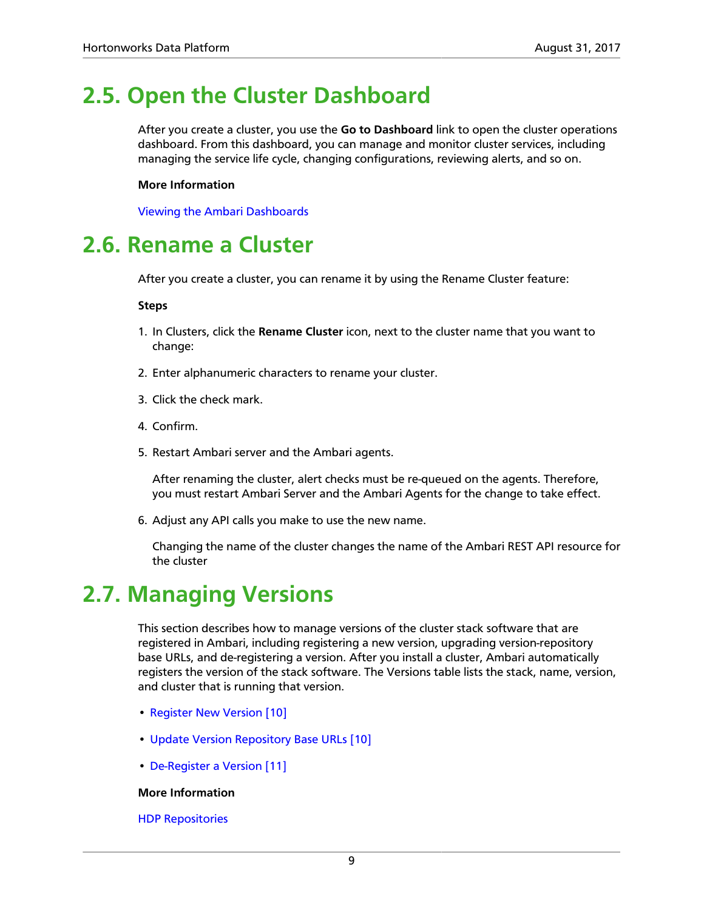## 2.5. Open the Cluster Dashboard

After you create a cluster, you use the **Go to Dashboard** link to open the cluster operations dashboard. From this dashboard, you can manage and monitor cluster services, including managing the service life cycle, changing configurations, reviewing alerts, and so on.

**More Information**

Viewing the Ambari Dashboards

## 2.6. Rename a Cluster

After you create a cluster, you can rename it by using the Rename Cluster feature:

**Steps**

1. In Clusters, click the **Rename Cluster** icon, next to the cluster name that you want to change:
2. Enter alphanumeric characters to rename your cluster.
3. Click the check mark.
4. Confirm.
5. Restart Ambari server and the Ambari agents.

   After renaming the cluster, alert checks must be re-queued on the agents. Therefore, you must restart Ambari Server and the Ambari Agents for the change to take effect.
6. Adjust any API calls you make to use the new name.

   Changing the name of the cluster changes the name of the Ambari REST API resource for the cluster

## 2.7. Managing Versions

This section describes how to manage versions of the cluster stack software that are registered in Ambari, including registering a new version, upgrading version-repository base URLs, and de-registering a version. After you install a cluster, Ambari automatically registers the version of the stack software. The Versions table lists the stack, name, version, and cluster that is running that version.

- Register New Version [10]
- Update Version Repository Base URLs [10]
- De-Register a Version [11]

**More Information**

HDP Repositories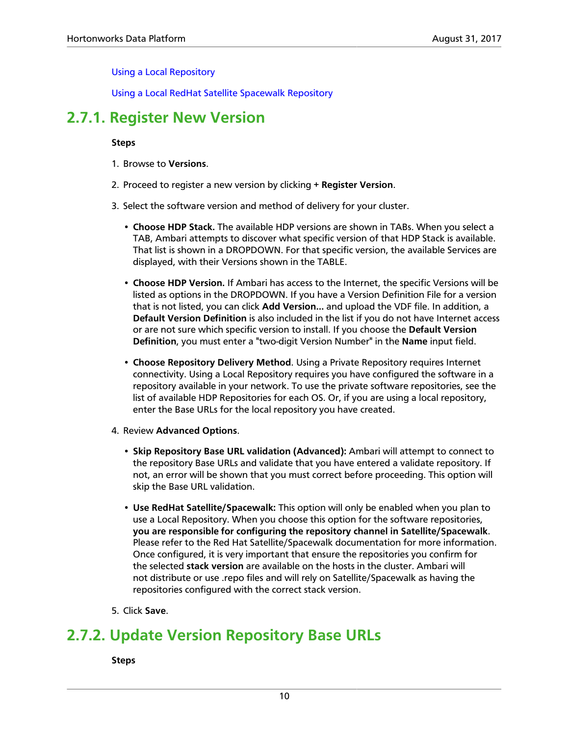[Using a Local Repository]

[Using a Local RedHat Satellite Spacewalk Repository]

## 2.7.1. Register New Version

**Steps**

1. Browse to **Versions**.

2. Proceed to register a new version by clicking **+ Register Version**.

3. Select the software version and method of delivery for your cluster.

   - **Choose HDP Stack.** The available HDP versions are shown in TABs. When you select a TAB, Ambari attempts to discover what specific version of that HDP Stack is available. That list is shown in a DROPDOWN. For that specific version, the available Services are displayed, with their Versions shown in the TABLE.

   - **Choose HDP Version.** If Ambari has access to the Internet, the specific Versions will be listed as options in the DROPDOWN. If you have a Version Definition File for a version that is not listed, you can click **Add Version...** and upload the VDF file. In addition, a **Default Version Definition** is also included in the list if you do not have Internet access or are not sure which specific version to install. If you choose the **Default Version Definition**, you must enter a "two-digit Version Number" in the **Name** input field.

   - **Choose Repository Delivery Method**. Using a Private Repository requires Internet connectivity. Using a Local Repository requires you have configured the software in a repository available in your network. To use the private software repositories, see the list of available HDP Repositories for each OS. Or, if you are using a local repository, enter the Base URLs for the local repository you have created.

4. Review **Advanced Options**.

   - **Skip Repository Base URL validation (Advanced):** Ambari will attempt to connect to the repository Base URLs and validate that you have entered a validate repository. If not, an error will be shown that you must correct before proceeding. This option will skip the Base URL validation.

   - **Use RedHat Satellite/Spacewalk:** This option will only be enabled when you plan to use a Local Repository. When you choose this option for the software repositories, **you are responsible for configuring the repository channel in Satellite/Spacewalk**. Please refer to the Red Hat Satellite/Spacewalk documentation for more information. Once configured, it is very important that ensure the repositories you confirm for the selected **stack version** are available on the hosts in the cluster. Ambari will not distribute or use .repo files and will rely on Satellite/Spacewalk as having the repositories configured with the correct stack version.

5. Click **Save**.

## 2.7.2. Update Version Repository Base URLs

**Steps**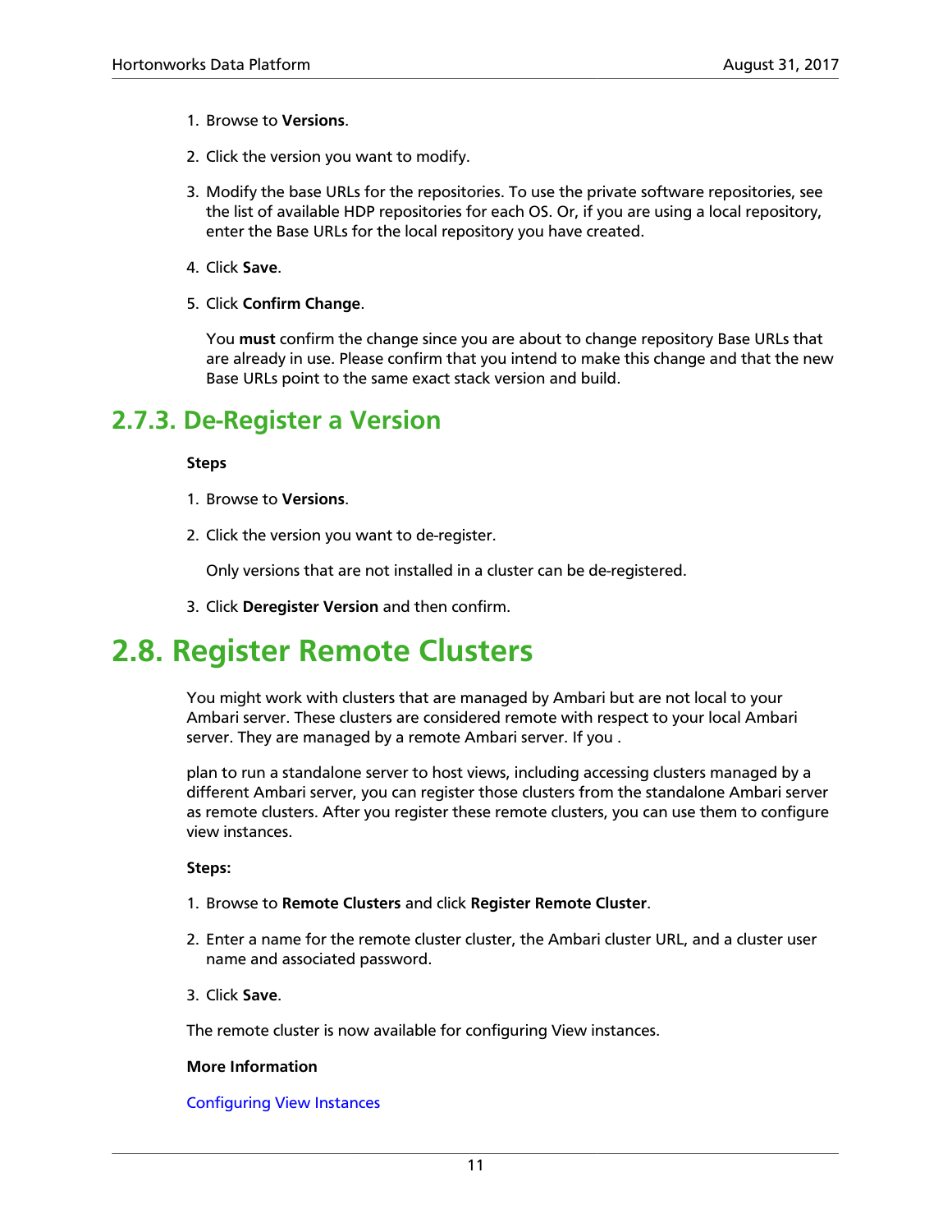1. Browse to **Versions**.

2. Click the version you want to modify.

3. Modify the base URLs for the repositories. To use the private software repositories, see the list of available HDP repositories for each OS. Or, if you are using a local repository, enter the Base URLs for the local repository you have created.

4. Click **Save**.

5. Click **Confirm Change**.

   You **must** confirm the change since you are about to change repository Base URLs that are already in use. Please confirm that you intend to make this change and that the new Base URLs point to the same exact stack version and build.

### 2.7.3. De-Register a Version

**Steps**

1. Browse to **Versions**.

2. Click the version you want to de-register.

   Only versions that are not installed in a cluster can be de-registered.

3. Click **Deregister Version** and then confirm.

## 2.8. Register Remote Clusters

You might work with clusters that are managed by Ambari but are not local to your Ambari server. These clusters are considered remote with respect to your local Ambari server. They are managed by a remote Ambari server. If you .

plan to run a standalone server to host views, including accessing clusters managed by a different Ambari server, you can register those clusters from the standalone Ambari server as remote clusters. After you register these remote clusters, you can use them to configure view instances.

**Steps:**

1. Browse to **Remote Clusters** and click **Register Remote Cluster**.

2. Enter a name for the remote cluster cluster, the Ambari cluster URL, and a cluster user name and associated password.

3. Click **Save**.

The remote cluster is now available for configuring View instances.

**More Information**

Configuring View Instances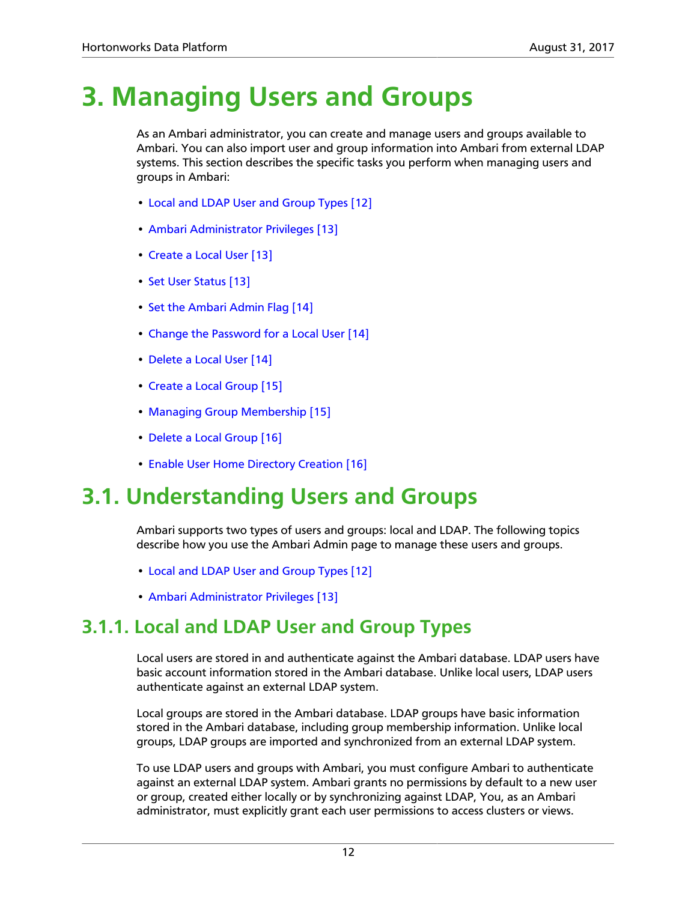# 3. Managing Users and Groups

As an Ambari administrator, you can create and manage users and groups available to Ambari. You can also import user and group information into Ambari from external LDAP systems. This section describes the specific tasks you perform when managing users and groups in Ambari:

- Local and LDAP User and Group Types [12]
- Ambari Administrator Privileges [13]
- Create a Local User [13]
- Set User Status [13]
- Set the Ambari Admin Flag [14]
- Change the Password for a Local User [14]
- Delete a Local User [14]
- Create a Local Group [15]
- Managing Group Membership [15]
- Delete a Local Group [16]
- Enable User Home Directory Creation [16]

# 3.1. Understanding Users and Groups

Ambari supports two types of users and groups: local and LDAP. The following topics describe how you use the Ambari Admin page to manage these users and groups.

- Local and LDAP User and Group Types [12]
- Ambari Administrator Privileges [13]

## 3.1.1. Local and LDAP User and Group Types

Local users are stored in and authenticate against the Ambari database. LDAP users have basic account information stored in the Ambari database. Unlike local users, LDAP users authenticate against an external LDAP system.

Local groups are stored in the Ambari database. LDAP groups have basic information stored in the Ambari database, including group membership information. Unlike local groups, LDAP groups are imported and synchronized from an external LDAP system.

To use LDAP users and groups with Ambari, you must configure Ambari to authenticate against an external LDAP system. Ambari grants no permissions by default to a new user or group, created either locally or by synchronizing against LDAP, You, as an Ambari administrator, must explicitly grant each user permissions to access clusters or views.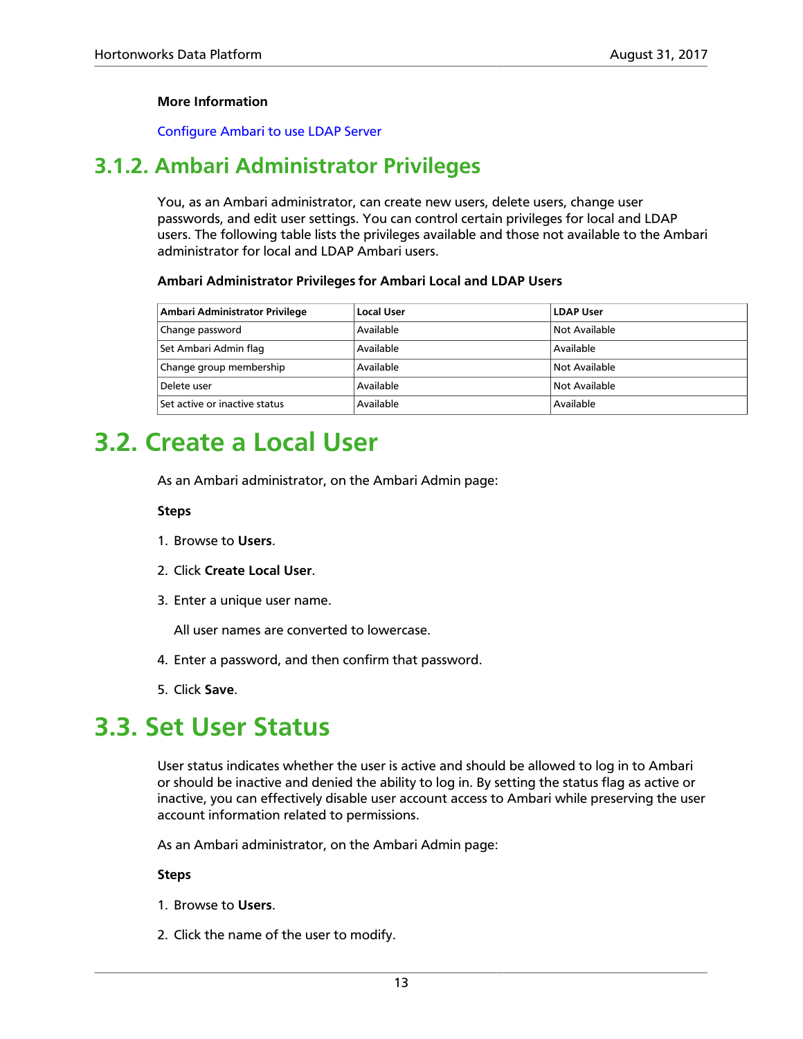**More Information**

Configure Ambari to use LDAP Server

## 3.1.2. Ambari Administrator Privileges

You, as an Ambari administrator, can create new users, delete users, change user passwords, and edit user settings. You can control certain privileges for local and LDAP users. The following table lists the privileges available and those not available to the Ambari administrator for local and LDAP Ambari users.

**Ambari Administrator Privileges for Ambari Local and LDAP Users**

| Ambari Administrator Privilege | Local User | LDAP User |
| --- | --- | --- |
| Change password | Available | Not Available |
| Set Ambari Admin flag | Available | Available |
| Change group membership | Available | Not Available |
| Delete user | Available | Not Available |
| Set active or inactive status | Available | Available |

# 3.2. Create a Local User

As an Ambari administrator, on the Ambari Admin page:

**Steps**

1. Browse to **Users**.
2. Click **Create Local User**.
3. Enter a unique user name.

   All user names are converted to lowercase.
4. Enter a password, and then confirm that password.
5. Click **Save**.

# 3.3. Set User Status

User status indicates whether the user is active and should be allowed to log in to Ambari or should be inactive and denied the ability to log in. By setting the status flag as active or inactive, you can effectively disable user account access to Ambari while preserving the user account information related to permissions.

As an Ambari administrator, on the Ambari Admin page:

**Steps**

1. Browse to **Users**.
2. Click the name of the user to modify.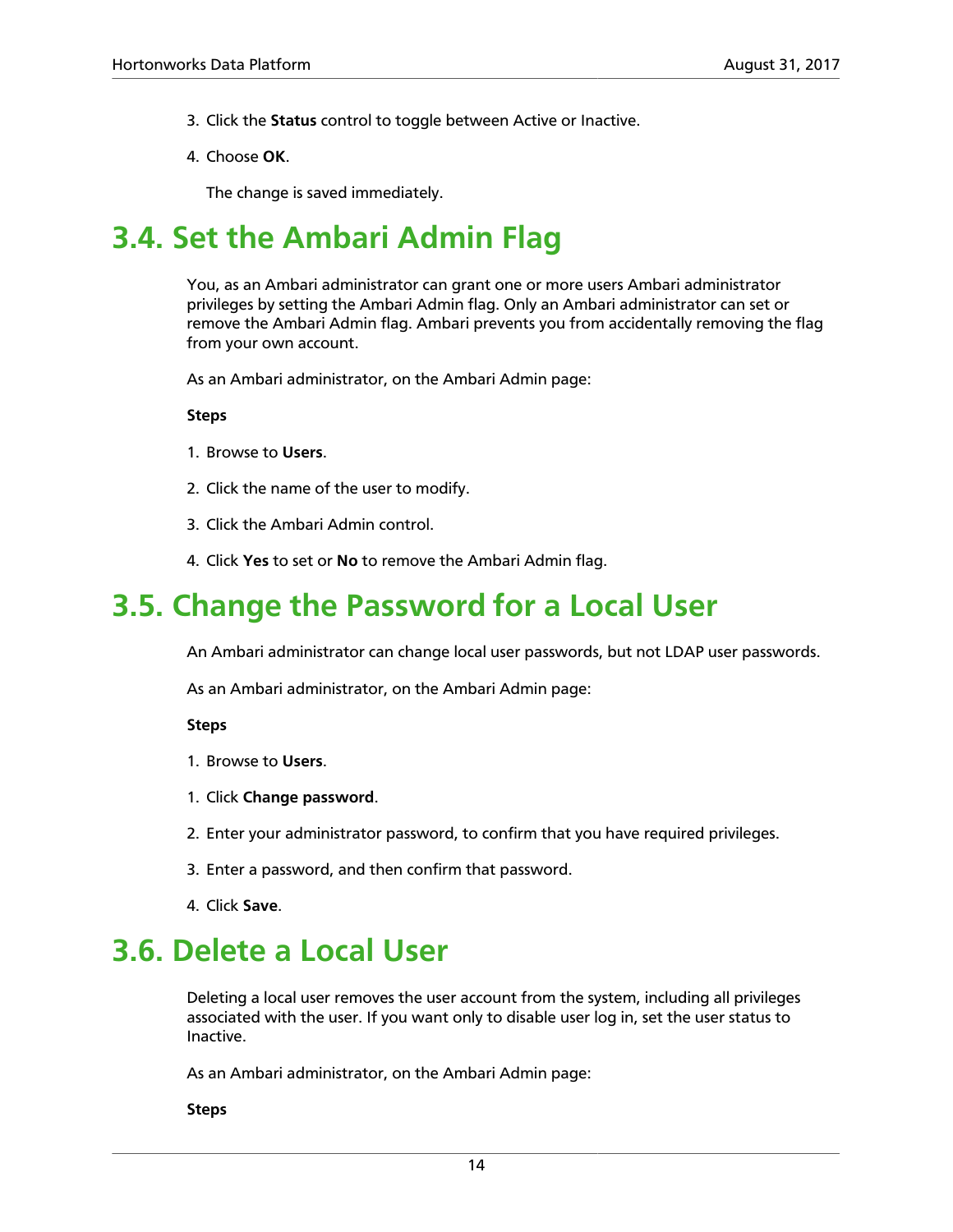3. Click the **Status** control to toggle between Active or Inactive.
4. Choose **OK**.

   The change is saved immediately.

# 3.4. Set the Ambari Admin Flag

You, as an Ambari administrator can grant one or more users Ambari administrator privileges by setting the Ambari Admin flag. Only an Ambari administrator can set or remove the Ambari Admin flag. Ambari prevents you from accidentally removing the flag from your own account.

As an Ambari administrator, on the Ambari Admin page:

**Steps**

1. Browse to **Users**.
2. Click the name of the user to modify.
3. Click the Ambari Admin control.
4. Click **Yes** to set or **No** to remove the Ambari Admin flag.

# 3.5. Change the Password for a Local User

An Ambari administrator can change local user passwords, but not LDAP user passwords.

As an Ambari administrator, on the Ambari Admin page:

**Steps**

1. Browse to **Users**.

1. Click **Change password**.
2. Enter your administrator password, to confirm that you have required privileges.
3. Enter a password, and then confirm that password.
4. Click **Save**.

# 3.6. Delete a Local User

Deleting a local user removes the user account from the system, including all privileges associated with the user. If you want only to disable user log in, set the user status to Inactive.

As an Ambari administrator, on the Ambari Admin page:

**Steps**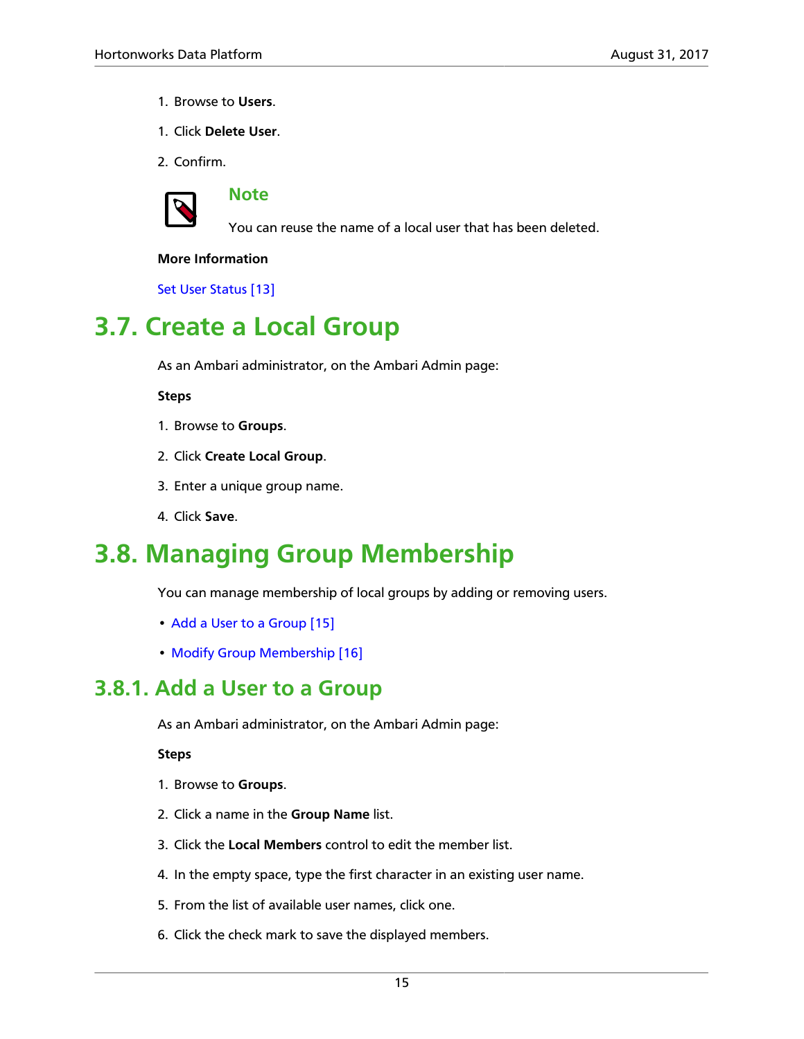1. Browse to **Users**.

1. Click **Delete User**.

2. Confirm.

> **Note**
>
> You can reuse the name of a local user that has been deleted.

**More Information**

Set User Status [13]

# 3.7. Create a Local Group

As an Ambari administrator, on the Ambari Admin page:

**Steps**

1. Browse to **Groups**.
2. Click **Create Local Group**.
3. Enter a unique group name.
4. Click **Save**.

# 3.8. Managing Group Membership

You can manage membership of local groups by adding or removing users.

- Add a User to a Group [15]
- Modify Group Membership [16]

## 3.8.1. Add a User to a Group

As an Ambari administrator, on the Ambari Admin page:

**Steps**

1. Browse to **Groups**.
2. Click a name in the **Group Name** list.
3. Click the **Local Members** control to edit the member list.
4. In the empty space, type the first character in an existing user name.
5. From the list of available user names, click one.
6. Click the check mark to save the displayed members.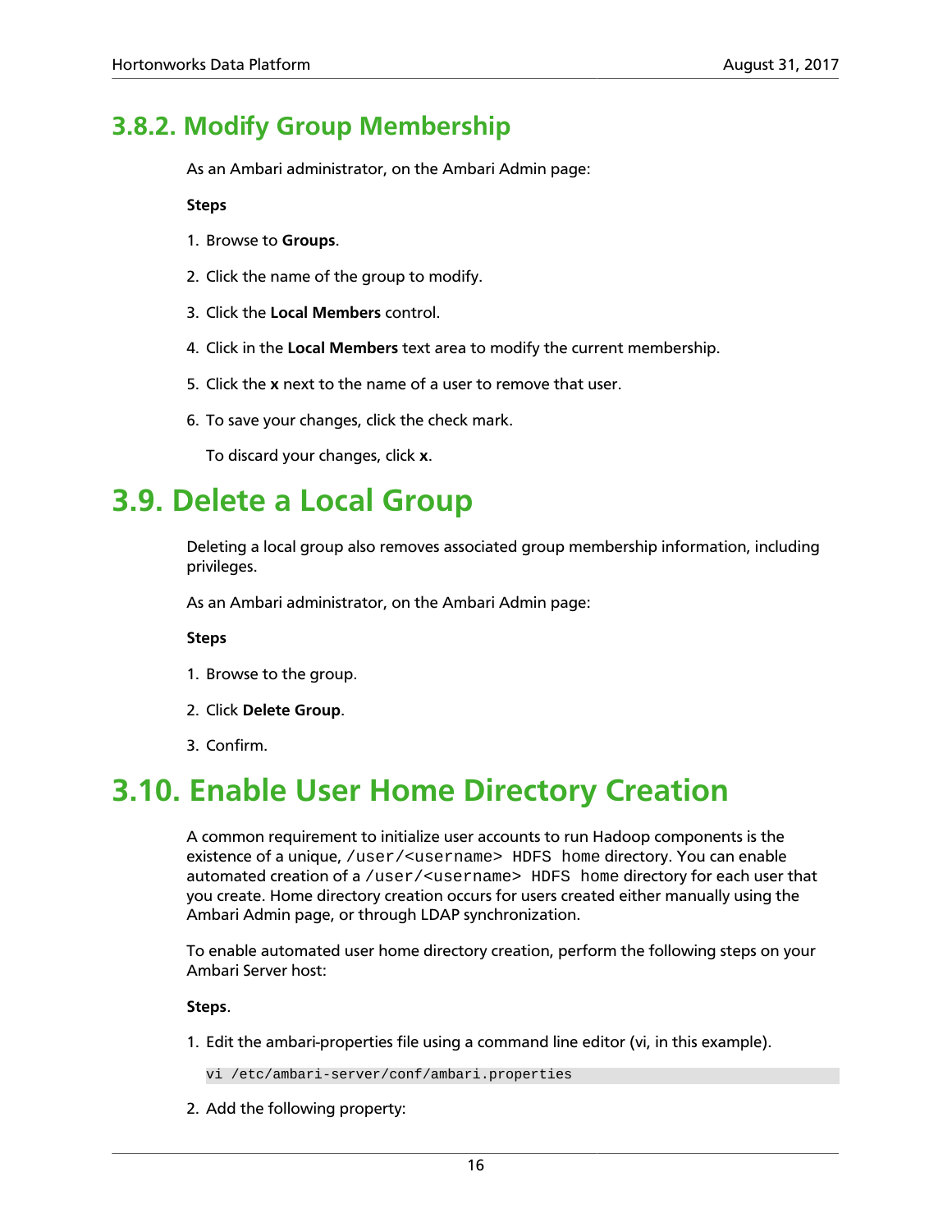### 3.8.2. Modify Group Membership

As an Ambari administrator, on the Ambari Admin page:

**Steps**

1. Browse to **Groups**.
2. Click the name of the group to modify.
3. Click the **Local Members** control.
4. Click in the **Local Members** text area to modify the current membership.
5. Click the **x** next to the name of a user to remove that user.
6. To save your changes, click the check mark.

   To discard your changes, click **x**.

## 3.9. Delete a Local Group

Deleting a local group also removes associated group membership information, including privileges.

As an Ambari administrator, on the Ambari Admin page:

**Steps**

1. Browse to the group.
2. Click **Delete Group**.
3. Confirm.

## 3.10. Enable User Home Directory Creation

A common requirement to initialize user accounts to run Hadoop components is the existence of a unique, `/user/<username> HDFS home` directory. You can enable automated creation of a `/user/<username> HDFS home` directory for each user that you create. Home directory creation occurs for users created either manually using the Ambari Admin page, or through LDAP synchronization.

To enable automated user home directory creation, perform the following steps on your Ambari Server host:

**Steps**.

1. Edit the ambari-properties file using a command line editor (vi, in this example).

   ```
   vi /etc/ambari-server/conf/ambari.properties
   ```

2. Add the following property: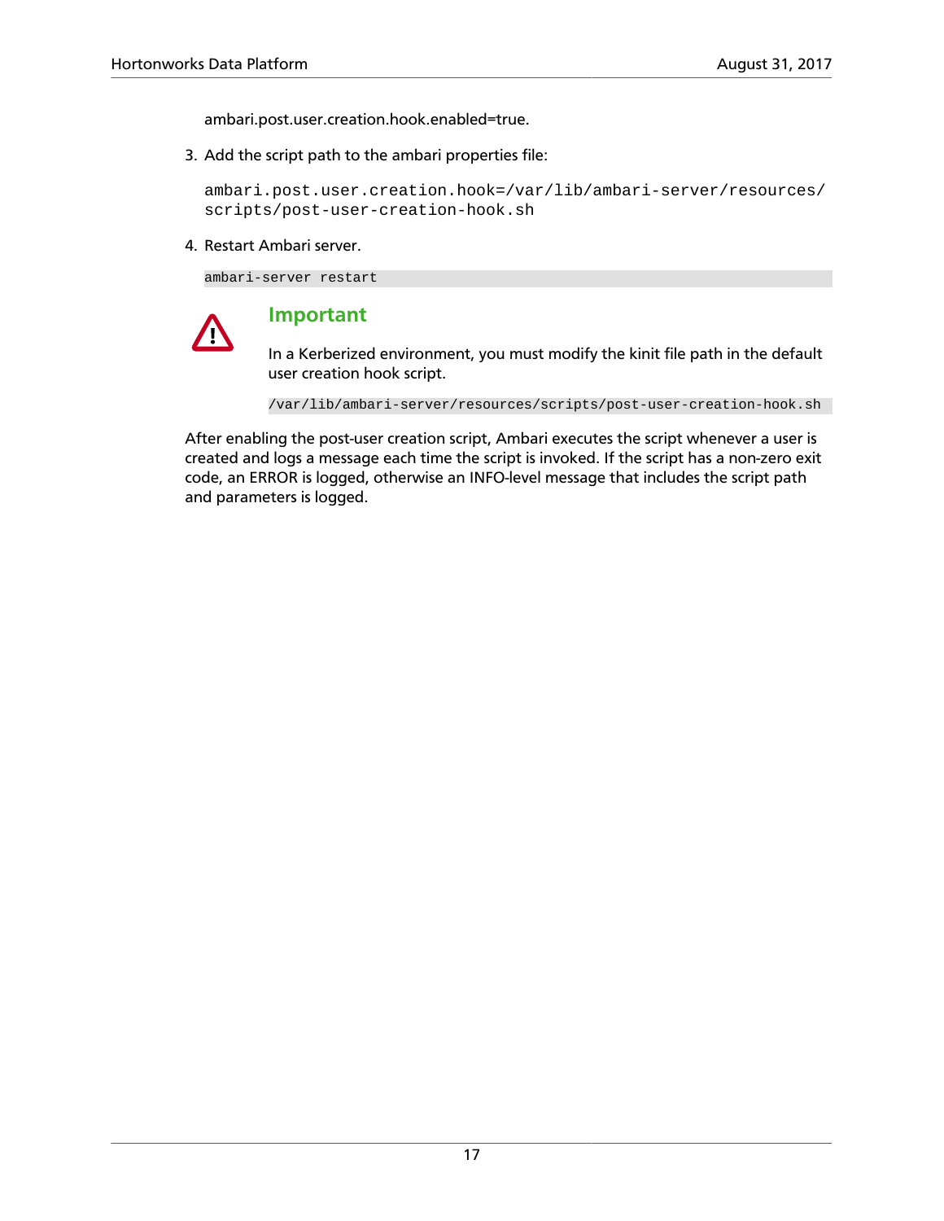ambari.post.user.creation.hook.enabled=true.

3. Add the script path to the ambari properties file:

   ```
   ambari.post.user.creation.hook=/var/lib/ambari-server/resources/
   scripts/post-user-creation-hook.sh
   ```

4. Restart Ambari server.

   ```
   ambari-server restart
   ```

> **Important**
>
> In a Kerberized environment, you must modify the kinit file path in the default user creation hook script.
>
> ```
> /var/lib/ambari-server/resources/scripts/post-user-creation-hook.sh
> ```

After enabling the post-user creation script, Ambari executes the script whenever a user is created and logs a message each time the script is invoked. If the script has a non-zero exit code, an ERROR is logged, otherwise an INFO-level message that includes the script path and parameters is logged.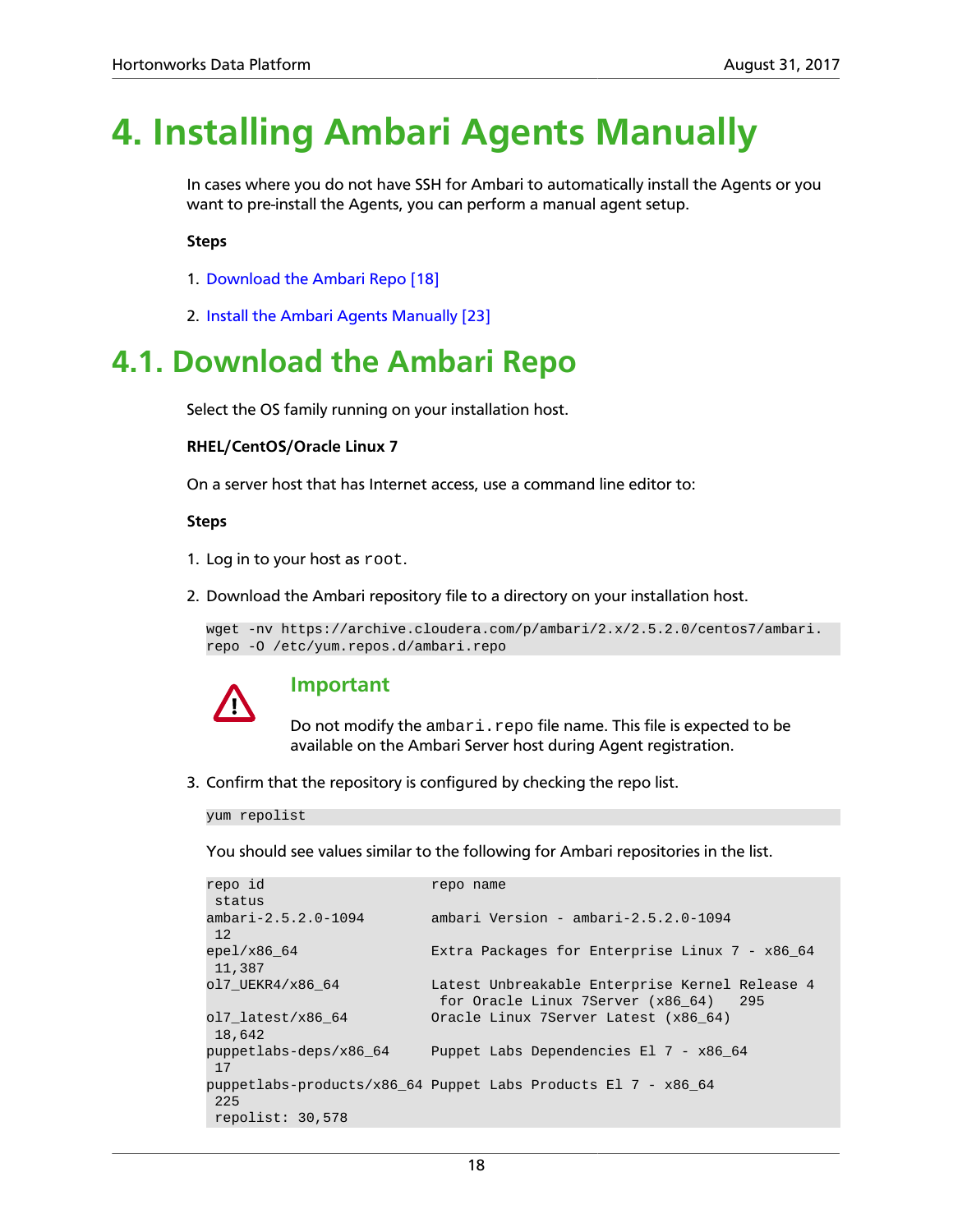# 4. Installing Ambari Agents Manually

In cases where you do not have SSH for Ambari to automatically install the Agents or you want to pre-install the Agents, you can perform a manual agent setup.

**Steps**

1. Download the Ambari Repo [18]
2. Install the Ambari Agents Manually [23]

## 4.1. Download the Ambari Repo

Select the OS family running on your installation host.

**RHEL/CentOS/Oracle Linux 7**

On a server host that has Internet access, use a command line editor to:

**Steps**

1. Log in to your host as `root`.
2. Download the Ambari repository file to a directory on your installation host.

   ```
   wget -nv https://archive.cloudera.com/p/ambari/2.x/2.5.2.0/centos7/ambari.
   repo -O /etc/yum.repos.d/ambari.repo
   ```

   > **Important**
   >
   > Do not modify the `ambari.repo` file name. This file is expected to be available on the Ambari Server host during Agent registration.

3. Confirm that the repository is configured by checking the repo list.

   ```
   yum repolist
   ```

   You should see values similar to the following for Ambari repositories in the list.

   ```
   repo id                      repo name
    status
   ambari-2.5.2.0-1094          ambari Version - ambari-2.5.2.0-1094
    12
   epel/x86_64                  Extra Packages for Enterprise Linux 7 - x86_64
    11,387
   ol7_UEKR4/x86_64             Latest Unbreakable Enterprise Kernel Release 4
                                 for Oracle Linux 7Server (x86_64)   295
   ol7_latest/x86_64            Oracle Linux 7Server Latest (x86_64)
    18,642
   puppetlabs-deps/x86_64       Puppet Labs Dependencies El 7 - x86_64
    17
   puppetlabs-products/x86_64 Puppet Labs Products El 7 - x86_64
    225
    repolist: 30,578
   ```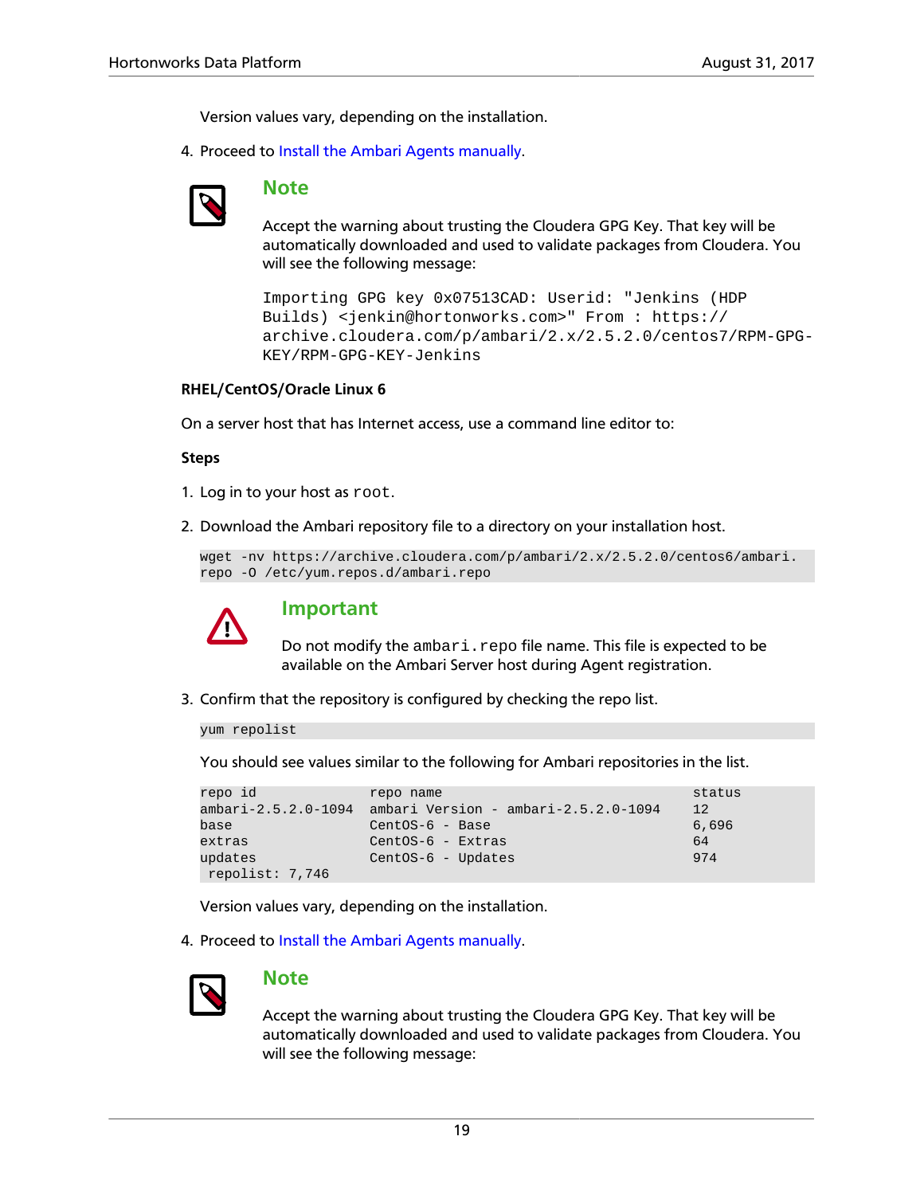Version values vary, depending on the installation.

4. Proceed to Install the Ambari Agents manually.

> **Note**
>
> Accept the warning about trusting the Cloudera GPG Key. That key will be automatically downloaded and used to validate packages from Cloudera. You will see the following message:
>
> ```
> Importing GPG key 0x07513CAD: Userid: "Jenkins (HDP
> Builds) <jenkin@hortonworks.com>" From : https://
> archive.cloudera.com/p/ambari/2.x/2.5.2.0/centos7/RPM-GPG-
> KEY/RPM-GPG-KEY-Jenkins
> ```

**RHEL/CentOS/Oracle Linux 6**

On a server host that has Internet access, use a command line editor to:

**Steps**

1. Log in to your host as `root`.

2. Download the Ambari repository file to a directory on your installation host.

```
wget -nv https://archive.cloudera.com/p/ambari/2.x/2.5.2.0/centos6/ambari.
repo -O /etc/yum.repos.d/ambari.repo
```

> **Important**
>
> Do not modify the `ambari.repo` file name. This file is expected to be available on the Ambari Server host during Agent registration.

3. Confirm that the repository is configured by checking the repo list.

```
yum repolist
```

You should see values similar to the following for Ambari repositories in the list.

```
repo id               repo name                              status
ambari-2.5.2.0-1094   ambari Version - ambari-2.5.2.0-1094   12
base                  CentOS-6 - Base                        6,696
extras                CentOS-6 - Extras                      64
updates               CentOS-6 - Updates                     974
 repolist: 7,746
```

Version values vary, depending on the installation.

4. Proceed to Install the Ambari Agents manually.

> **Note**
>
> Accept the warning about trusting the Cloudera GPG Key. That key will be automatically downloaded and used to validate packages from Cloudera. You will see the following message: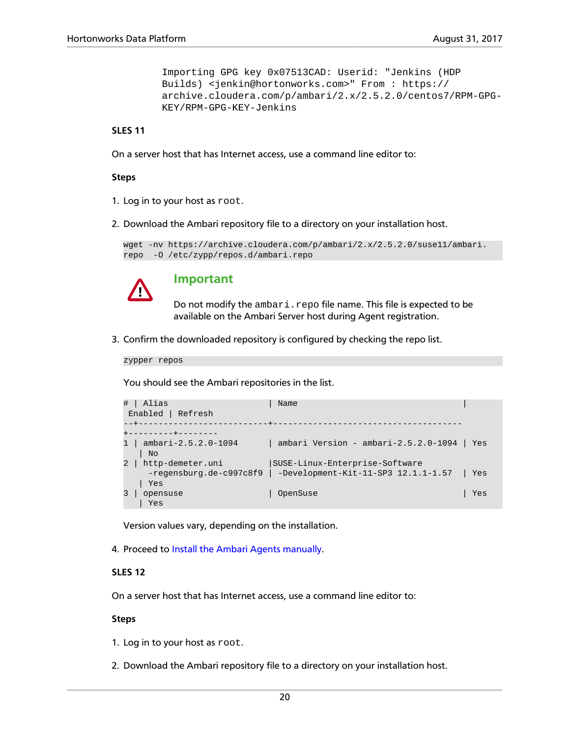```
Importing GPG key 0x07513CAD: Userid: "Jenkins (HDP
Builds) <jenkin@hortonworks.com>" From : https://
archive.cloudera.com/p/ambari/2.x/2.5.2.0/centos7/RPM-GPG-
KEY/RPM-GPG-KEY-Jenkins
```

**SLES 11**

On a server host that has Internet access, use a command line editor to:

**Steps**

1. Log in to your host as `root`.

2. Download the Ambari repository file to a directory on your installation host.

```
wget -nv https://archive.cloudera.com/p/ambari/2.x/2.5.2.0/suse11/ambari.
repo  -O /etc/zypp/repos.d/ambari.repo
```

> **Important**
>
> Do not modify the `ambari.repo` file name. This file is expected to be available on the Ambari Server host during Agent registration.

3. Confirm the downloaded repository is configured by checking the repo list.

```
zypper repos
```

You should see the Ambari repositories in the list.

```
# | Alias                     | Name                                 |
 Enabled | Refresh
--+---------------------------+-------------------------------------
+---------+--------
1 | ambari-2.5.2.0-1094       | ambari Version - ambari-2.5.2.0-1094 | Yes
   | No
2 | http-demeter.uni         |SUSE-Linux-Enterprise-Software
     -regensburg.de-c997c8f9 | -Development-Kit-11-SP3 12.1.1-1.57  | Yes
   | Yes
3 | opensuse                  | OpenSuse                             | Yes
   | Yes
```

Version values vary, depending on the installation.

4. Proceed to Install the Ambari Agents manually.

**SLES 12**

On a server host that has Internet access, use a command line editor to:

**Steps**

1. Log in to your host as `root`.

2. Download the Ambari repository file to a directory on your installation host.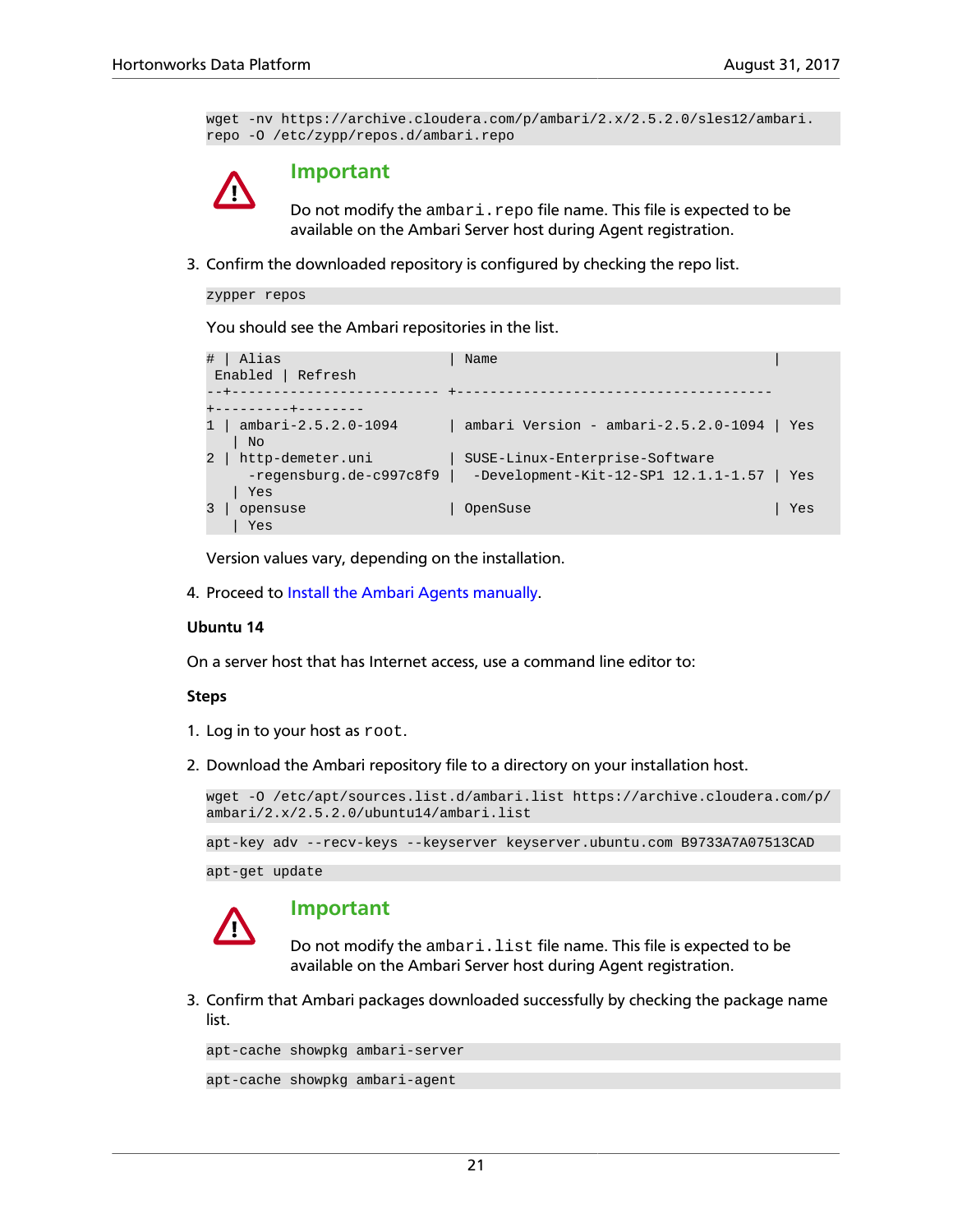```
wget -nv https://archive.cloudera.com/p/ambari/2.x/2.5.2.0/sles12/ambari.
repo -O /etc/zypp/repos.d/ambari.repo
```

> **Important**
>
> Do not modify the `ambari.repo` file name. This file is expected to be available on the Ambari Server host during Agent registration.

3. Confirm the downloaded repository is configured by checking the repo list.

```
zypper repos
```

You should see the Ambari repositories in the list.

```
# | Alias                      | Name                                  |
 Enabled | Refresh
--+------------------------ +-------------------------------------
+---------+--------
1 | ambari-2.5.2.0-1094      | ambari Version - ambari-2.5.2.0-1094 | Yes
   | No
2 | http-demeter.uni         | SUSE-Linux-Enterprise-Software
     -regensburg.de-c997c8f9 |  -Development-Kit-12-SP1 12.1.1-1.57 | Yes
   | Yes
3 | opensuse                 | OpenSuse                             | Yes
   | Yes
```

Version values vary, depending on the installation.

4. Proceed to Install the Ambari Agents manually.

**Ubuntu 14**

On a server host that has Internet access, use a command line editor to:

**Steps**

1. Log in to your host as `root`.

2. Download the Ambari repository file to a directory on your installation host.

```
wget -O /etc/apt/sources.list.d/ambari.list https://archive.cloudera.com/p/
ambari/2.x/2.5.2.0/ubuntu14/ambari.list
```

```
apt-key adv --recv-keys --keyserver keyserver.ubuntu.com B9733A7A07513CAD
```

```
apt-get update
```

> **Important**
>
> Do not modify the `ambari.list` file name. This file is expected to be available on the Ambari Server host during Agent registration.

3. Confirm that Ambari packages downloaded successfully by checking the package name list.

```
apt-cache showpkg ambari-server
```

```
apt-cache showpkg ambari-agent
```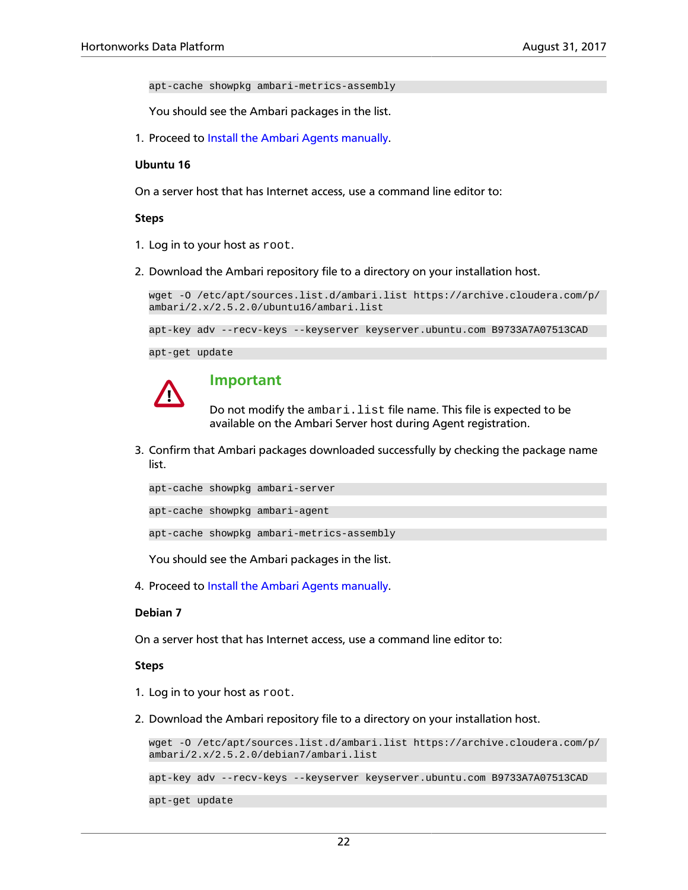```
apt-cache showpkg ambari-metrics-assembly
```

You should see the Ambari packages in the list.

1. Proceed to Install the Ambari Agents manually.

**Ubuntu 16**

On a server host that has Internet access, use a command line editor to:

**Steps**

1. Log in to your host as `root`.

2. Download the Ambari repository file to a directory on your installation host.

```
wget -O /etc/apt/sources.list.d/ambari.list https://archive.cloudera.com/p/ambari/2.x/2.5.2.0/ubuntu16/ambari.list
```

```
apt-key adv --recv-keys --keyserver keyserver.ubuntu.com B9733A7A07513CAD
```

```
apt-get update
```

> **Important**
>
> Do not modify the `ambari.list` file name. This file is expected to be available on the Ambari Server host during Agent registration.

3. Confirm that Ambari packages downloaded successfully by checking the package name list.

```
apt-cache showpkg ambari-server
```

```
apt-cache showpkg ambari-agent
```

```
apt-cache showpkg ambari-metrics-assembly
```

You should see the Ambari packages in the list.

4. Proceed to Install the Ambari Agents manually.

**Debian 7**

On a server host that has Internet access, use a command line editor to:

**Steps**

1. Log in to your host as `root`.

2. Download the Ambari repository file to a directory on your installation host.

```
wget -O /etc/apt/sources.list.d/ambari.list https://archive.cloudera.com/p/ambari/2.x/2.5.2.0/debian7/ambari.list
```

```
apt-key adv --recv-keys --keyserver keyserver.ubuntu.com B9733A7A07513CAD
```

```
apt-get update
```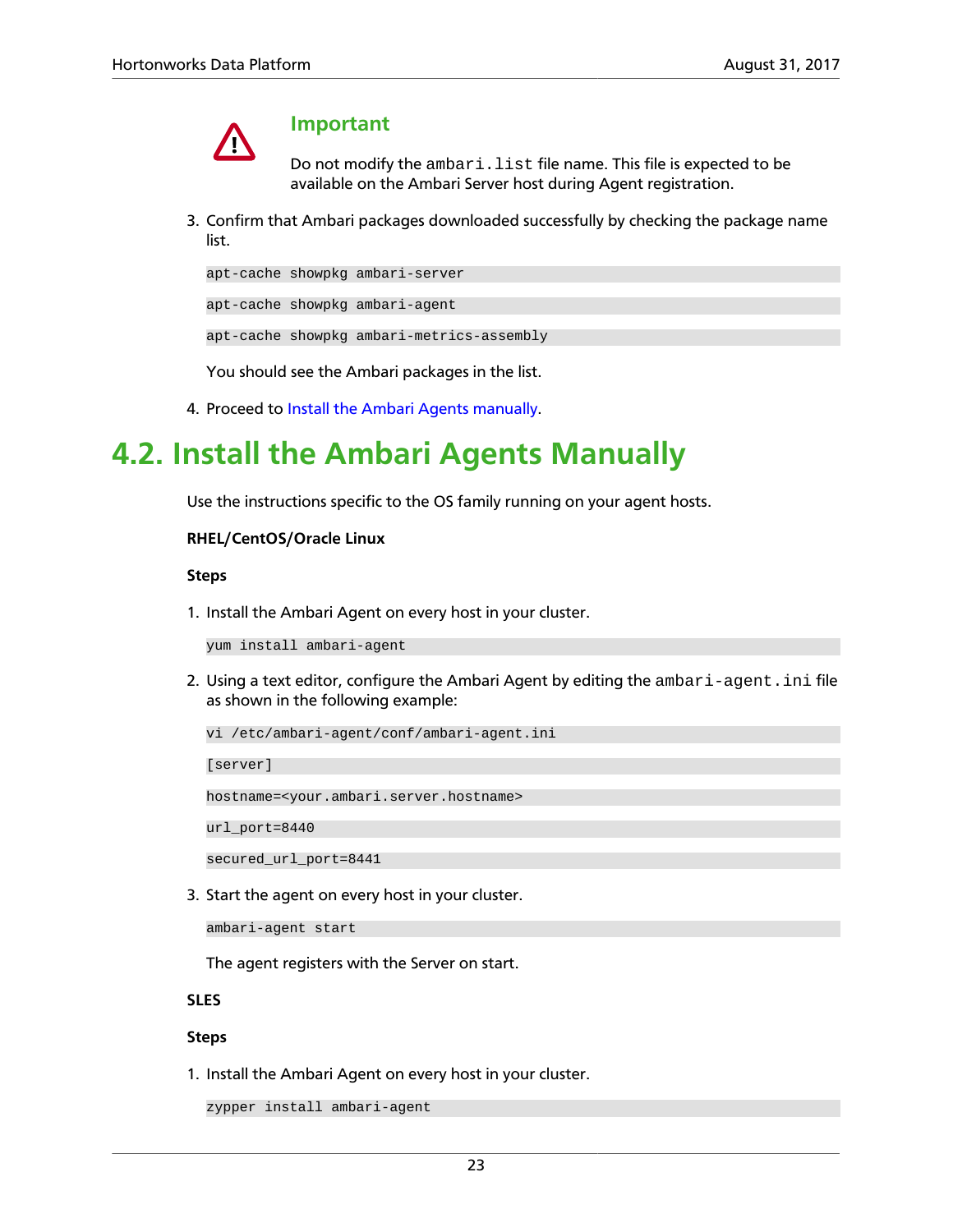> **Important**
>
> Do not modify the `ambari.list` file name. This file is expected to be available on the Ambari Server host during Agent registration.

3. Confirm that Ambari packages downloaded successfully by checking the package name list.

   ```
   apt-cache showpkg ambari-server
   ```

   ```
   apt-cache showpkg ambari-agent
   ```

   ```
   apt-cache showpkg ambari-metrics-assembly
   ```

   You should see the Ambari packages in the list.

4. Proceed to Install the Ambari Agents manually.

## 4.2. Install the Ambari Agents Manually

Use the instructions specific to the OS family running on your agent hosts.

**RHEL/CentOS/Oracle Linux**

**Steps**

1. Install the Ambari Agent on every host in your cluster.

   ```
   yum install ambari-agent
   ```

2. Using a text editor, configure the Ambari Agent by editing the `ambari-agent.ini` file as shown in the following example:

   ```
   vi /etc/ambari-agent/conf/ambari-agent.ini
   ```

   ```
   [server]
   ```

   ```
   hostname=<your.ambari.server.hostname>
   ```

   ```
   url_port=8440
   ```

   ```
   secured_url_port=8441
   ```

3. Start the agent on every host in your cluster.

   ```
   ambari-agent start
   ```

   The agent registers with the Server on start.

**SLES**

**Steps**

1. Install the Ambari Agent on every host in your cluster.

   ```
   zypper install ambari-agent
   ```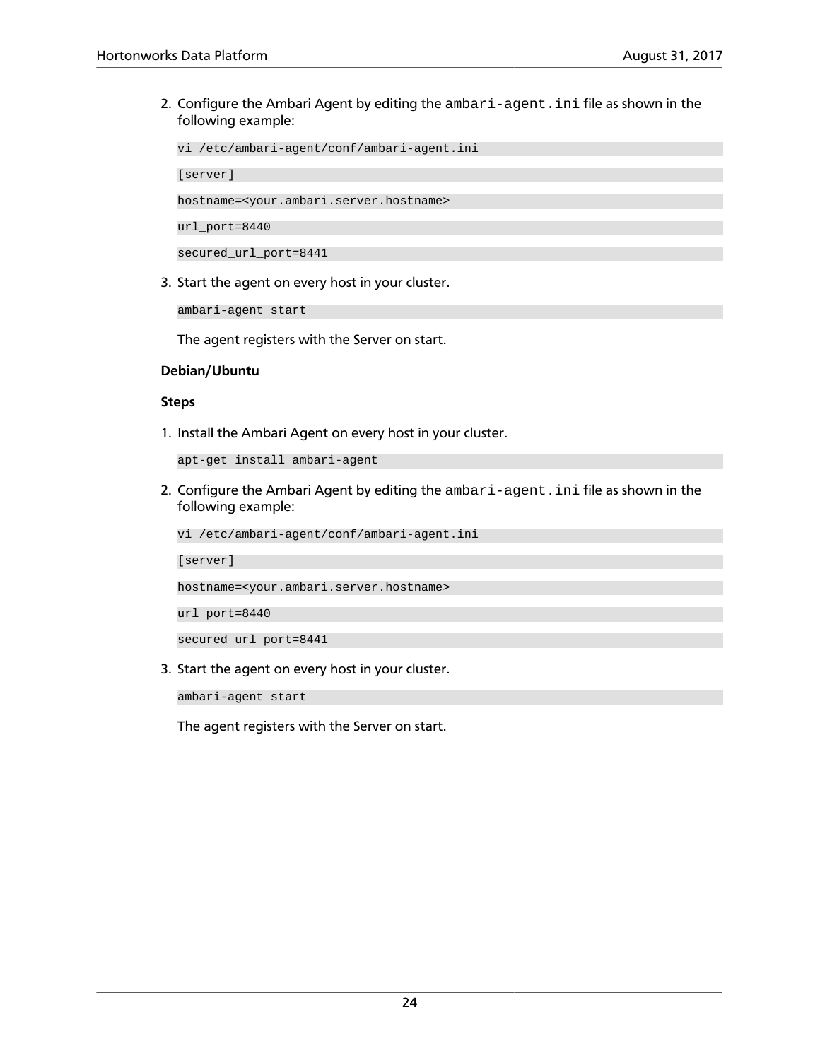2. Configure the Ambari Agent by editing the `ambari-agent.ini` file as shown in the following example:

   ```
   vi /etc/ambari-agent/conf/ambari-agent.ini

   [server]

   hostname=<your.ambari.server.hostname>

   url_port=8440

   secured_url_port=8441
   ```

3. Start the agent on every host in your cluster.

   ```
   ambari-agent start
   ```

   The agent registers with the Server on start.

**Debian/Ubuntu**

**Steps**

1. Install the Ambari Agent on every host in your cluster.

   ```
   apt-get install ambari-agent
   ```

2. Configure the Ambari Agent by editing the `ambari-agent.ini` file as shown in the following example:

   ```
   vi /etc/ambari-agent/conf/ambari-agent.ini

   [server]

   hostname=<your.ambari.server.hostname>

   url_port=8440

   secured_url_port=8441
   ```

3. Start the agent on every host in your cluster.

   ```
   ambari-agent start
   ```

   The agent registers with the Server on start.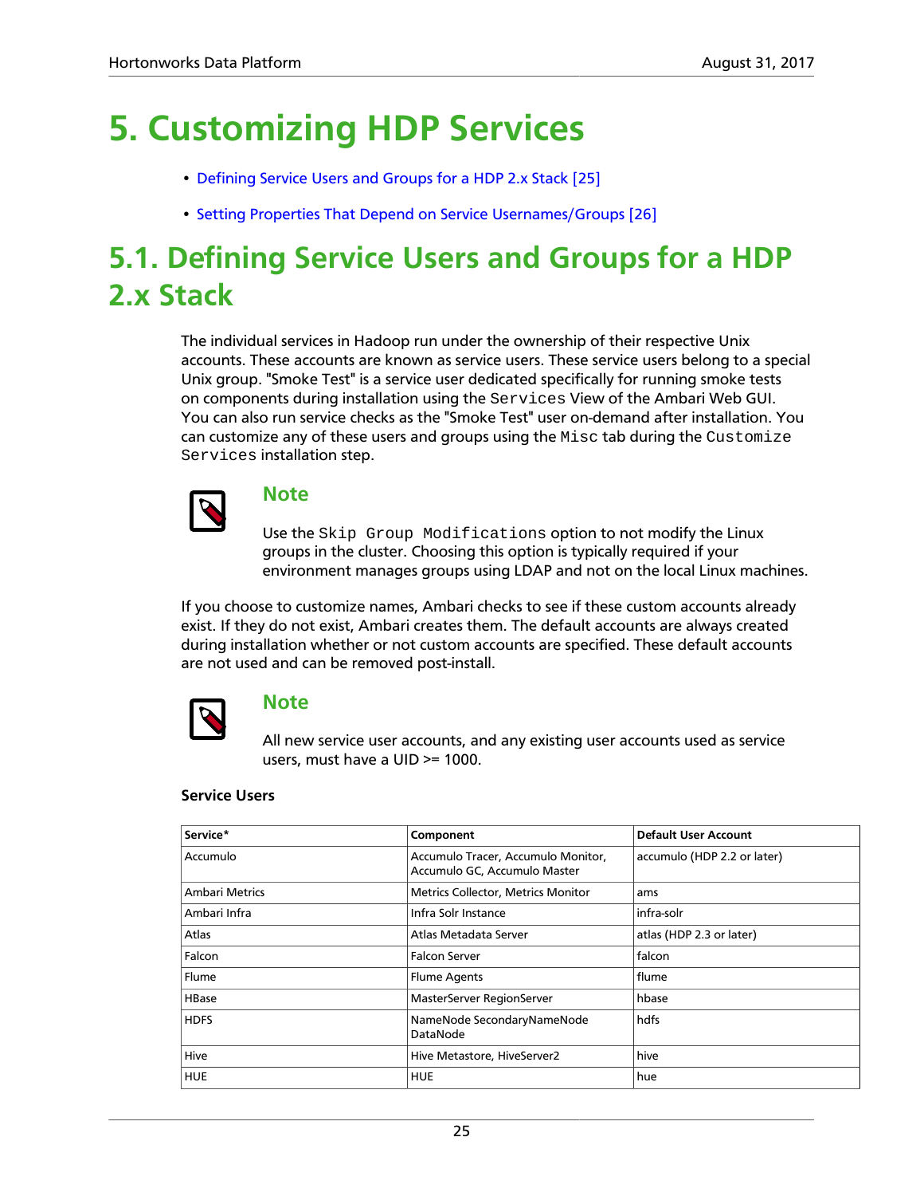# 5. Customizing HDP Services

- Defining Service Users and Groups for a HDP 2.x Stack [25]
- Setting Properties That Depend on Service Usernames/Groups [26]

## 5.1. Defining Service Users and Groups for a HDP 2.x Stack

The individual services in Hadoop run under the ownership of their respective Unix accounts. These accounts are known as service users. These service users belong to a special Unix group. "Smoke Test" is a service user dedicated specifically for running smoke tests on components during installation using the `Services` View of the Ambari Web GUI. You can also run service checks as the "Smoke Test" user on-demand after installation. You can customize any of these users and groups using the `Misc` tab during the `Customize Services` installation step.

> **Note**
>
> Use the `Skip Group Modifications` option to not modify the Linux groups in the cluster. Choosing this option is typically required if your environment manages groups using LDAP and not on the local Linux machines.

If you choose to customize names, Ambari checks to see if these custom accounts already exist. If they do not exist, Ambari creates them. The default accounts are always created during installation whether or not custom accounts are specified. These default accounts are not used and can be removed post-install.

> **Note**
>
> All new service user accounts, and any existing user accounts used as service users, must have a UID >= 1000.

**Service Users**

| Service* | Component | Default User Account |
|---|---|---|
| Accumulo | Accumulo Tracer, Accumulo Monitor, Accumulo GC, Accumulo Master | accumulo (HDP 2.2 or later) |
| Ambari Metrics | Metrics Collector, Metrics Monitor | ams |
| Ambari Infra | Infra Solr Instance | infra-solr |
| Atlas | Atlas Metadata Server | atlas (HDP 2.3 or later) |
| Falcon | Falcon Server | falcon |
| Flume | Flume Agents | flume |
| HBase | MasterServer RegionServer | hbase |
| HDFS | NameNode SecondaryNameNode DataNode | hdfs |
| Hive | Hive Metastore, HiveServer2 | hive |
| HUE | HUE | hue |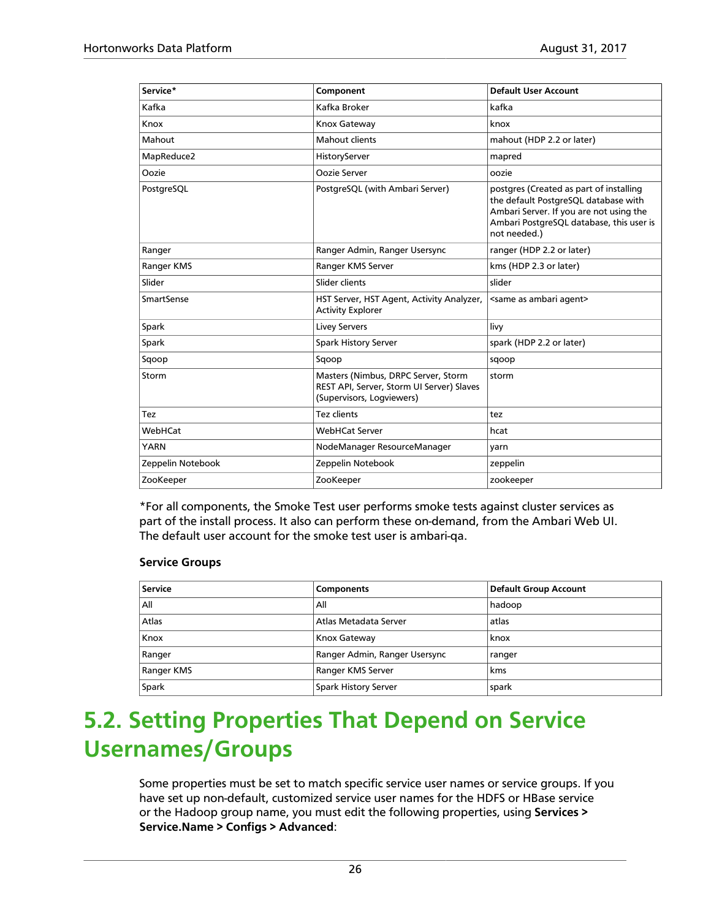| Service* | Component | Default User Account |
|---|---|---|
| Kafka | Kafka Broker | kafka |
| Knox | Knox Gateway | knox |
| Mahout | Mahout clients | mahout (HDP 2.2 or later) |
| MapReduce2 | HistoryServer | mapred |
| Oozie | Oozie Server | oozie |
| PostgreSQL | PostgreSQL (with Ambari Server) | postgres (Created as part of installing the default PostgreSQL database with Ambari Server. If you are not using the Ambari PostgreSQL database, this user is not needed.) |
| Ranger | Ranger Admin, Ranger Usersync | ranger (HDP 2.2 or later) |
| Ranger KMS | Ranger KMS Server | kms (HDP 2.3 or later) |
| Slider | Slider clients | slider |
| SmartSense | HST Server, HST Agent, Activity Analyzer, Activity Explorer | <same as ambari agent> |
| Spark | Livey Servers | livy |
| Spark | Spark History Server | spark (HDP 2.2 or later) |
| Sqoop | Sqoop | sqoop |
| Storm | Masters (Nimbus, DRPC Server, Storm REST API, Server, Storm UI Server) Slaves (Supervisors, Logviewers) | storm |
| Tez | Tez clients | tez |
| WebHCat | WebHCat Server | hcat |
| YARN | NodeManager ResourceManager | yarn |
| Zeppelin Notebook | Zeppelin Notebook | zeppelin |
| ZooKeeper | ZooKeeper | zookeeper |

*For all components, the Smoke Test user performs smoke tests against cluster services as part of the install process. It also can perform these on-demand, from the Ambari Web UI. The default user account for the smoke test user is ambari-qa.

**Service Groups**

| Service | Components | Default Group Account |
|---|---|---|
| All | All | hadoop |
| Atlas | Atlas Metadata Server | atlas |
| Knox | Knox Gateway | knox |
| Ranger | Ranger Admin, Ranger Usersync | ranger |
| Ranger KMS | Ranger KMS Server | kms |
| Spark | Spark History Server | spark |

# 5.2. Setting Properties That Depend on Service Usernames/Groups

Some properties must be set to match specific service user names or service groups. If you have set up non-default, customized service user names for the HDFS or HBase service or the Hadoop group name, you must edit the following properties, using **Services > Service.Name > Configs > Advanced**: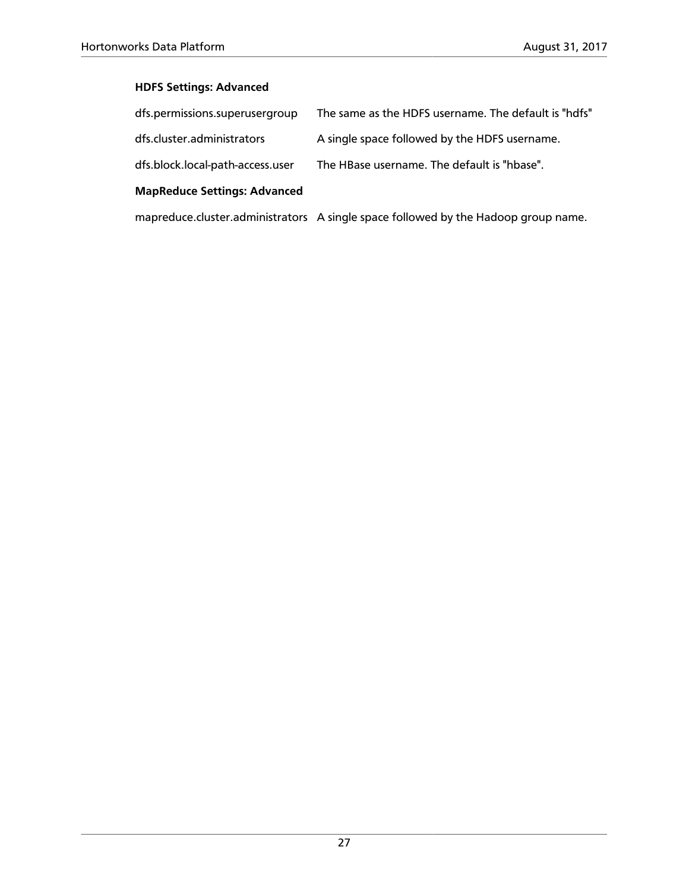**HDFS Settings: Advanced**

| | |
|---|---|
| dfs.permissions.superusergroup | The same as the HDFS username. The default is "hdfs" |
| dfs.cluster.administrators | A single space followed by the HDFS username. |
| dfs.block.local-path-access.user | The HBase username. The default is "hbase". |

**MapReduce Settings: Advanced**

| | |
|---|---|
| mapreduce.cluster.administrators | A single space followed by the Hadoop group name. |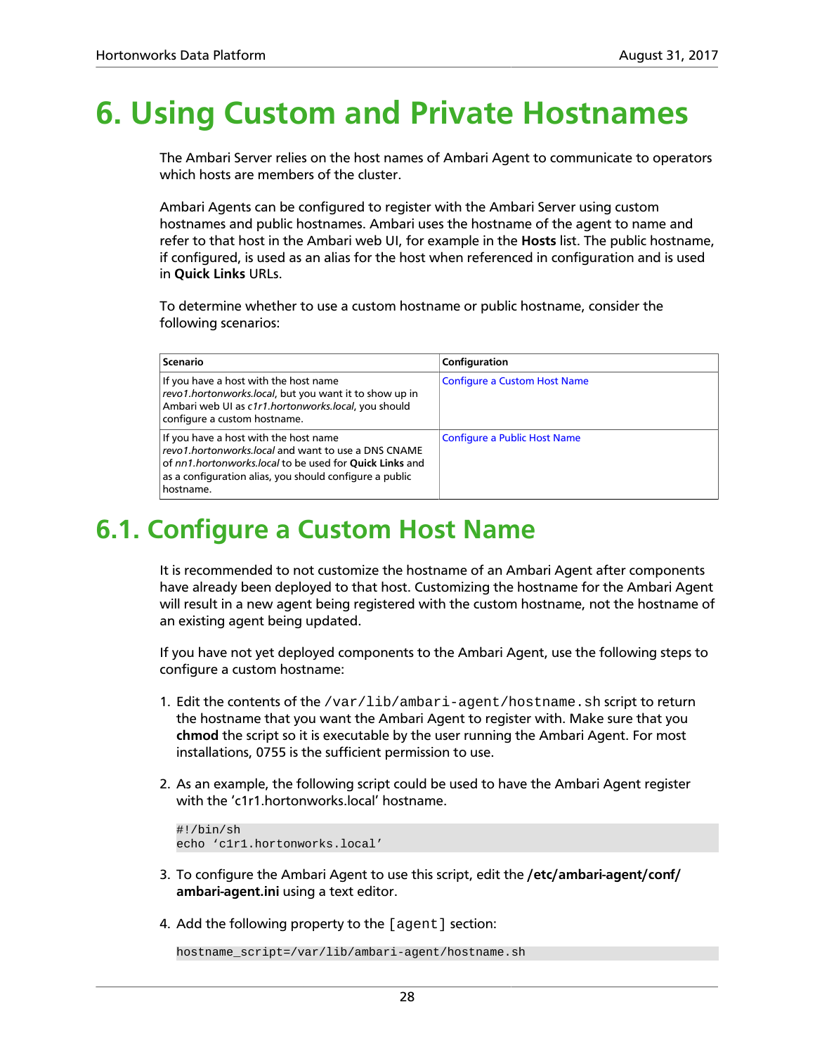# 6. Using Custom and Private Hostnames

The Ambari Server relies on the host names of Ambari Agent to communicate to operators which hosts are members of the cluster.

Ambari Agents can be configured to register with the Ambari Server using custom hostnames and public hostnames. Ambari uses the hostname of the agent to name and refer to that host in the Ambari web UI, for example in the **Hosts** list. The public hostname, if configured, is used as an alias for the host when referenced in configuration and is used in **Quick Links** URLs.

To determine whether to use a custom hostname or public hostname, consider the following scenarios:

| Scenario | Configuration |
| --- | --- |
| If you have a host with the host name *revo1.hortonworks.local*, but you want it to show up in Ambari web UI as *c1r1.hortonworks.local*, you should configure a custom hostname. | Configure a Custom Host Name |
| If you have a host with the host name *revo1.hortonworks.local* and want to use a DNS CNAME of *nn1.hortonworks.local* to be used for **Quick Links** and as a configuration alias, you should configure a public hostname. | Configure a Public Host Name |

## 6.1. Configure a Custom Host Name

It is recommended to not customize the hostname of an Ambari Agent after components have already been deployed to that host. Customizing the hostname for the Ambari Agent will result in a new agent being registered with the custom hostname, not the hostname of an existing agent being updated.

If you have not yet deployed components to the Ambari Agent, use the following steps to configure a custom hostname:

1. Edit the contents of the `/var/lib/ambari-agent/hostname.sh` script to return the hostname that you want the Ambari Agent to register with. Make sure that you **chmod** the script so it is executable by the user running the Ambari Agent. For most installations, 0755 is the sufficient permission to use.

2. As an example, the following script could be used to have the Ambari Agent register with the 'c1r1.hortonworks.local' hostname.

```
#!/bin/sh
echo ‘c1r1.hortonworks.local’
```

3. To configure the Ambari Agent to use this script, edit the **/etc/ambari-agent/conf/ambari-agent.ini** using a text editor.

4. Add the following property to the `[agent]` section:

```
hostname_script=/var/lib/ambari-agent/hostname.sh
```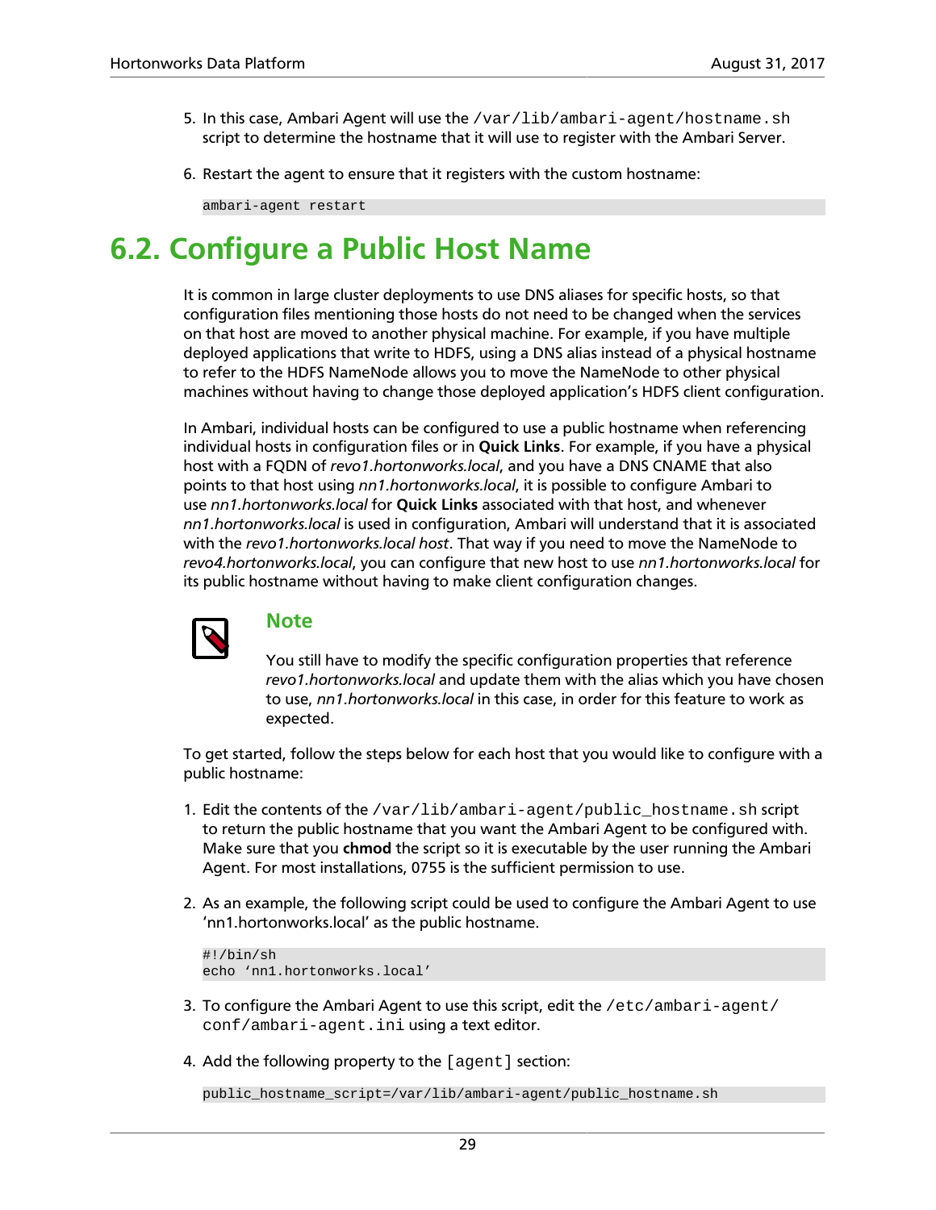5. In this case, Ambari Agent will use the `/var/lib/ambari-agent/hostname.sh` script to determine the hostname that it will use to register with the Ambari Server.

6. Restart the agent to ensure that it registers with the custom hostname:

```
ambari-agent restart
```

## 6.2. Configure a Public Host Name

It is common in large cluster deployments to use DNS aliases for specific hosts, so that configuration files mentioning those hosts do not need to be changed when the services on that host are moved to another physical machine. For example, if you have multiple deployed applications that write to HDFS, using a DNS alias instead of a physical hostname to refer to the HDFS NameNode allows you to move the NameNode to other physical machines without having to change those deployed application's HDFS client configuration.

In Ambari, individual hosts can be configured to use a public hostname when referencing individual hosts in configuration files or in **Quick Links**. For example, if you have a physical host with a FQDN of *revo1.hortonworks.local*, and you have a DNS CNAME that also points to that host using *nn1.hortonworks.local*, it is possible to configure Ambari to use *nn1.hortonworks.local* for **Quick Links** associated with that host, and whenever *nn1.hortonworks.local* is used in configuration, Ambari will understand that it is associated with the *revo1.hortonworks.local host*. That way if you need to move the NameNode to *revo4.hortonworks.local*, you can configure that new host to use *nn1.hortonworks.local* for its public hostname without having to make client configuration changes.

> **Note**
>
> You still have to modify the specific configuration properties that reference *revo1.hortonworks.local* and update them with the alias which you have chosen to use, *nn1.hortonworks.local* in this case, in order for this feature to work as expected.

To get started, follow the steps below for each host that you would like to configure with a public hostname:

1. Edit the contents of the `/var/lib/ambari-agent/public_hostname.sh` script to return the public hostname that you want the Ambari Agent to be configured with. Make sure that you **chmod** the script so it is executable by the user running the Ambari Agent. For most installations, 0755 is the sufficient permission to use.

2. As an example, the following script could be used to configure the Ambari Agent to use 'nn1.hortonworks.local' as the public hostname.

```
#!/bin/sh
echo 'nn1.hortonworks.local'
```

3. To configure the Ambari Agent to use this script, edit the `/etc/ambari-agent/conf/ambari-agent.ini` using a text editor.

4. Add the following property to the `[agent]` section:

```
public_hostname_script=/var/lib/ambari-agent/public_hostname.sh
```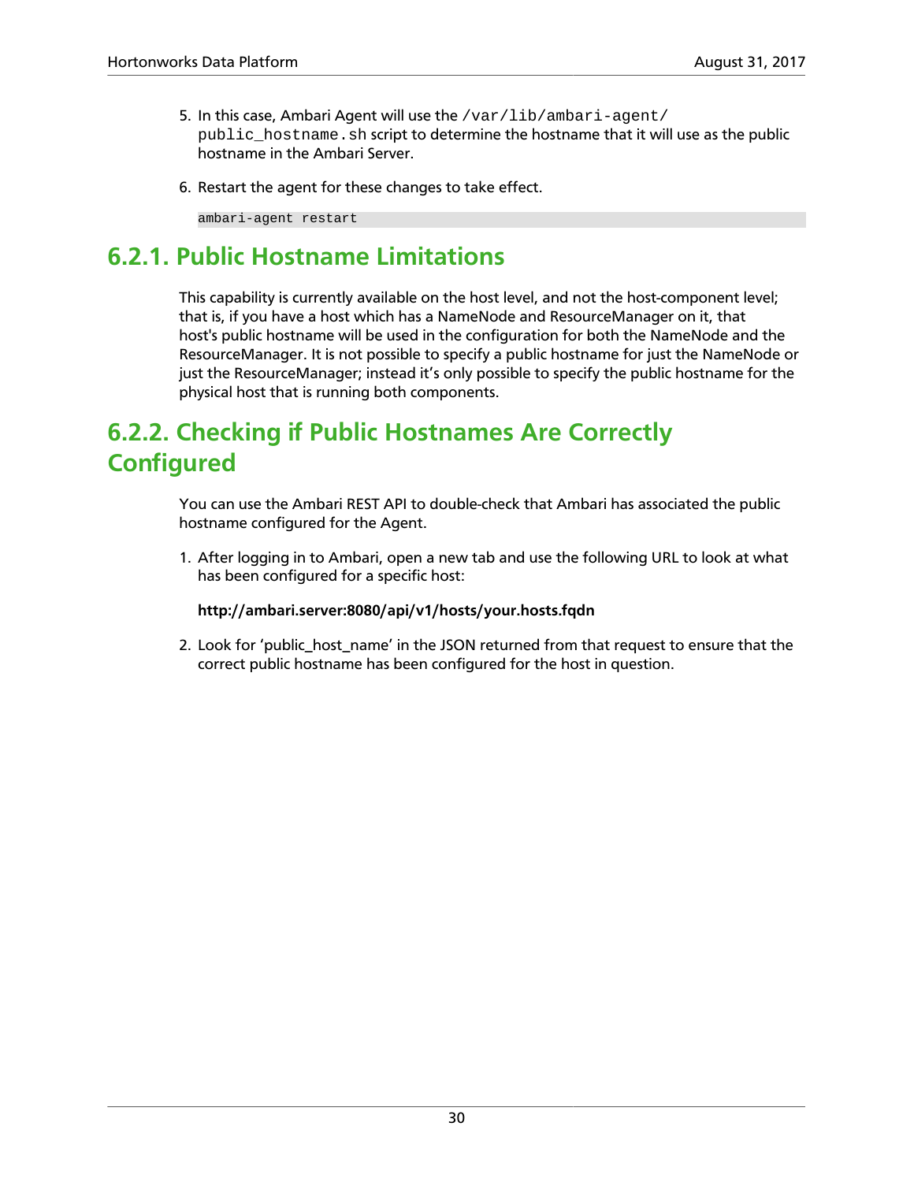5. In this case, Ambari Agent will use the `/var/lib/ambari-agent/public_hostname.sh` script to determine the hostname that it will use as the public hostname in the Ambari Server.

6. Restart the agent for these changes to take effect.

```
ambari-agent restart
```

## 6.2.1. Public Hostname Limitations

This capability is currently available on the host level, and not the host-component level; that is, if you have a host which has a NameNode and ResourceManager on it, that host's public hostname will be used in the configuration for both the NameNode and the ResourceManager. It is not possible to specify a public hostname for just the NameNode or just the ResourceManager; instead it’s only possible to specify the public hostname for the physical host that is running both components.

## 6.2.2. Checking if Public Hostnames Are Correctly Configured

You can use the Ambari REST API to double-check that Ambari has associated the public hostname configured for the Agent.

1. After logging in to Ambari, open a new tab and use the following URL to look at what has been configured for a specific host:

   **http://ambari.server:8080/api/v1/hosts/your.hosts.fqdn**

2. Look for ‘public_host_name’ in the JSON returned from that request to ensure that the correct public hostname has been configured for the host in question.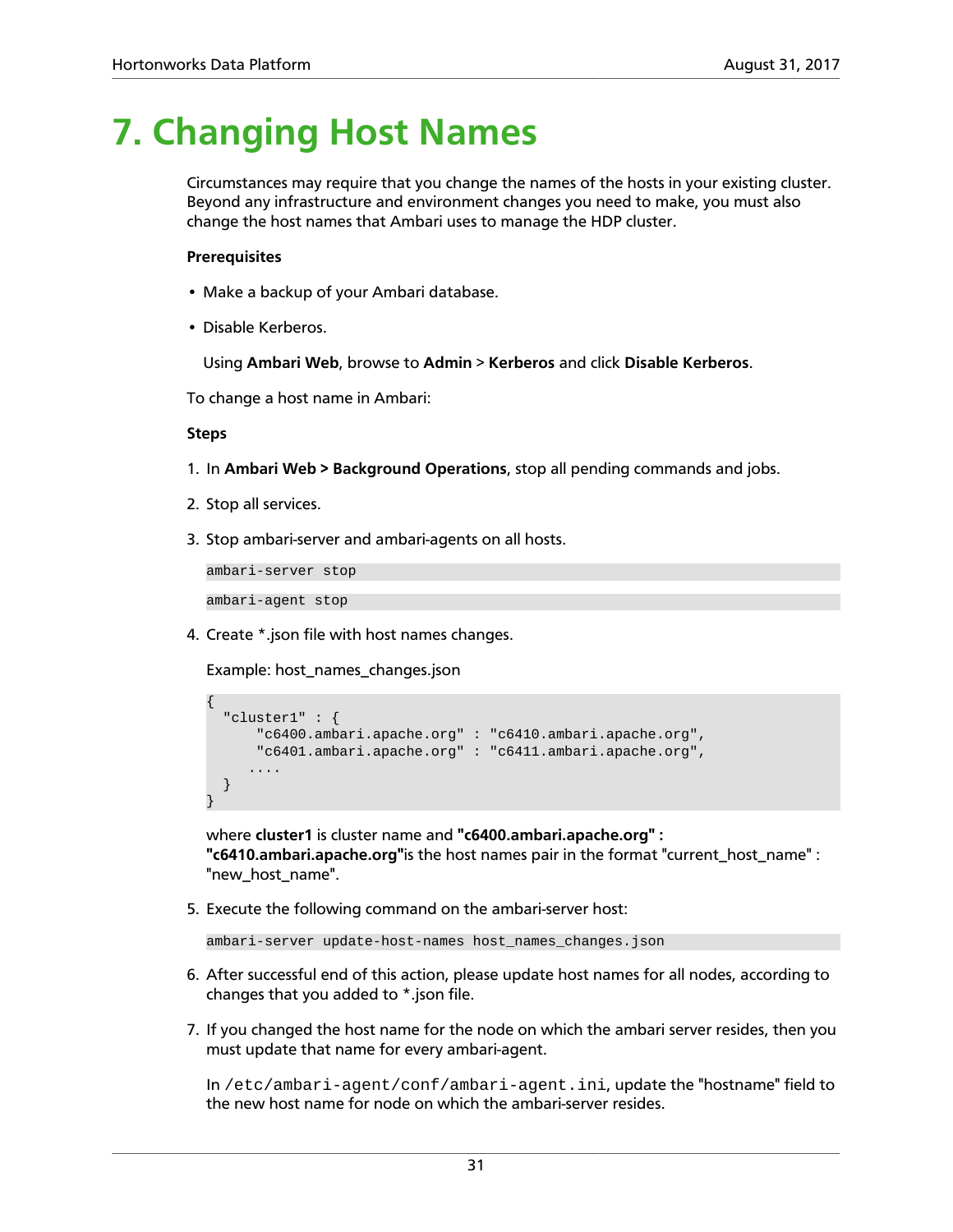# 7. Changing Host Names

Circumstances may require that you change the names of the hosts in your existing cluster. Beyond any infrastructure and environment changes you need to make, you must also change the host names that Ambari uses to manage the HDP cluster.

**Prerequisites**

- Make a backup of your Ambari database.
- Disable Kerberos.

  Using **Ambari Web**, browse to **Admin** > **Kerberos** and click **Disable Kerberos**.

To change a host name in Ambari:

**Steps**

1. In **Ambari Web > Background Operations**, stop all pending commands and jobs.
2. Stop all services.
3. Stop ambari-server and ambari-agents on all hosts.

   ```
   ambari-server stop
   ```

   ```
   ambari-agent stop
   ```

4. Create *.json file with host names changes.

   Example: host_names_changes.json

   ```
   {
     "cluster1" : {
         "c6400.ambari.apache.org" : "c6410.ambari.apache.org",
         "c6401.ambari.apache.org" : "c6411.ambari.apache.org",
        ....
     }
   }
   ```

   where **cluster1** is cluster name and **"c6400.ambari.apache.org" : "c6410.ambari.apache.org"**is the host names pair in the format "current_host_name" : "new_host_name".

5. Execute the following command on the ambari-server host:

   ```
   ambari-server update-host-names host_names_changes.json
   ```

6. After successful end of this action, please update host names for all nodes, according to changes that you added to *.json file.
7. If you changed the host name for the node on which the ambari server resides, then you must update that name for every ambari-agent.

   In `/etc/ambari-agent/conf/ambari-agent.ini`, update the "hostname" field to the new host name for node on which the ambari-server resides.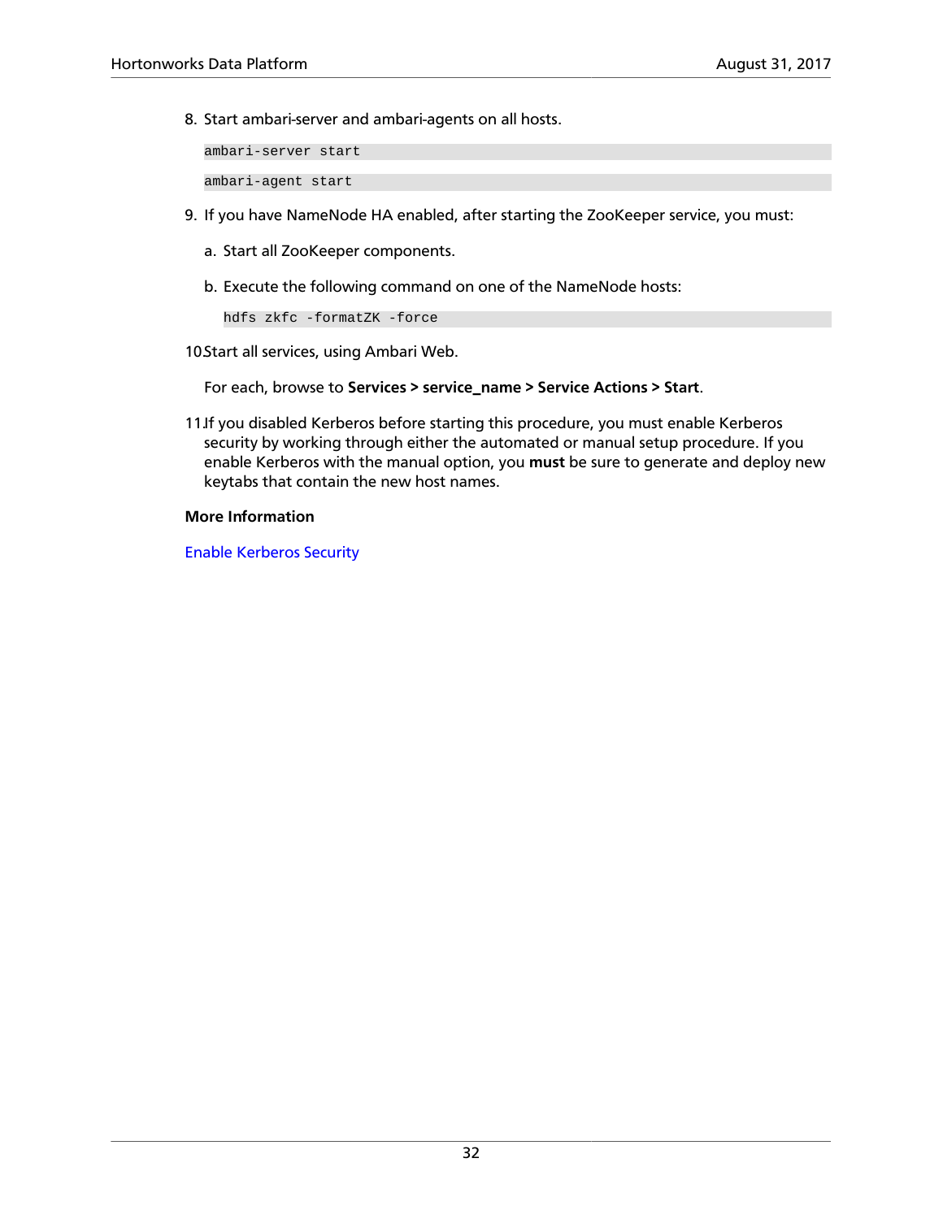8. Start ambari-server and ambari-agents on all hosts.

   ```
   ambari-server start
   ```

   ```
   ambari-agent start
   ```

9. If you have NameNode HA enabled, after starting the ZooKeeper service, you must:

   a. Start all ZooKeeper components.

   b. Execute the following command on one of the NameNode hosts:

      ```
      hdfs zkfc -formatZK -force
      ```

10. Start all services, using Ambari Web.

    For each, browse to **Services > service_name > Service Actions > Start**.

11. If you disabled Kerberos before starting this procedure, you must enable Kerberos security by working through either the automated or manual setup procedure. If you enable Kerberos with the manual option, you **must** be sure to generate and deploy new keytabs that contain the new host names.

**More Information**

Enable Kerberos Security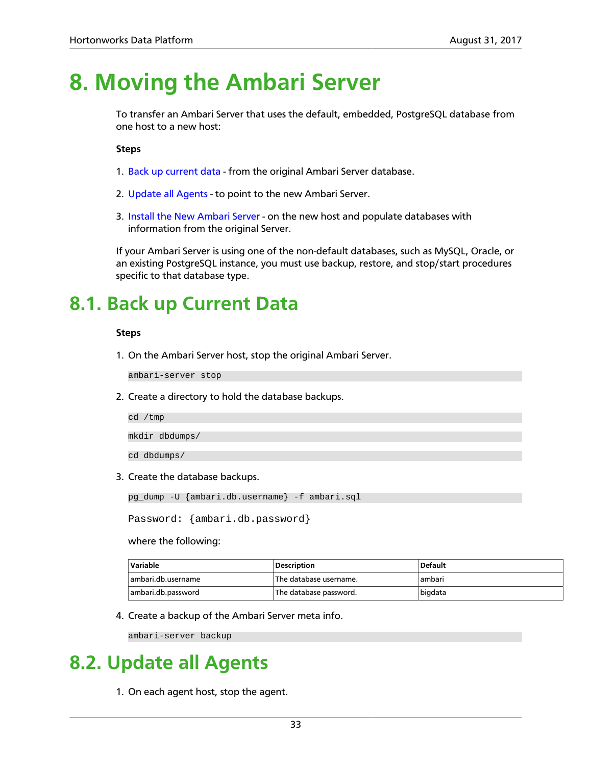# 8. Moving the Ambari Server

To transfer an Ambari Server that uses the default, embedded, PostgreSQL database from one host to a new host:

**Steps**

1. Back up current data - from the original Ambari Server database.
2. Update all Agents - to point to the new Ambari Server.
3. Install the New Ambari Server - on the new host and populate databases with information from the original Server.

If your Ambari Server is using one of the non-default databases, such as MySQL, Oracle, or an existing PostgreSQL instance, you must use backup, restore, and stop/start procedures specific to that database type.

# 8.1. Back up Current Data

**Steps**

1. On the Ambari Server host, stop the original Ambari Server.

```
ambari-server stop
```

2. Create a directory to hold the database backups.

```
cd /tmp
mkdir dbdumps/
cd dbdumps/
```

3. Create the database backups.

```
pg_dump -U {ambari.db.username} -f ambari.sql
```

```
Password: {ambari.db.password}
```

where the following:

| Variable | Description | Default |
|---|---|---|
| ambari.db.username | The database username. | ambari |
| ambari.db.password | The database password. | bigdata |

4. Create a backup of the Ambari Server meta info.

```
ambari-server backup
```

# 8.2. Update all Agents

1. On each agent host, stop the agent.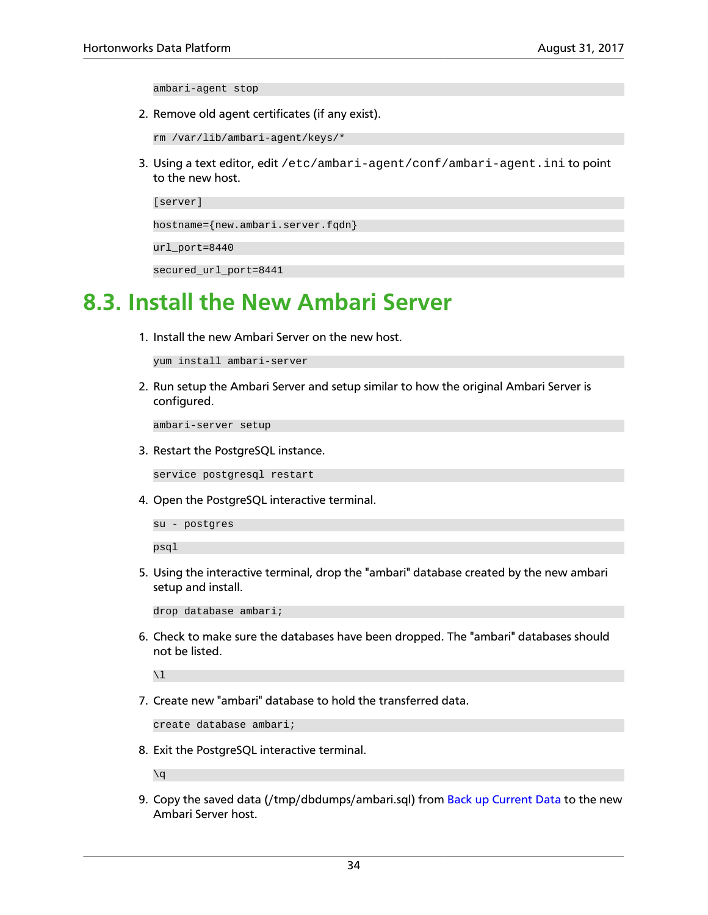```
ambari-agent stop
```

2. Remove old agent certificates (if any exist).

```
rm /var/lib/ambari-agent/keys/*
```

3. Using a text editor, edit `/etc/ambari-agent/conf/ambari-agent.ini` to point to the new host.

```
[server]
hostname={new.ambari.server.fqdn}
url_port=8440
secured_url_port=8441
```

## 8.3. Install the New Ambari Server

1. Install the new Ambari Server on the new host.

```
yum install ambari-server
```

2. Run setup the Ambari Server and setup similar to how the original Ambari Server is configured.

```
ambari-server setup
```

3. Restart the PostgreSQL instance.

```
service postgresql restart
```

4. Open the PostgreSQL interactive terminal.

```
su - postgres
psql
```

5. Using the interactive terminal, drop the "ambari" database created by the new ambari setup and install.

```
drop database ambari;
```

6. Check to make sure the databases have been dropped. The "ambari" databases should not be listed.

```
\l
```

7. Create new "ambari" database to hold the transferred data.

```
create database ambari;
```

8. Exit the PostgreSQL interactive terminal.

```
\q
```

9. Copy the saved data (/tmp/dbdumps/ambari.sql) from Back up Current Data to the new Ambari Server host.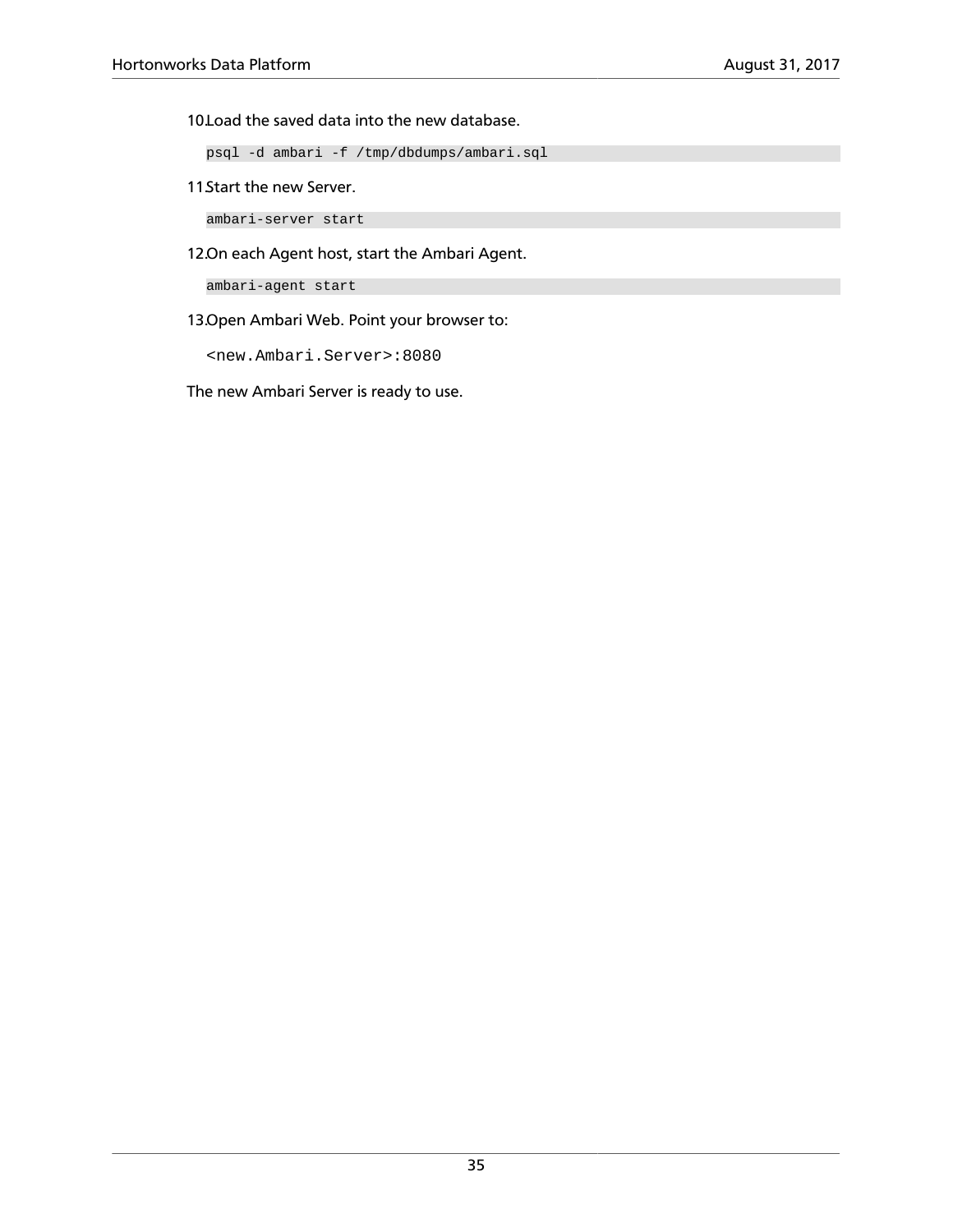10. Load the saved data into the new database.

    ```
    psql -d ambari -f /tmp/dbdumps/ambari.sql
    ```

11. Start the new Server.

    ```
    ambari-server start
    ```

12. On each Agent host, start the Ambari Agent.

    ```
    ambari-agent start
    ```

13. Open Ambari Web. Point your browser to:

    `<new.Ambari.Server>:8080`

The new Ambari Server is ready to use.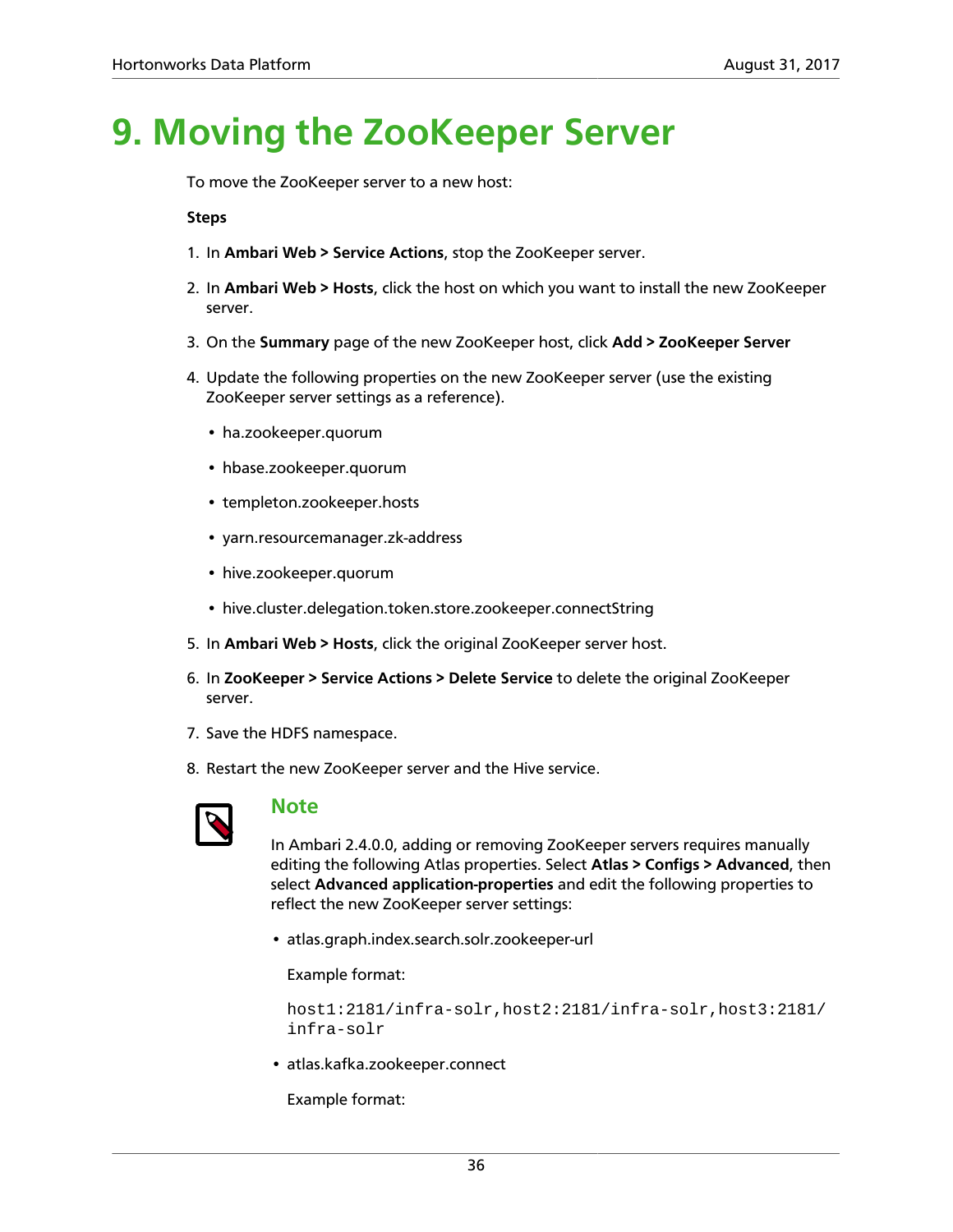# 9. Moving the ZooKeeper Server

To move the ZooKeeper server to a new host:

**Steps**

1. In **Ambari Web > Service Actions**, stop the ZooKeeper server.
2. In **Ambari Web > Hosts**, click the host on which you want to install the new ZooKeeper server.
3. On the **Summary** page of the new ZooKeeper host, click **Add > ZooKeeper Server**
4. Update the following properties on the new ZooKeeper server (use the existing ZooKeeper server settings as a reference).
   - ha.zookeeper.quorum
   - hbase.zookeeper.quorum
   - templeton.zookeeper.hosts
   - yarn.resourcemanager.zk-address
   - hive.zookeeper.quorum
   - hive.cluster.delegation.token.store.zookeeper.connectString
5. In **Ambari Web > Hosts**, click the original ZooKeeper server host.
6. In **ZooKeeper > Service Actions > Delete Service** to delete the original ZooKeeper server.
7. Save the HDFS namespace.
8. Restart the new ZooKeeper server and the Hive service.

> **Note**
>
> In Ambari 2.4.0.0, adding or removing ZooKeeper servers requires manually editing the following Atlas properties. Select **Atlas > Configs > Advanced**, then select **Advanced application-properties** and edit the following properties to reflect the new ZooKeeper server settings:
>
> - atlas.graph.index.search.solr.zookeeper-url
>
>   Example format:
>
>   ```
>   host1:2181/infra-solr,host2:2181/infra-solr,host3:2181/
>   infra-solr
>   ```
>
> - atlas.kafka.zookeeper.connect
>
>   Example format: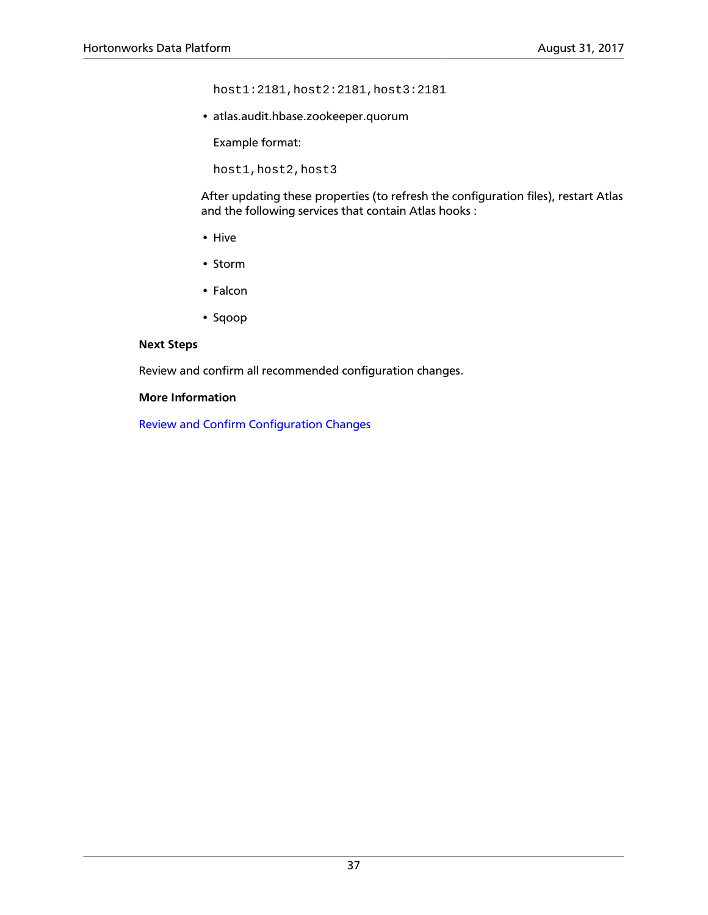```
host1:2181,host2:2181,host3:2181
```

- atlas.audit.hbase.zookeeper.quorum

  Example format:

  ```
  host1,host2,host3
  ```

After updating these properties (to refresh the configuration files), restart Atlas and the following services that contain Atlas hooks :

- Hive
- Storm
- Falcon
- Sqoop

**Next Steps**

Review and confirm all recommended configuration changes.

**More Information**

Review and Confirm Configuration Changes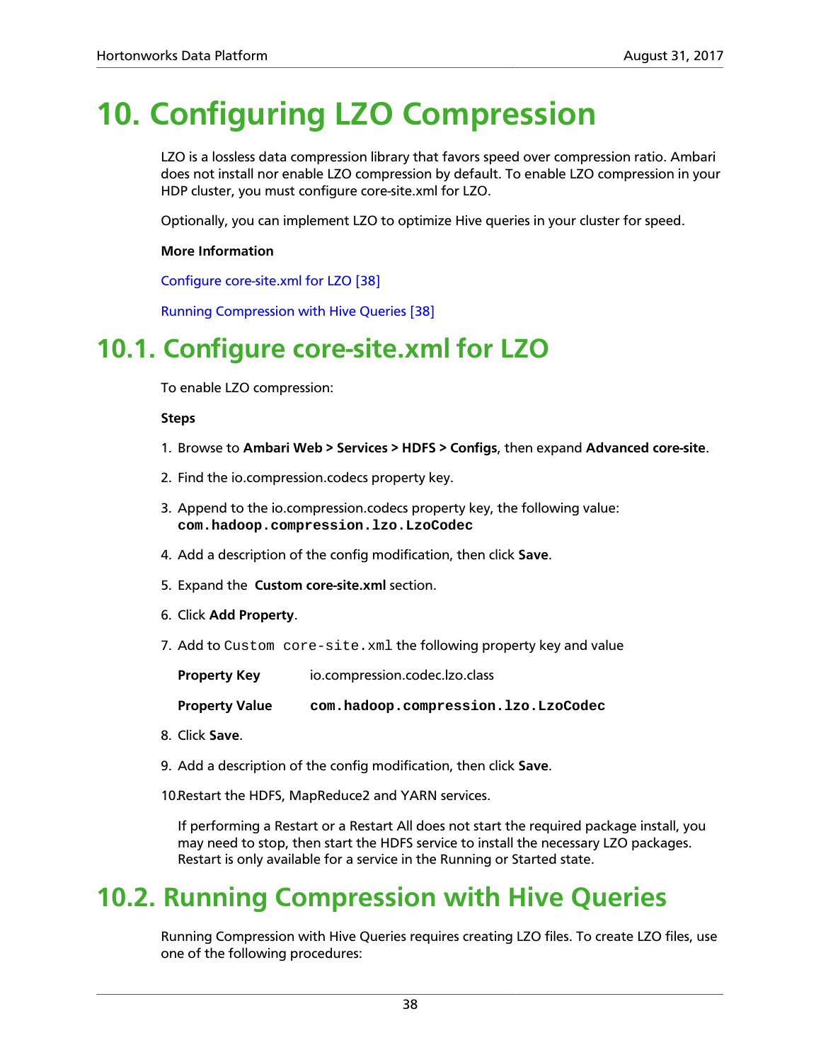# 10. Configuring LZO Compression

LZO is a lossless data compression library that favors speed over compression ratio. Ambari does not install nor enable LZO compression by default. To enable LZO compression in your HDP cluster, you must configure core-site.xml for LZO.

Optionally, you can implement LZO to optimize Hive queries in your cluster for speed.

**More Information**

Configure core-site.xml for LZO [38]

Running Compression with Hive Queries [38]

## 10.1. Configure core-site.xml for LZO

To enable LZO compression:

**Steps**

1. Browse to **Ambari Web > Services > HDFS > Configs**, then expand **Advanced core-site**.
2. Find the io.compression.codecs property key.
3. Append to the io.compression.codecs property key, the following value: **`com.hadoop.compression.lzo.LzoCodec`**
4. Add a description of the config modification, then click **Save**.
5. Expand the **Custom core-site.xml** section.
6. Click **Add Property**.
7. Add to `Custom core-site.xml` the following property key and value

   | | |
   |---|---|
   | **Property Key** | io.compression.codec.lzo.class |
   | **Property Value** | **`com.hadoop.compression.lzo.LzoCodec`** |

8. Click **Save**.
9. Add a description of the config modification, then click **Save**.
10. Restart the HDFS, MapReduce2 and YARN services.

    If performing a Restart or a Restart All does not start the required package install, you may need to stop, then start the HDFS service to install the necessary LZO packages. Restart is only available for a service in the Running or Started state.

## 10.2. Running Compression with Hive Queries

Running Compression with Hive Queries requires creating LZO files. To create LZO files, use one of the following procedures: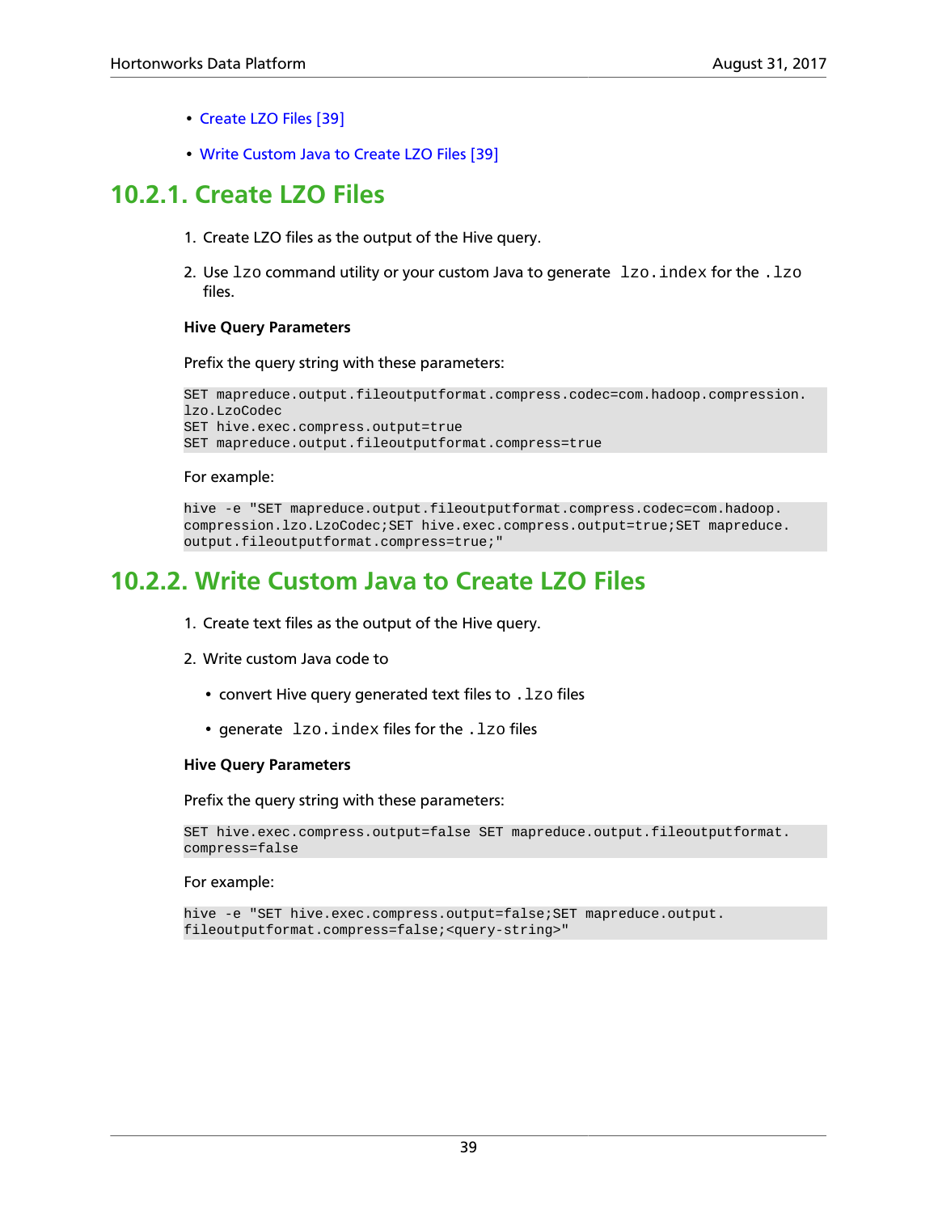- Create LZO Files [39]
- Write Custom Java to Create LZO Files [39]

## 10.2.1. Create LZO Files

1. Create LZO files as the output of the Hive query.
2. Use `lzo` command utility or your custom Java to generate `lzo.index` for the `.lzo` files.

**Hive Query Parameters**

Prefix the query string with these parameters:

```
SET mapreduce.output.fileoutputformat.compress.codec=com.hadoop.compression.
lzo.LzoCodec
SET hive.exec.compress.output=true
SET mapreduce.output.fileoutputformat.compress=true
```

For example:

```
hive -e "SET mapreduce.output.fileoutputformat.compress.codec=com.hadoop.
compression.lzo.LzoCodec;SET hive.exec.compress.output=true;SET mapreduce.
output.fileoutputformat.compress=true;"
```

## 10.2.2. Write Custom Java to Create LZO Files

1. Create text files as the output of the Hive query.
2. Write custom Java code to
   - convert Hive query generated text files to `.lzo` files
   - generate `lzo.index` files for the `.lzo` files

**Hive Query Parameters**

Prefix the query string with these parameters:

```
SET hive.exec.compress.output=false SET mapreduce.output.fileoutputformat.
compress=false
```

For example:

```
hive -e "SET hive.exec.compress.output=false;SET mapreduce.output.
fileoutputformat.compress=false;<query-string>"
```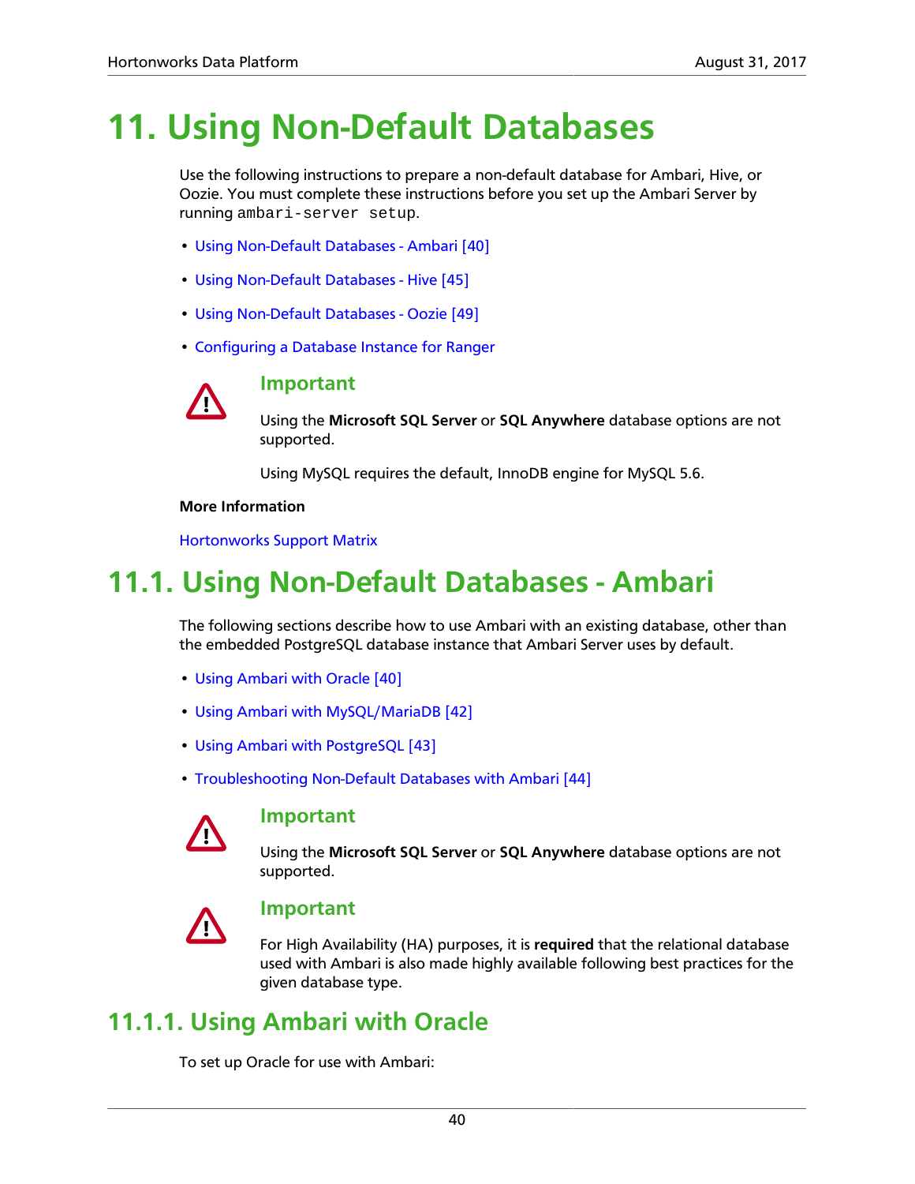# 11. Using Non-Default Databases

Use the following instructions to prepare a non-default database for Ambari, Hive, or Oozie. You must complete these instructions before you set up the Ambari Server by running `ambari-server setup`.

- Using Non-Default Databases - Ambari [40]
- Using Non-Default Databases - Hive [45]
- Using Non-Default Databases - Oozie [49]
- Configuring a Database Instance for Ranger

> **Important**
>
> Using the **Microsoft SQL Server** or **SQL Anywhere** database options are not supported.
>
> Using MySQL requires the default, InnoDB engine for MySQL 5.6.

**More Information**

Hortonworks Support Matrix

## 11.1. Using Non-Default Databases - Ambari

The following sections describe how to use Ambari with an existing database, other than the embedded PostgreSQL database instance that Ambari Server uses by default.

- Using Ambari with Oracle [40]
- Using Ambari with MySQL/MariaDB [42]
- Using Ambari with PostgreSQL [43]
- Troubleshooting Non-Default Databases with Ambari [44]

> **Important**
>
> Using the **Microsoft SQL Server** or **SQL Anywhere** database options are not supported.

> **Important**
>
> For High Availability (HA) purposes, it is **required** that the relational database used with Ambari is also made highly available following best practices for the given database type.

### 11.1.1. Using Ambari with Oracle

To set up Oracle for use with Ambari: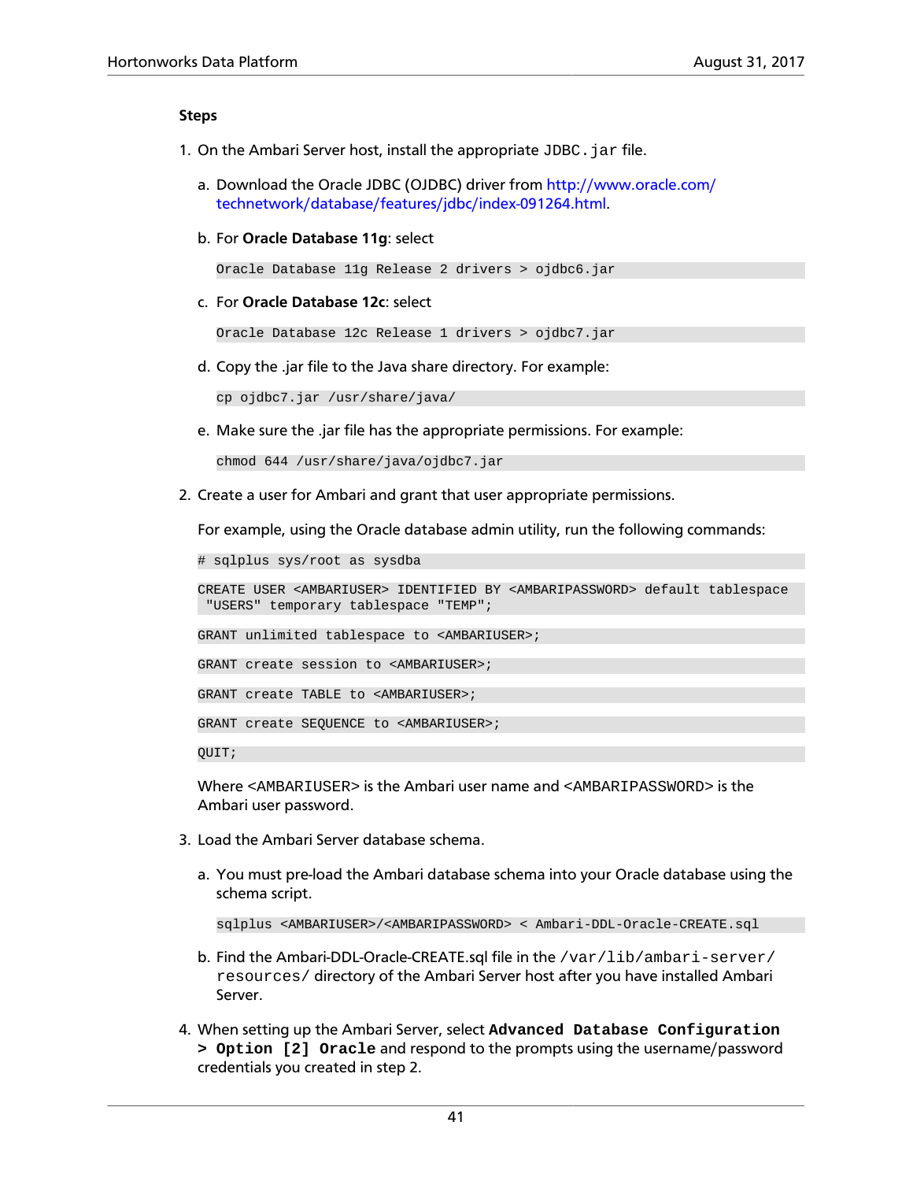**Steps**

1. On the Ambari Server host, install the appropriate `JDBC.jar` file.

   a. Download the Oracle JDBC (OJDBC) driver from http://www.oracle.com/technetwork/database/features/jdbc/index-091264.html.

   b. For **Oracle Database 11g**: select

   ```
   Oracle Database 11g Release 2 drivers > ojdbc6.jar
   ```

   c. For **Oracle Database 12c**: select

   ```
   Oracle Database 12c Release 1 drivers > ojdbc7.jar
   ```

   d. Copy the .jar file to the Java share directory. For example:

   ```
   cp ojdbc7.jar /usr/share/java/
   ```

   e. Make sure the .jar file has the appropriate permissions. For example:

   ```
   chmod 644 /usr/share/java/ojdbc7.jar
   ```

2. Create a user for Ambari and grant that user appropriate permissions.

   For example, using the Oracle database admin utility, run the following commands:

   ```
   # sqlplus sys/root as sysdba
   ```

   ```
   CREATE USER <AMBARIUSER> IDENTIFIED BY <AMBARIPASSWORD> default tablespace
    "USERS" temporary tablespace "TEMP";
   ```

   ```
   GRANT unlimited tablespace to <AMBARIUSER>;
   ```

   ```
   GRANT create session to <AMBARIUSER>;
   ```

   ```
   GRANT create TABLE to <AMBARIUSER>;
   ```

   ```
   GRANT create SEQUENCE to <AMBARIUSER>;
   ```

   ```
   QUIT;
   ```

   Where `<AMBARIUSER>` is the Ambari user name and `<AMBARIPASSWORD>` is the Ambari user password.

3. Load the Ambari Server database schema.

   a. You must pre-load the Ambari database schema into your Oracle database using the schema script.

   ```
   sqlplus <AMBARIUSER>/<AMBARIPASSWORD> < Ambari-DDL-Oracle-CREATE.sql
   ```

   b. Find the Ambari-DDL-Oracle-CREATE.sql file in the `/var/lib/ambari-server/resources/` directory of the Ambari Server host after you have installed Ambari Server.

4. When setting up the Ambari Server, select **`Advanced Database Configuration > Option [2] Oracle`** and respond to the prompts using the username/password credentials you created in step 2.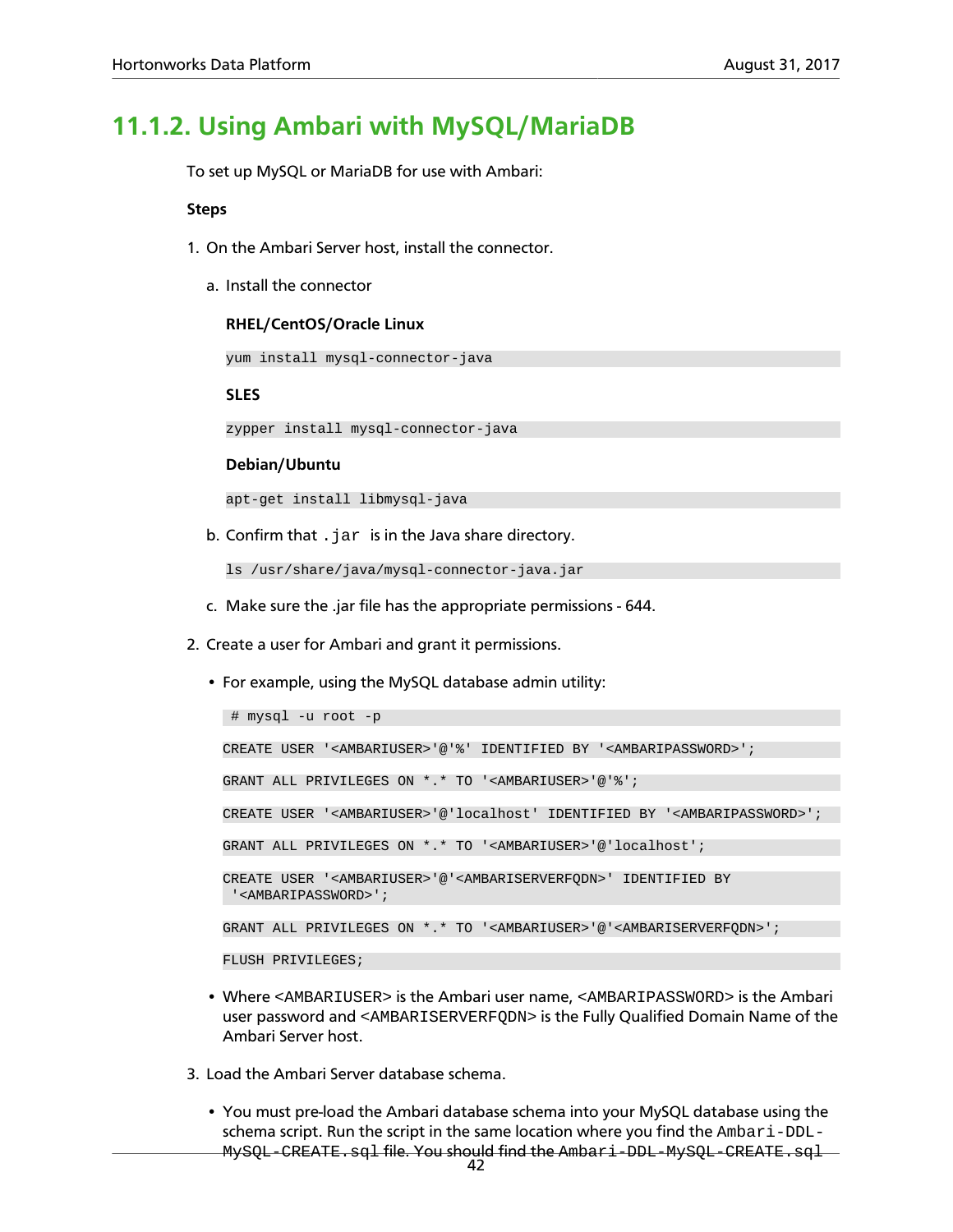## 11.1.2. Using Ambari with MySQL/MariaDB

To set up MySQL or MariaDB for use with Ambari:

**Steps**

1. On the Ambari Server host, install the connector.

   a. Install the connector

      **RHEL/CentOS/Oracle Linux**

      ```
      yum install mysql-connector-java
      ```

      **SLES**

      ```
      zypper install mysql-connector-java
      ```

      **Debian/Ubuntu**

      ```
      apt-get install libmysql-java
      ```

   b. Confirm that `.jar` is in the Java share directory.

      ```
      ls /usr/share/java/mysql-connector-java.jar
      ```

   c. Make sure the .jar file has the appropriate permissions - 644.

2. Create a user for Ambari and grant it permissions.

   - For example, using the MySQL database admin utility:

     ```
     # mysql -u root -p
     ```

     ```
     CREATE USER '<AMBARIUSER>'@'%' IDENTIFIED BY '<AMBARIPASSWORD>';
     ```

     ```
     GRANT ALL PRIVILEGES ON *.* TO '<AMBARIUSER>'@'%';
     ```

     ```
     CREATE USER '<AMBARIUSER>'@'localhost' IDENTIFIED BY '<AMBARIPASSWORD>';
     ```

     ```
     GRANT ALL PRIVILEGES ON *.* TO '<AMBARIUSER>'@'localhost';
     ```

     ```
     CREATE USER '<AMBARIUSER>'@'<AMBARISERVERFQDN>' IDENTIFIED BY
      '<AMBARIPASSWORD>';
     ```

     ```
     GRANT ALL PRIVILEGES ON *.* TO '<AMBARIUSER>'@'<AMBARISERVERFQDN>';
     ```

     ```
     FLUSH PRIVILEGES;
     ```

   - Where `<AMBARIUSER>` is the Ambari user name, `<AMBARIPASSWORD>` is the Ambari user password and `<AMBARISERVERFQDN>` is the Fully Qualified Domain Name of the Ambari Server host.

3. Load the Ambari Server database schema.

   - You must pre-load the Ambari database schema into your MySQL database using the schema script. Run the script in the same location where you find the `Ambari-DDL-MySQL-CREATE.sql` file. You should find the `Ambari-DDL-MySQL-CREATE.sql`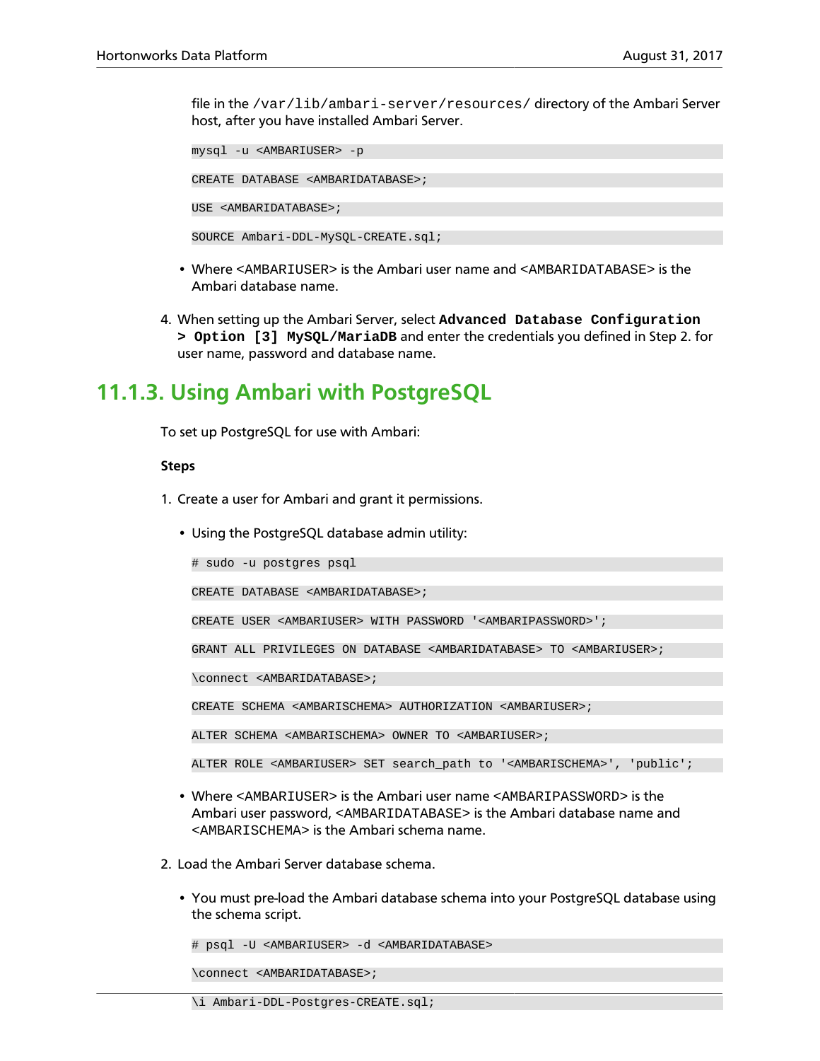file in the `/var/lib/ambari-server/resources/` directory of the Ambari Server host, after you have installed Ambari Server.

```
mysql -u <AMBARIUSER> -p

CREATE DATABASE <AMBARIDATABASE>;

USE <AMBARIDATABASE>;

SOURCE Ambari-DDL-MySQL-CREATE.sql;
```

- Where <AMBARIUSER> is the Ambari user name and <AMBARIDATABASE> is the Ambari database name.

4. When setting up the Ambari Server, select **`Advanced Database Configuration > Option [3] MySQL/MariaDB`** and enter the credentials you defined in Step 2. for user name, password and database name.

## 11.1.3. Using Ambari with PostgreSQL

To set up PostgreSQL for use with Ambari:

**Steps**

1. Create a user for Ambari and grant it permissions.

   - Using the PostgreSQL database admin utility:

   ```
   # sudo -u postgres psql

   CREATE DATABASE <AMBARIDATABASE>;

   CREATE USER <AMBARIUSER> WITH PASSWORD '<AMBARIPASSWORD>';

   GRANT ALL PRIVILEGES ON DATABASE <AMBARIDATABASE> TO <AMBARIUSER>;

   \connect <AMBARIDATABASE>;

   CREATE SCHEMA <AMBARISCHEMA> AUTHORIZATION <AMBARIUSER>;

   ALTER SCHEMA <AMBARISCHEMA> OWNER TO <AMBARIUSER>;

   ALTER ROLE <AMBARIUSER> SET search_path to '<AMBARISCHEMA>', 'public';
   ```

   - Where <AMBARIUSER> is the Ambari user name <AMBARIPASSWORD> is the Ambari user password, <AMBARIDATABASE> is the Ambari database name and <AMBARISCHEMA> is the Ambari schema name.

2. Load the Ambari Server database schema.

   - You must pre-load the Ambari database schema into your PostgreSQL database using the schema script.

   ```
   # psql -U <AMBARIUSER> -d <AMBARIDATABASE>

   \connect <AMBARIDATABASE>;

   \i Ambari-DDL-Postgres-CREATE.sql;
   ```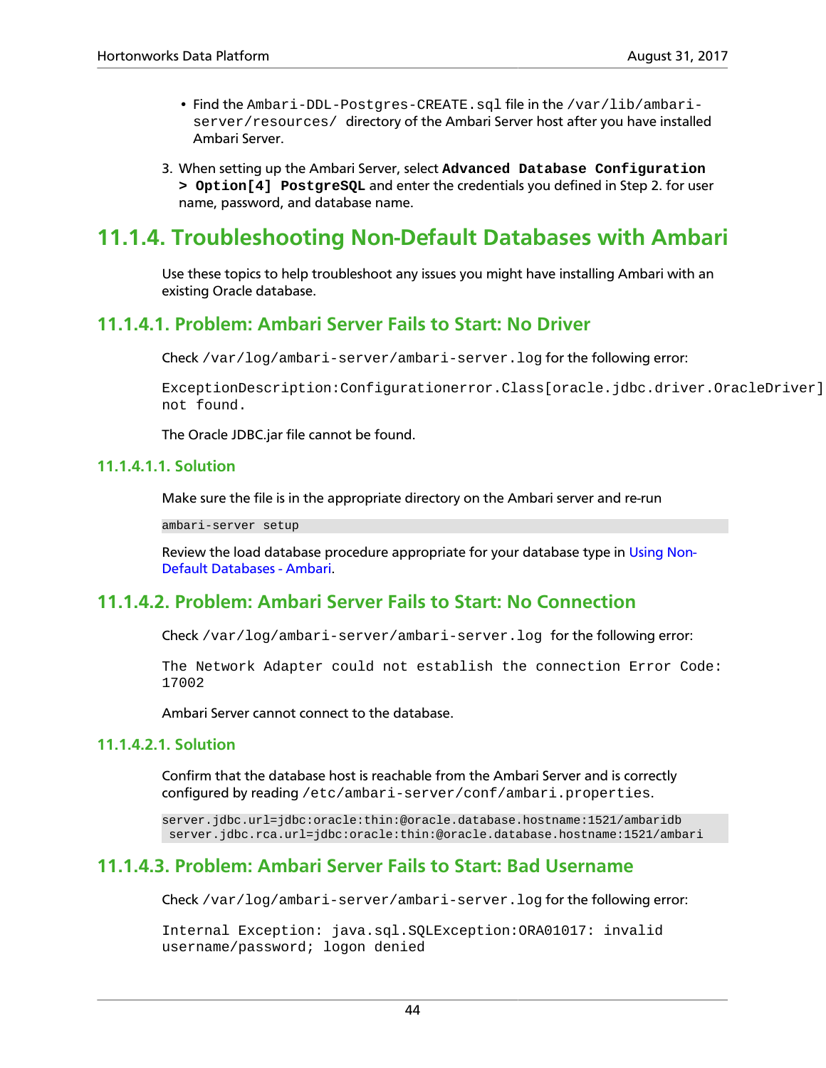- Find the `Ambari-DDL-Postgres-CREATE.sql` file in the `/var/lib/ambari-server/resources/` directory of the Ambari Server host after you have installed Ambari Server.

3. When setting up the Ambari Server, select **Advanced Database Configuration > Option[4] PostgreSQL** and enter the credentials you defined in Step 2. for user name, password, and database name.

## 11.1.4. Troubleshooting Non-Default Databases with Ambari

Use these topics to help troubleshoot any issues you might have installing Ambari with an existing Oracle database.

### 11.1.4.1. Problem: Ambari Server Fails to Start: No Driver

Check `/var/log/ambari-server/ambari-server.log` for the following error:

```
ExceptionDescription:Configurationerror.Class[oracle.jdbc.driver.OracleDriver]
not found.
```

The Oracle JDBC.jar file cannot be found.

#### 11.1.4.1.1. Solution

Make sure the file is in the appropriate directory on the Ambari server and re-run

```
ambari-server setup
```

Review the load database procedure appropriate for your database type in Using Non-Default Databases - Ambari.

### 11.1.4.2. Problem: Ambari Server Fails to Start: No Connection

Check `/var/log/ambari-server/ambari-server.log` for the following error:

```
The Network Adapter could not establish the connection Error Code:
17002
```

Ambari Server cannot connect to the database.

#### 11.1.4.2.1. Solution

Confirm that the database host is reachable from the Ambari Server and is correctly configured by reading `/etc/ambari-server/conf/ambari.properties`.

```
server.jdbc.url=jdbc:oracle:thin:@oracle.database.hostname:1521/ambaridb
 server.jdbc.rca.url=jdbc:oracle:thin:@oracle.database.hostname:1521/ambari
```

### 11.1.4.3. Problem: Ambari Server Fails to Start: Bad Username

Check `/var/log/ambari-server/ambari-server.log` for the following error:

```
Internal Exception: java.sql.SQLException:ORA01017: invalid
username/password; logon denied
```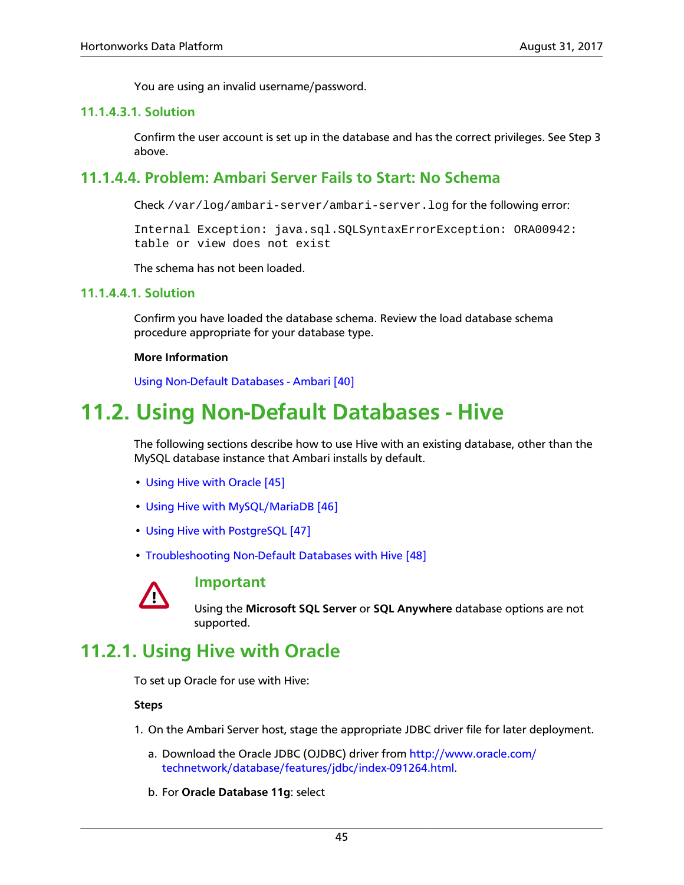You are using an invalid username/password.

##### 11.1.4.3.1. Solution

Confirm the user account is set up in the database and has the correct privileges. See Step 3 above.

#### 11.1.4.4. Problem: Ambari Server Fails to Start: No Schema

Check `/var/log/ambari-server/ambari-server.log` for the following error:

```
Internal Exception: java.sql.SQLSyntaxErrorException: ORA00942:
table or view does not exist
```

The schema has not been loaded.

##### 11.1.4.4.1. Solution

Confirm you have loaded the database schema. Review the load database schema procedure appropriate for your database type.

**More Information**

Using Non-Default Databases - Ambari [40]

## 11.2. Using Non-Default Databases - Hive

The following sections describe how to use Hive with an existing database, other than the MySQL database instance that Ambari installs by default.

- Using Hive with Oracle [45]
- Using Hive with MySQL/MariaDB [46]
- Using Hive with PostgreSQL [47]
- Troubleshooting Non-Default Databases with Hive [48]

> **Important**
>
> Using the **Microsoft SQL Server** or **SQL Anywhere** database options are not supported.

### 11.2.1. Using Hive with Oracle

To set up Oracle for use with Hive:

**Steps**

1. On the Ambari Server host, stage the appropriate JDBC driver file for later deployment.

   a. Download the Oracle JDBC (OJDBC) driver from http://www.oracle.com/technetwork/database/features/jdbc/index-091264.html.

   b. For **Oracle Database 11g**: select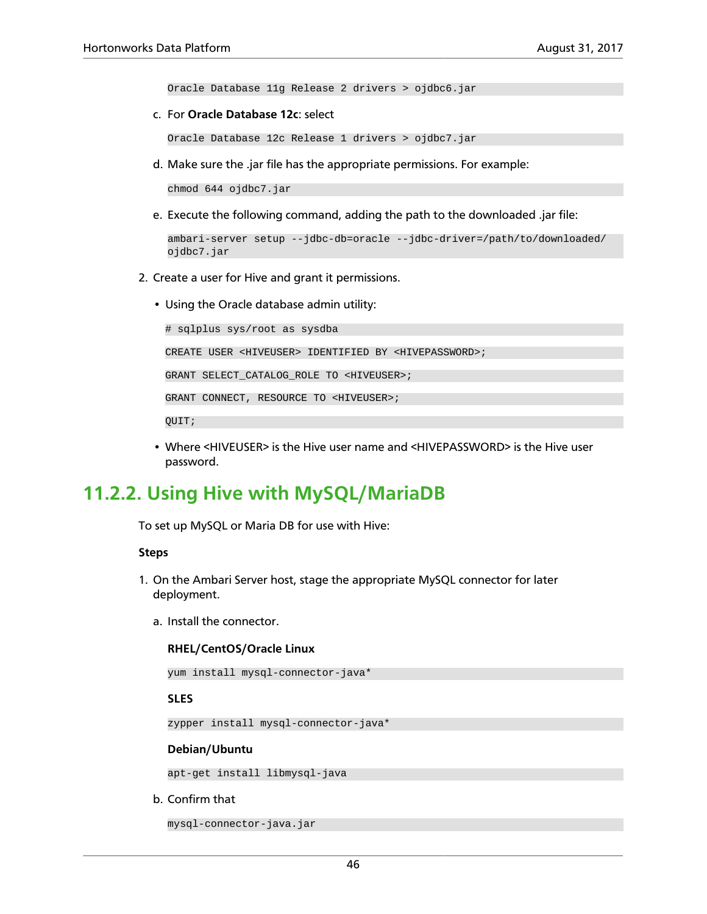```
Oracle Database 11g Release 2 drivers > ojdbc6.jar
```

c. For **Oracle Database 12c**: select

```
Oracle Database 12c Release 1 drivers > ojdbc7.jar
```

d. Make sure the .jar file has the appropriate permissions. For example:

```
chmod 644 ojdbc7.jar
```

e. Execute the following command, adding the path to the downloaded .jar file:

```
ambari-server setup --jdbc-db=oracle --jdbc-driver=/path/to/downloaded/
ojdbc7.jar
```

2. Create a user for Hive and grant it permissions.

   - Using the Oracle database admin utility:

```
# sqlplus sys/root as sysdba
```

```
CREATE USER <HIVEUSER> IDENTIFIED BY <HIVEPASSWORD>;
```

```
GRANT SELECT_CATALOG_ROLE TO <HIVEUSER>;
```

```
GRANT CONNECT, RESOURCE TO <HIVEUSER>;
```

```
QUIT;
```

   - Where <HIVEUSER> is the Hive user name and <HIVEPASSWORD> is the Hive user password.

## 11.2.2. Using Hive with MySQL/MariaDB

To set up MySQL or Maria DB for use with Hive:

**Steps**

1. On the Ambari Server host, stage the appropriate MySQL connector for later deployment.

   a. Install the connector.

   **RHEL/CentOS/Oracle Linux**

```
yum install mysql-connector-java*
```

   **SLES**

```
zypper install mysql-connector-java*
```

   **Debian/Ubuntu**

```
apt-get install libmysql-java
```

   b. Confirm that

```
mysql-connector-java.jar
```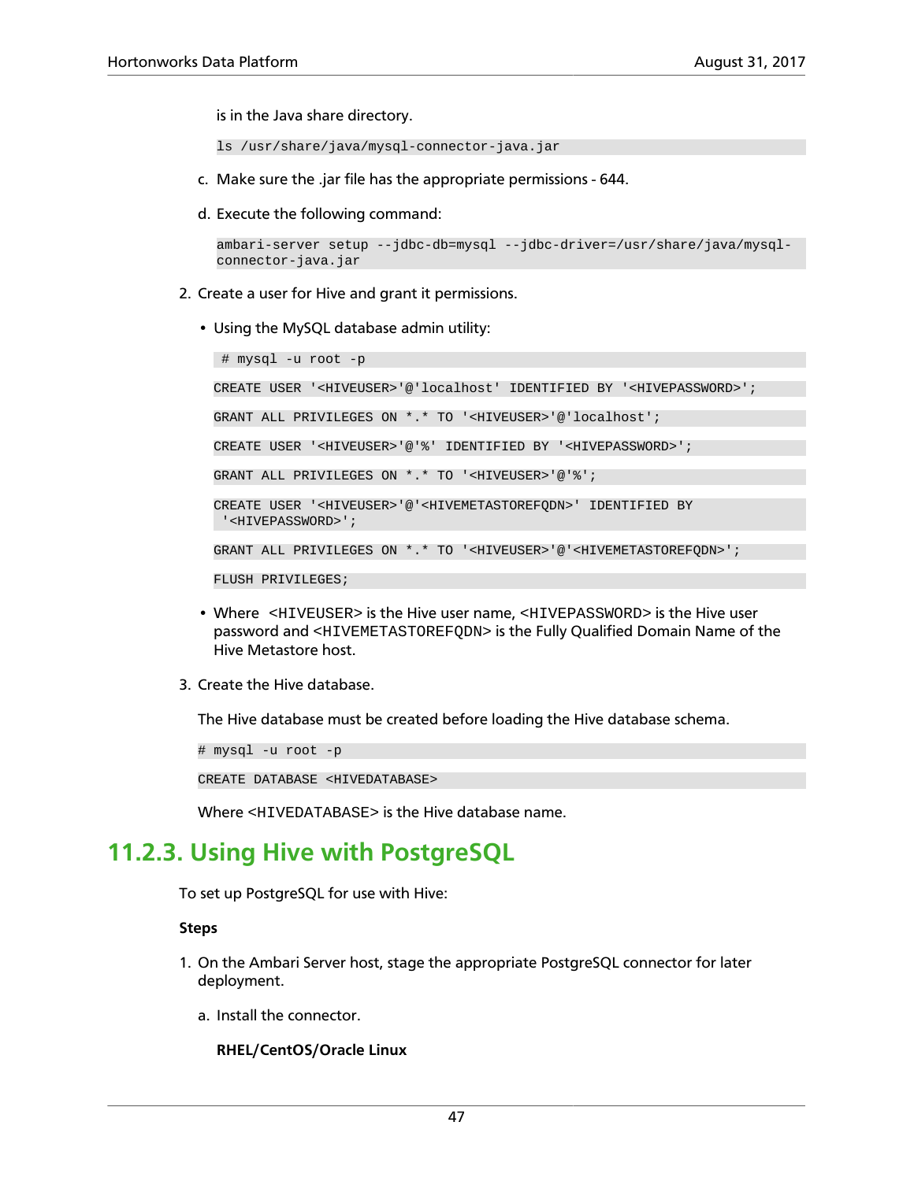is in the Java share directory.

```
ls /usr/share/java/mysql-connector-java.jar
```

c. Make sure the .jar file has the appropriate permissions - 644.

d. Execute the following command:

```
ambari-server setup --jdbc-db=mysql --jdbc-driver=/usr/share/java/mysql-connector-java.jar
```

2. Create a user for Hive and grant it permissions.

   - Using the MySQL database admin utility:

```
# mysql -u root -p
```

```
CREATE USER '<HIVEUSER>'@'localhost' IDENTIFIED BY '<HIVEPASSWORD>';
```

```
GRANT ALL PRIVILEGES ON *.* TO '<HIVEUSER>'@'localhost';
```

```
CREATE USER '<HIVEUSER>'@'%' IDENTIFIED BY '<HIVEPASSWORD>';
```

```
GRANT ALL PRIVILEGES ON *.* TO '<HIVEUSER>'@'%';
```

```
CREATE USER '<HIVEUSER>'@'<HIVEMETASTOREFQDN>' IDENTIFIED BY
 '<HIVEPASSWORD>';
```

```
GRANT ALL PRIVILEGES ON *.* TO '<HIVEUSER>'@'<HIVEMETASTOREFQDN>';
```

```
FLUSH PRIVILEGES;
```

   - Where <HIVEUSER> is the Hive user name, <HIVEPASSWORD> is the Hive user password and <HIVEMETASTOREFQDN> is the Fully Qualified Domain Name of the Hive Metastore host.

3. Create the Hive database.

   The Hive database must be created before loading the Hive database schema.

```
# mysql -u root -p
```

```
CREATE DATABASE <HIVEDATABASE>
```

   Where <HIVEDATABASE> is the Hive database name.

## 11.2.3. Using Hive with PostgreSQL

To set up PostgreSQL for use with Hive:

**Steps**

1. On the Ambari Server host, stage the appropriate PostgreSQL connector for later deployment.

   a. Install the connector.

   **RHEL/CentOS/Oracle Linux**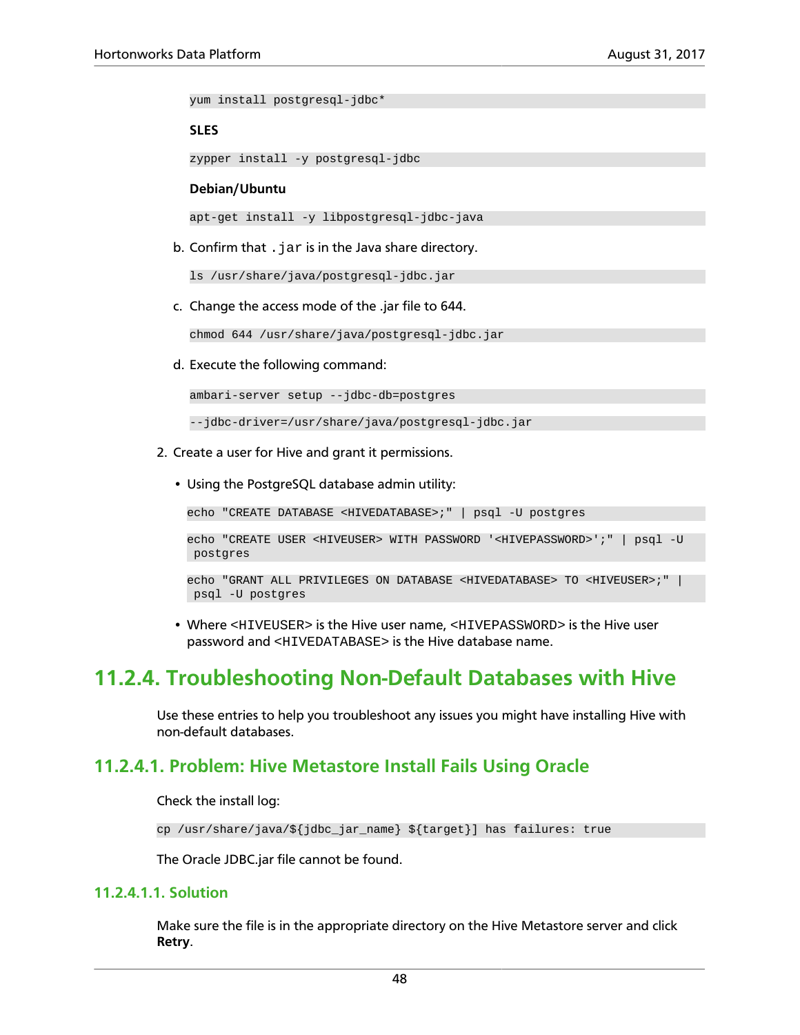```
yum install postgresql-jdbc*
```

**SLES**

```
zypper install -y postgresql-jdbc
```

**Debian/Ubuntu**

```
apt-get install -y libpostgresql-jdbc-java
```

b. Confirm that `.jar` is in the Java share directory.

```
ls /usr/share/java/postgresql-jdbc.jar
```

c. Change the access mode of the .jar file to 644.

```
chmod 644 /usr/share/java/postgresql-jdbc.jar
```

d. Execute the following command:

```
ambari-server setup --jdbc-db=postgres
```

```
--jdbc-driver=/usr/share/java/postgresql-jdbc.jar
```

2. Create a user for Hive and grant it permissions.

- Using the PostgreSQL database admin utility:

```
echo "CREATE DATABASE <HIVEDATABASE>;" | psql -U postgres
```

```
echo "CREATE USER <HIVEUSER> WITH PASSWORD '<HIVEPASSWORD>';" | psql -U
 postgres
```

```
echo "GRANT ALL PRIVILEGES ON DATABASE <HIVEDATABASE> TO <HIVEUSER>;" |
 psql -U postgres
```

- Where `<HIVEUSER>` is the Hive user name, `<HIVEPASSWORD>` is the Hive user password and `<HIVEDATABASE>` is the Hive database name.

## 11.2.4. Troubleshooting Non-Default Databases with Hive

Use these entries to help you troubleshoot any issues you might have installing Hive with non-default databases.

### 11.2.4.1. Problem: Hive Metastore Install Fails Using Oracle

Check the install log:

```
cp /usr/share/java/${jdbc_jar_name} ${target}] has failures: true
```

The Oracle JDBC.jar file cannot be found.

#### 11.2.4.1.1. Solution

Make sure the file is in the appropriate directory on the Hive Metastore server and click **Retry**.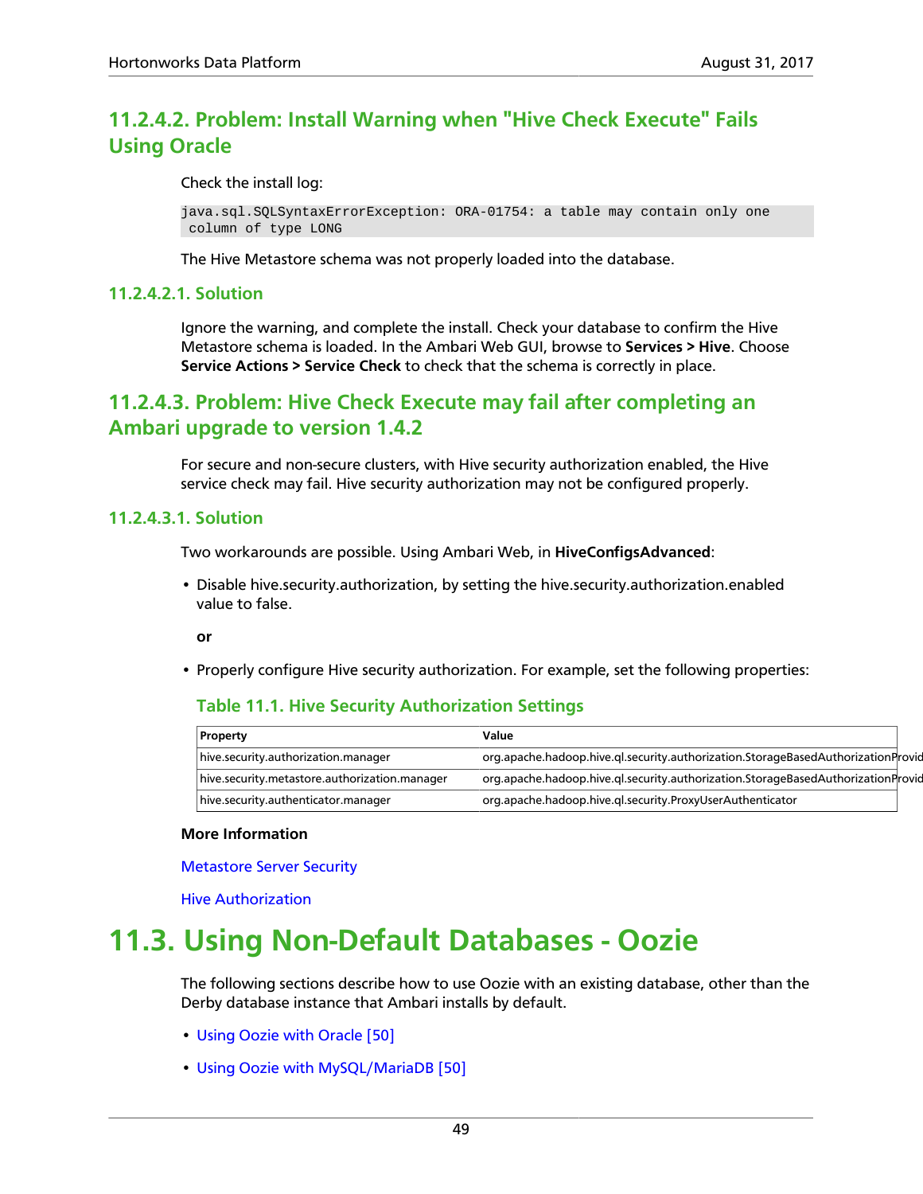### 11.2.4.2. Problem: Install Warning when "Hive Check Execute" Fails Using Oracle

Check the install log:

```
java.sql.SQLSyntaxErrorException: ORA-01754: a table may contain only one
 column of type LONG
```

The Hive Metastore schema was not properly loaded into the database.

#### 11.2.4.2.1. Solution

Ignore the warning, and complete the install. Check your database to confirm the Hive Metastore schema is loaded. In the Ambari Web GUI, browse to **Services > Hive**. Choose **Service Actions > Service Check** to check that the schema is correctly in place.

### 11.2.4.3. Problem: Hive Check Execute may fail after completing an Ambari upgrade to version 1.4.2

For secure and non-secure clusters, with Hive security authorization enabled, the Hive service check may fail. Hive security authorization may not be configured properly.

#### 11.2.4.3.1. Solution

Two workarounds are possible. Using Ambari Web, in **HiveConfigsAdvanced**:

- Disable hive.security.authorization, by setting the hive.security.authorization.enabled value to false.

  **or**

- Properly configure Hive security authorization. For example, set the following properties:

**Table 11.1. Hive Security Authorization Settings**

| Property | Value |
| --- | --- |
| hive.security.authorization.manager | org.apache.hadoop.hive.ql.security.authorization.StorageBasedAuthorizationProvid |
| hive.security.metastore.authorization.manager | org.apache.hadoop.hive.ql.security.authorization.StorageBasedAuthorizationProvid |
| hive.security.authenticator.manager | org.apache.hadoop.hive.ql.security.ProxyUserAuthenticator |

**More Information**

Metastore Server Security

Hive Authorization

## 11.3. Using Non-Default Databases - Oozie

The following sections describe how to use Oozie with an existing database, other than the Derby database instance that Ambari installs by default.

- Using Oozie with Oracle [50]
- Using Oozie with MySQL/MariaDB [50]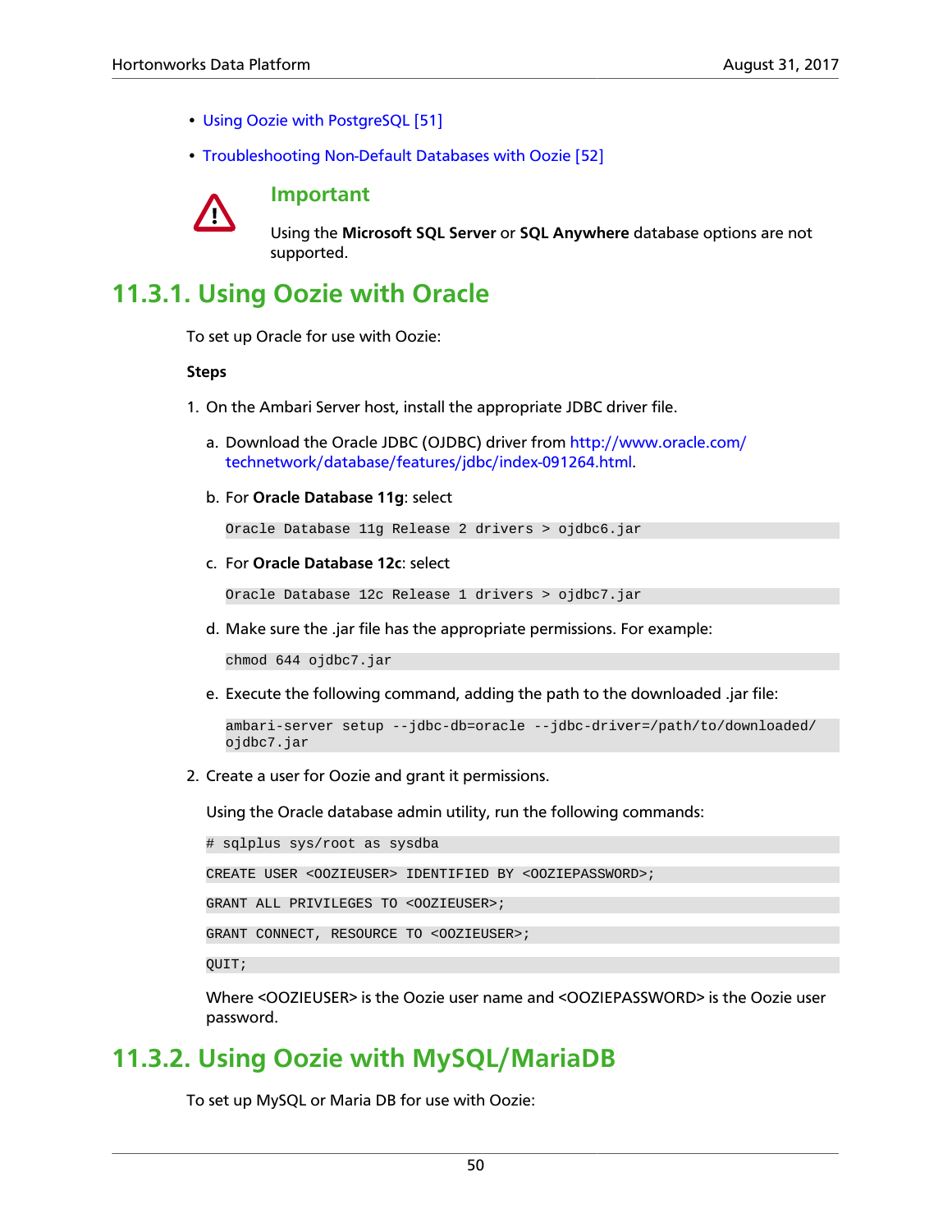- Using Oozie with PostgreSQL [51]
- Troubleshooting Non-Default Databases with Oozie [52]

> **Important**
>
> Using the **Microsoft SQL Server** or **SQL Anywhere** database options are not supported.

## 11.3.1. Using Oozie with Oracle

To set up Oracle for use with Oozie:

**Steps**

1. On the Ambari Server host, install the appropriate JDBC driver file.

   a. Download the Oracle JDBC (OJDBC) driver from http://www.oracle.com/technetwork/database/features/jdbc/index-091264.html.

   b. For **Oracle Database 11g**: select

   ```
   Oracle Database 11g Release 2 drivers > ojdbc6.jar
   ```

   c. For **Oracle Database 12c**: select

   ```
   Oracle Database 12c Release 1 drivers > ojdbc7.jar
   ```

   d. Make sure the .jar file has the appropriate permissions. For example:

   ```
   chmod 644 ojdbc7.jar
   ```

   e. Execute the following command, adding the path to the downloaded .jar file:

   ```
   ambari-server setup --jdbc-db=oracle --jdbc-driver=/path/to/downloaded/
   ojdbc7.jar
   ```

2. Create a user for Oozie and grant it permissions.

   Using the Oracle database admin utility, run the following commands:

   ```
   # sqlplus sys/root as sysdba
   ```

   ```
   CREATE USER <OOZIEUSER> IDENTIFIED BY <OOZIEPASSWORD>;
   ```

   ```
   GRANT ALL PRIVILEGES TO <OOZIEUSER>;
   ```

   ```
   GRANT CONNECT, RESOURCE TO <OOZIEUSER>;
   ```

   ```
   QUIT;
   ```

   Where <OOZIEUSER> is the Oozie user name and <OOZIEPASSWORD> is the Oozie user password.

## 11.3.2. Using Oozie with MySQL/MariaDB

To set up MySQL or Maria DB for use with Oozie: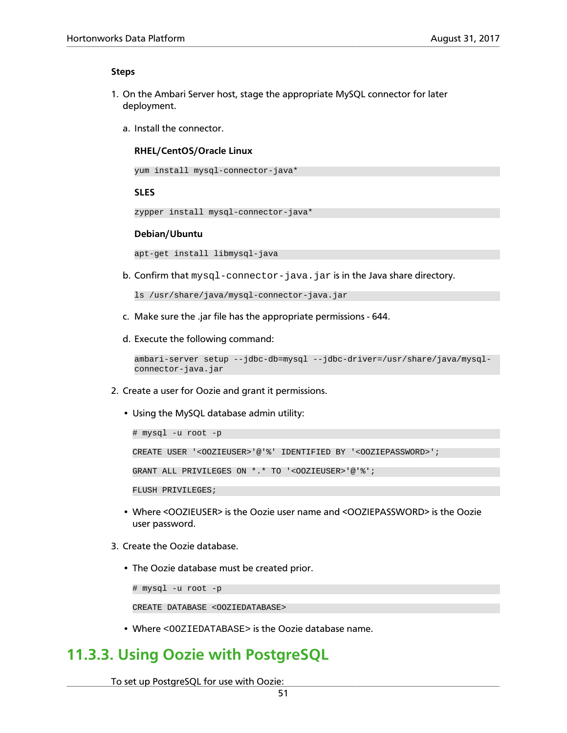**Steps**

1. On the Ambari Server host, stage the appropriate MySQL connector for later deployment.

   a. Install the connector.

      **RHEL/CentOS/Oracle Linux**

      ```
      yum install mysql-connector-java*
      ```

      **SLES**

      ```
      zypper install mysql-connector-java*
      ```

      **Debian/Ubuntu**

      ```
      apt-get install libmysql-java
      ```

   b. Confirm that `mysql-connector-java.jar` is in the Java share directory.

      ```
      ls /usr/share/java/mysql-connector-java.jar
      ```

   c. Make sure the .jar file has the appropriate permissions - 644.

   d. Execute the following command:

      ```
      ambari-server setup --jdbc-db=mysql --jdbc-driver=/usr/share/java/mysql-connector-java.jar
      ```

2. Create a user for Oozie and grant it permissions.

   - Using the MySQL database admin utility:

     ```
     # mysql -u root -p
     
     CREATE USER '<OOZIEUSER>'@'%' IDENTIFIED BY '<OOZIEPASSWORD>';
     
     GRANT ALL PRIVILEGES ON *.* TO '<OOZIEUSER>'@'%';
     
     FLUSH PRIVILEGES;
     ```

   - Where <OOZIEUSER> is the Oozie user name and <OOZIEPASSWORD> is the Oozie user password.

3. Create the Oozie database.

   - The Oozie database must be created prior.

     ```
     # mysql -u root -p
     
     CREATE DATABASE <OOZIEDATABASE>
     ```

   - Where `<OOZIEDATABASE>` is the Oozie database name.

## 11.3.3. Using Oozie with PostgreSQL

To set up PostgreSQL for use with Oozie: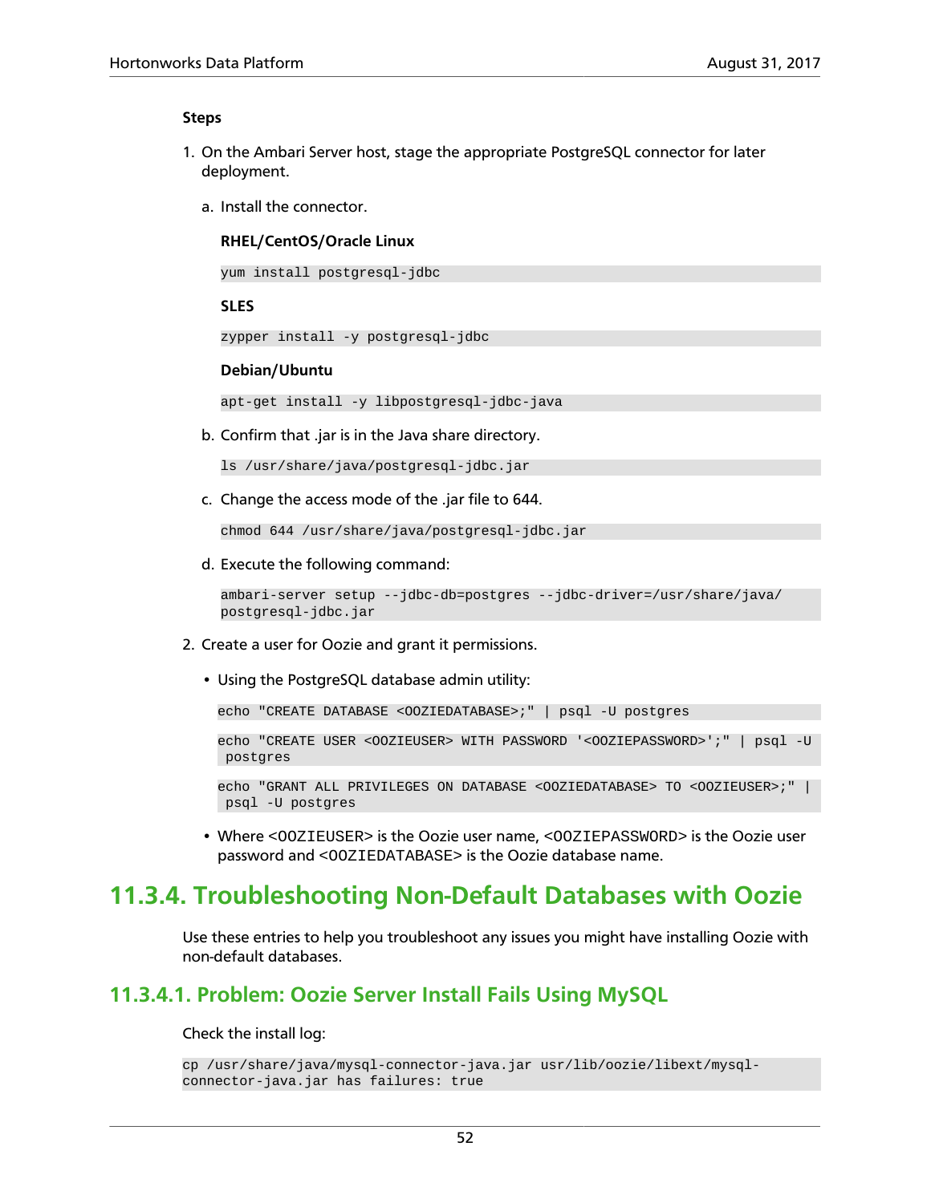**Steps**

1. On the Ambari Server host, stage the appropriate PostgreSQL connector for later deployment.

   a. Install the connector.

      **RHEL/CentOS/Oracle Linux**

      ```
      yum install postgresql-jdbc
      ```

      **SLES**

      ```
      zypper install -y postgresql-jdbc
      ```

      **Debian/Ubuntu**

      ```
      apt-get install -y libpostgresql-jdbc-java
      ```

   b. Confirm that .jar is in the Java share directory.

      ```
      ls /usr/share/java/postgresql-jdbc.jar
      ```

   c. Change the access mode of the .jar file to 644.

      ```
      chmod 644 /usr/share/java/postgresql-jdbc.jar
      ```

   d. Execute the following command:

      ```
      ambari-server setup --jdbc-db=postgres --jdbc-driver=/usr/share/java/
      postgresql-jdbc.jar
      ```

2. Create a user for Oozie and grant it permissions.

   - Using the PostgreSQL database admin utility:

     ```
     echo "CREATE DATABASE <OOZIEDATABASE>;" | psql -U postgres
     ```

     ```
     echo "CREATE USER <OOZIEUSER> WITH PASSWORD '<OOZIEPASSWORD>';" | psql -U
      postgres
     ```

     ```
     echo "GRANT ALL PRIVILEGES ON DATABASE <OOZIEDATABASE> TO <OOZIEUSER>;" |
      psql -U postgres
     ```

   - Where `<OOZIEUSER>` is the Oozie user name, `<OOZIEPASSWORD>` is the Oozie user password and `<OOZIEDATABASE>` is the Oozie database name.

## 11.3.4. Troubleshooting Non-Default Databases with Oozie

Use these entries to help you troubleshoot any issues you might have installing Oozie with non-default databases.

### 11.3.4.1. Problem: Oozie Server Install Fails Using MySQL

Check the install log:

```
cp /usr/share/java/mysql-connector-java.jar usr/lib/oozie/libext/mysql-
connector-java.jar has failures: true
```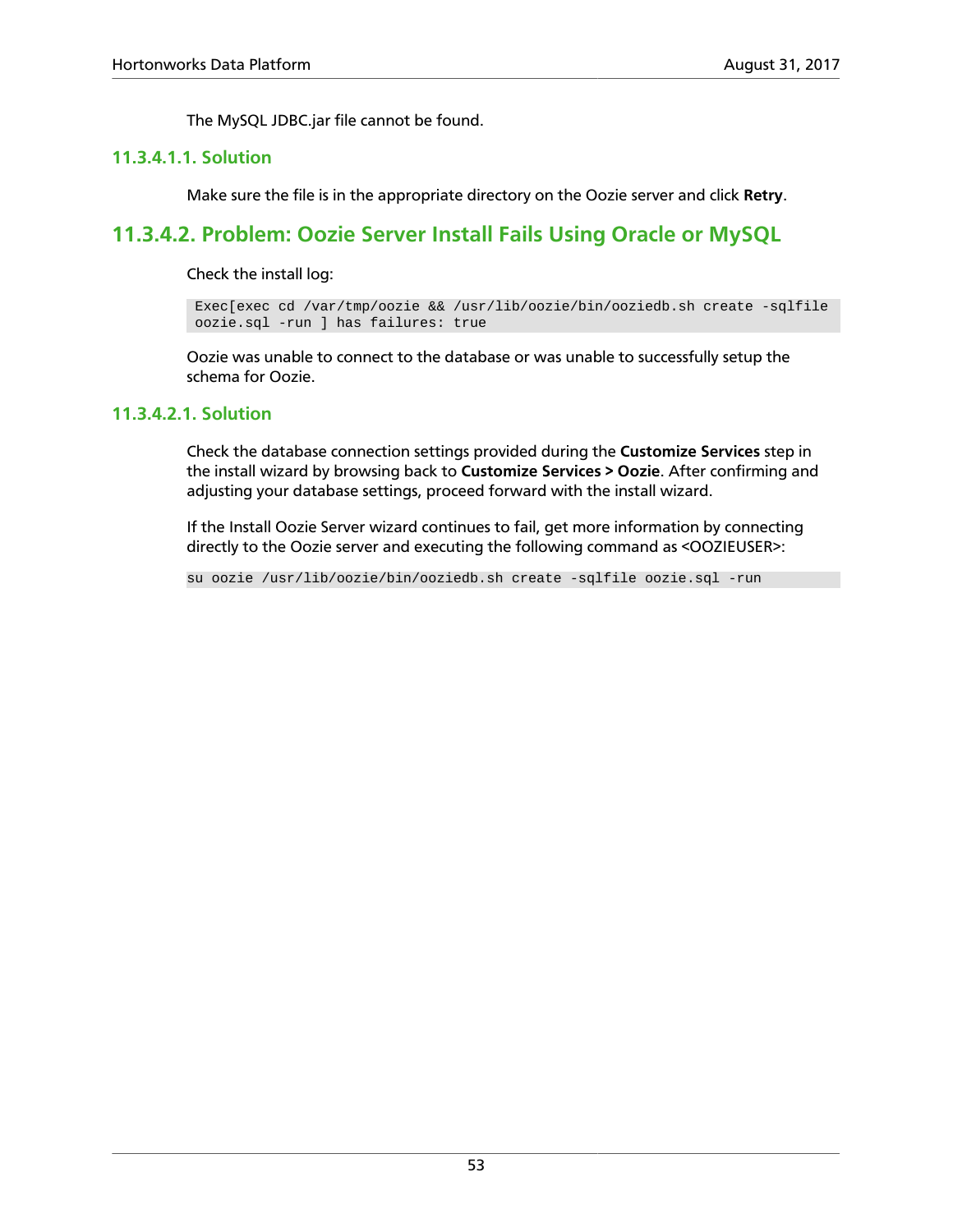The MySQL JDBC.jar file cannot be found.

#### 11.3.4.1.1. Solution

Make sure the file is in the appropriate directory on the Oozie server and click **Retry**.

### 11.3.4.2. Problem: Oozie Server Install Fails Using Oracle or MySQL

Check the install log:

```
Exec[exec cd /var/tmp/oozie && /usr/lib/oozie/bin/ooziedb.sh create -sqlfile
oozie.sql -run ] has failures: true
```

Oozie was unable to connect to the database or was unable to successfully setup the schema for Oozie.

#### 11.3.4.2.1. Solution

Check the database connection settings provided during the **Customize Services** step in the install wizard by browsing back to **Customize Services > Oozie**. After confirming and adjusting your database settings, proceed forward with the install wizard.

If the Install Oozie Server wizard continues to fail, get more information by connecting directly to the Oozie server and executing the following command as <OOZIEUSER>:

```
su oozie /usr/lib/oozie/bin/ooziedb.sh create -sqlfile oozie.sql -run
```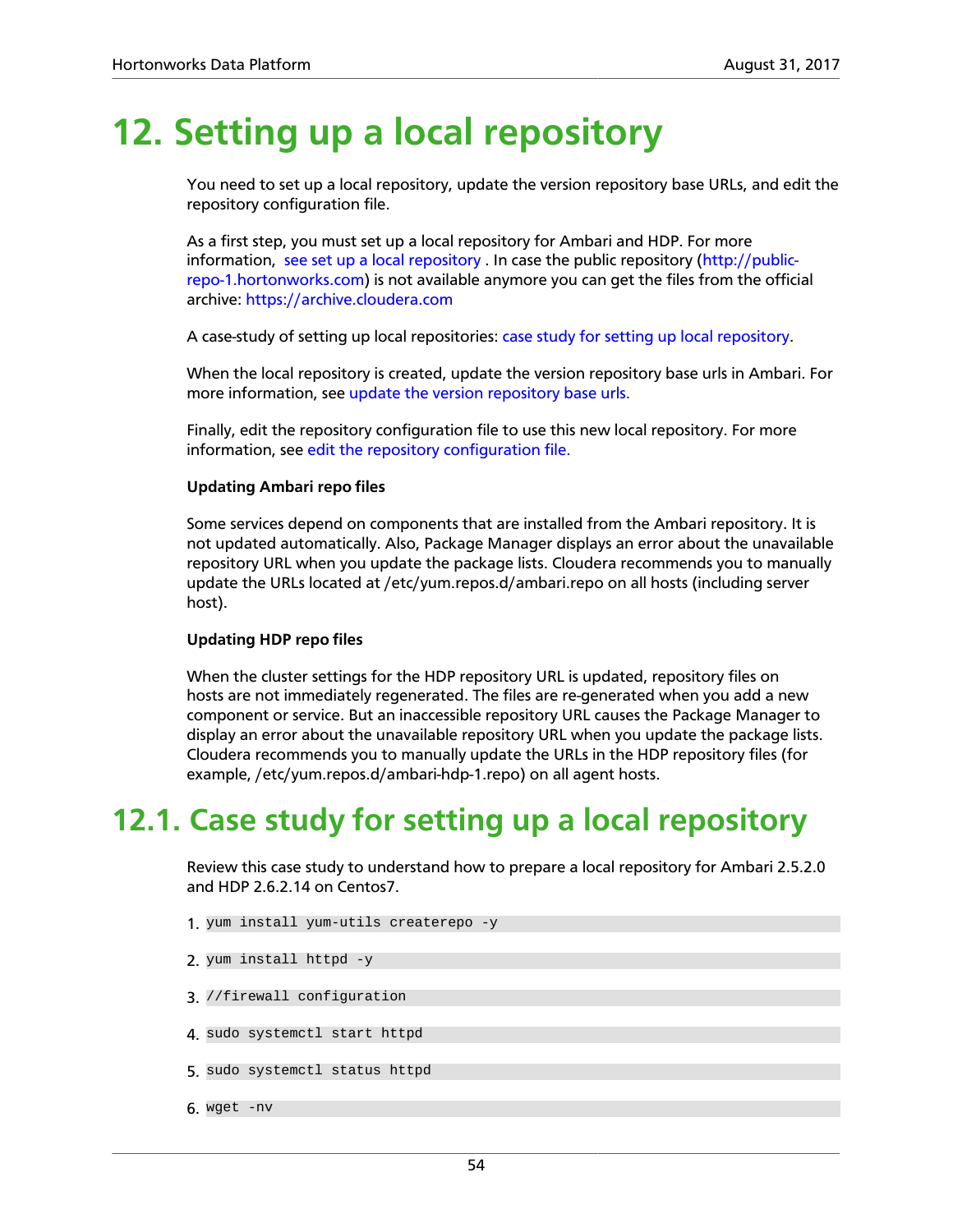# 12. Setting up a local repository

You need to set up a local repository, update the version repository base URLs, and edit the repository configuration file.

As a first step, you must set up a local repository for Ambari and HDP. For more information, see set up a local repository. In case the public repository (http://public-repo-1.hortonworks.com) is not available anymore you can get the files from the official archive: https://archive.cloudera.com

A case-study of setting up local repositories: case study for setting up local repository.

When the local repository is created, update the version repository base urls in Ambari. For more information, see update the version repository base urls.

Finally, edit the repository configuration file to use this new local repository. For more information, see edit the repository configuration file.

**Updating Ambari repo files**

Some services depend on components that are installed from the Ambari repository. It is not updated automatically. Also, Package Manager displays an error about the unavailable repository URL when you update the package lists. Cloudera recommends you to manually update the URLs located at /etc/yum.repos.d/ambari.repo on all hosts (including server host).

**Updating HDP repo files**

When the cluster settings for the HDP repository URL is updated, repository files on hosts are not immediately regenerated. The files are re-generated when you add a new component or service. But an inaccessible repository URL causes the Package Manager to display an error about the unavailable repository URL when you update the package lists. Cloudera recommends you to manually update the URLs in the HDP repository files (for example, /etc/yum.repos.d/ambari-hdp-1.repo) on all agent hosts.

## 12.1. Case study for setting up a local repository

Review this case study to understand how to prepare a local repository for Ambari 2.5.2.0 and HDP 2.6.2.14 on Centos7.

1. `yum install yum-utils createrepo -y`
2. `yum install httpd -y`
3. `//firewall configuration`
4. `sudo systemctl start httpd`
5. `sudo systemctl status httpd`
6. `wget -nv`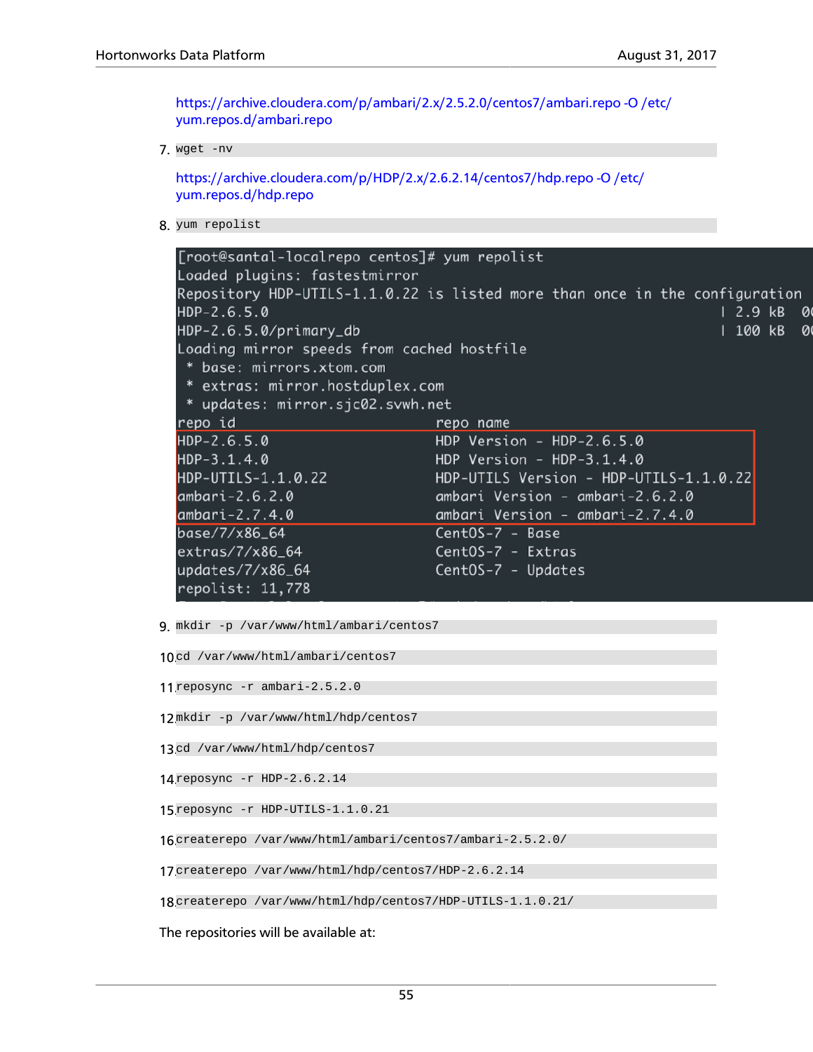https://archive.cloudera.com/p/ambari/2.x/2.5.2.0/centos7/ambari.repo -O /etc/yum.repos.d/ambari.repo

7. `wget -nv`

   https://archive.cloudera.com/p/HDP/2.x/2.6.2.14/centos7/hdp.repo -O /etc/yum.repos.d/hdp.repo

8. `yum repolist`

```
[root@santal-localrepo centos]# yum repolist
Loaded plugins: fastestmirror
Repository HDP-UTILS-1.1.0.22 is listed more than once in the configuration
HDP-2.6.5.0                                                   | 2.9 kB  00
HDP-2.6.5.0/primary_db                                        | 100 kB  00
Loading mirror speeds from cached hostfile
 * base: mirrors.xtom.com
 * extras: mirror.hostduplex.com
 * updates: mirror.sjc02.svwh.net
repo id                       repo name
HDP-2.6.5.0                   HDP Version - HDP-2.6.5.0
HDP-3.1.4.0                   HDP Version - HDP-3.1.4.0
HDP-UTILS-1.1.0.22            HDP-UTILS Version - HDP-UTILS-1.1.0.22
ambari-2.6.2.0                ambari Version - ambari-2.6.2.0
ambari-2.7.4.0                ambari Version - ambari-2.7.4.0
base/7/x86_64                 CentOS-7 - Base
extras/7/x86_64               CentOS-7 - Extras
updates/7/x86_64              CentOS-7 - Updates
repolist: 11,778
```

9. `mkdir -p /var/www/html/ambari/centos7`

10. `cd /var/www/html/ambari/centos7`

11. `reposync -r ambari-2.5.2.0`

12. `mkdir -p /var/www/html/hdp/centos7`

13. `cd /var/www/html/hdp/centos7`

14. `reposync -r HDP-2.6.2.14`

15. `reposync -r HDP-UTILS-1.1.0.21`

16. `createrepo /var/www/html/ambari/centos7/ambari-2.5.2.0/`

17. `createrepo /var/www/html/hdp/centos7/HDP-2.6.2.14`

18. `createrepo /var/www/html/hdp/centos7/HDP-UTILS-1.1.0.21/`

The repositories will be available at: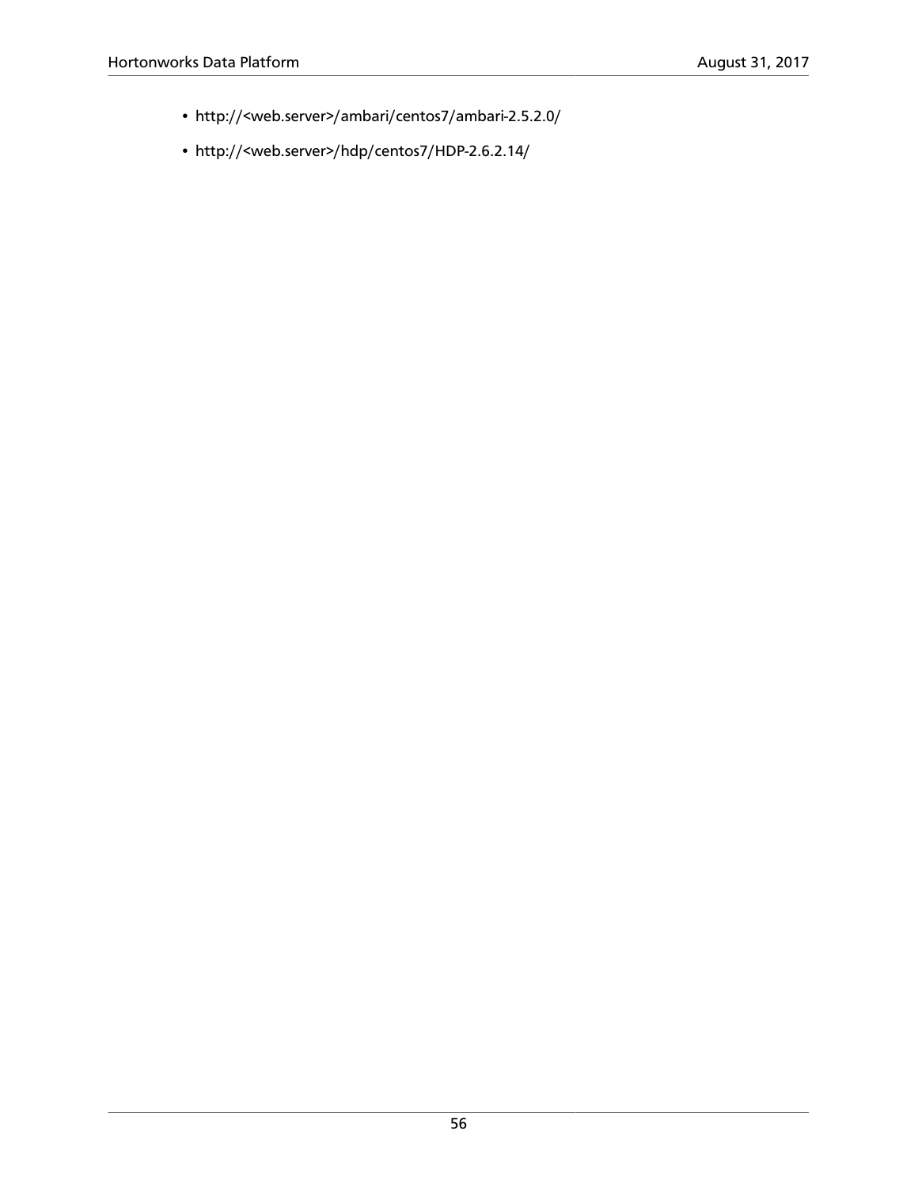- http://<web.server>/ambari/centos7/ambari-2.5.2.0/
- http://<web.server>/hdp/centos7/HDP-2.6.2.14/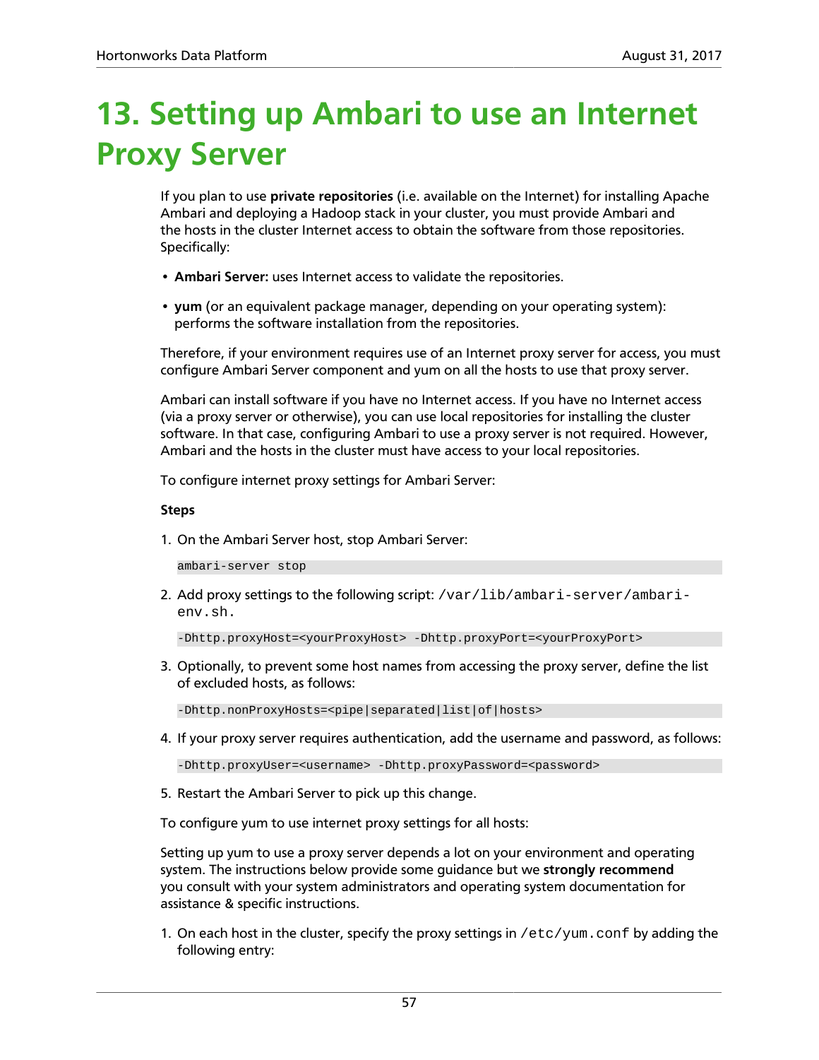# 13. Setting up Ambari to use an Internet Proxy Server

If you plan to use **private repositories** (i.e. available on the Internet) for installing Apache Ambari and deploying a Hadoop stack in your cluster, you must provide Ambari and the hosts in the cluster Internet access to obtain the software from those repositories. Specifically:

- **Ambari Server:** uses Internet access to validate the repositories.
- **yum** (or an equivalent package manager, depending on your operating system): performs the software installation from the repositories.

Therefore, if your environment requires use of an Internet proxy server for access, you must configure Ambari Server component and yum on all the hosts to use that proxy server.

Ambari can install software if you have no Internet access. If you have no Internet access (via a proxy server or otherwise), you can use local repositories for installing the cluster software. In that case, configuring Ambari to use a proxy server is not required. However, Ambari and the hosts in the cluster must have access to your local repositories.

To configure internet proxy settings for Ambari Server:

**Steps**

1. On the Ambari Server host, stop Ambari Server:

```
ambari-server stop
```

2. Add proxy settings to the following script: `/var/lib/ambari-server/ambari-env.sh.`

```
-Dhttp.proxyHost=<yourProxyHost> -Dhttp.proxyPort=<yourProxyPort>
```

3. Optionally, to prevent some host names from accessing the proxy server, define the list of excluded hosts, as follows:

```
-Dhttp.nonProxyHosts=<pipe|separated|list|of|hosts>
```

4. If your proxy server requires authentication, add the username and password, as follows:

```
-Dhttp.proxyUser=<username> -Dhttp.proxyPassword=<password>
```

5. Restart the Ambari Server to pick up this change.

To configure yum to use internet proxy settings for all hosts:

Setting up yum to use a proxy server depends a lot on your environment and operating system. The instructions below provide some guidance but we **strongly recommend** you consult with your system administrators and operating system documentation for assistance & specific instructions.

1. On each host in the cluster, specify the proxy settings in `/etc/yum.conf` by adding the following entry: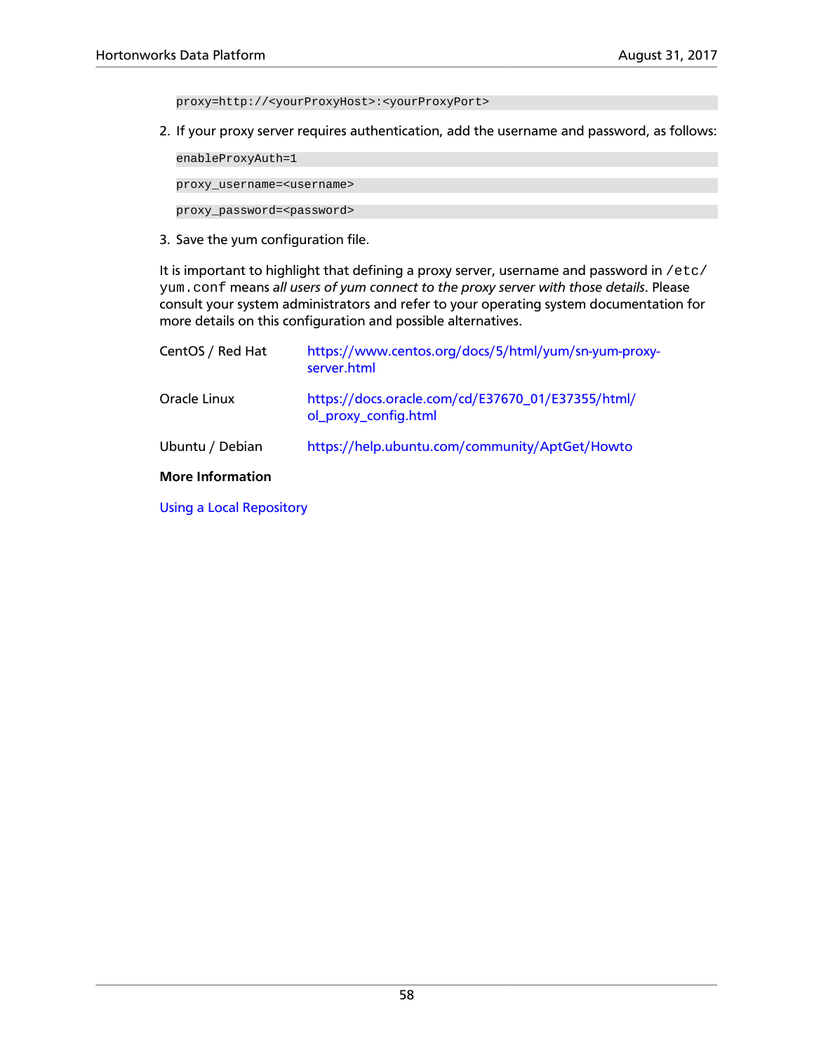```
proxy=http://<yourProxyHost>:<yourProxyPort>
```

2. If your proxy server requires authentication, add the username and password, as follows:

```
enableProxyAuth=1
```

```
proxy_username=<username>
```

```
proxy_password=<password>
```

3. Save the yum configuration file.

It is important to highlight that defining a proxy server, username and password in `/etc/yum.conf` means *all users of yum connect to the proxy server with those details*. Please consult your system administrators and refer to your operating system documentation for more details on this configuration and possible alternatives.

| | |
|---|---|
| CentOS / Red Hat | https://www.centos.org/docs/5/html/yum/sn-yum-proxy-server.html |
| Oracle Linux | https://docs.oracle.com/cd/E37670_01/E37355/html/ol_proxy_config.html |
| Ubuntu / Debian | https://help.ubuntu.com/community/AptGet/Howto |

**More Information**

Using a Local Repository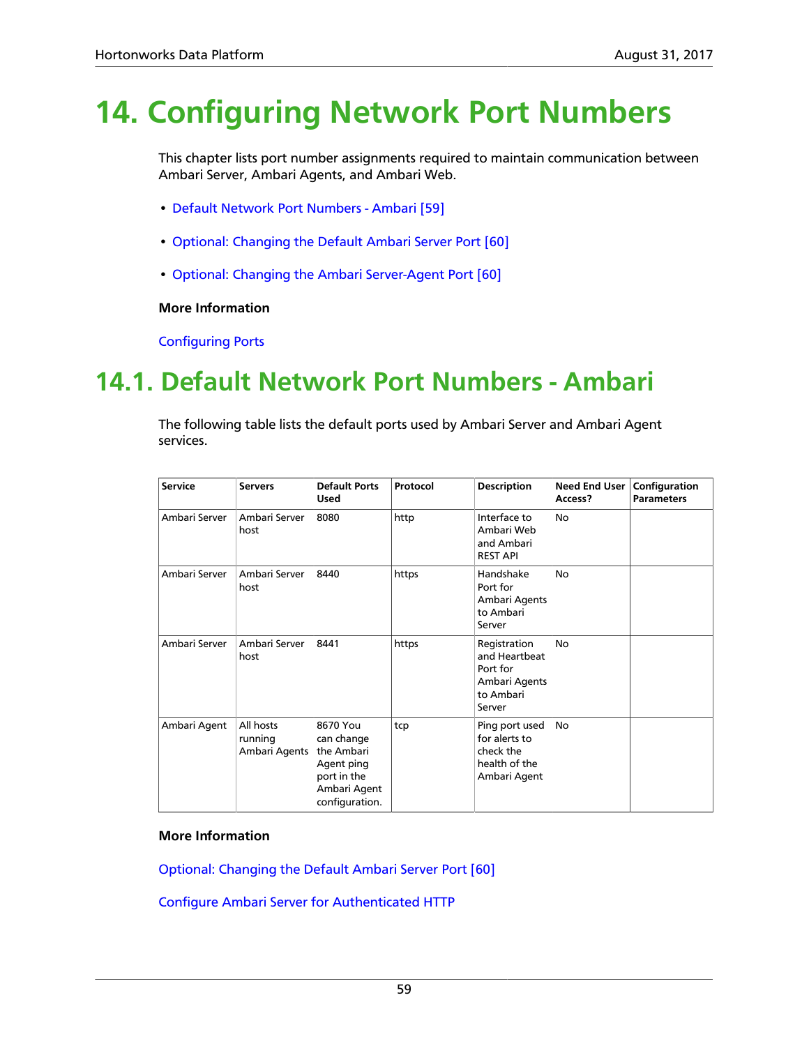# 14. Configuring Network Port Numbers

This chapter lists port number assignments required to maintain communication between Ambari Server, Ambari Agents, and Ambari Web.

- Default Network Port Numbers - Ambari [59]
- Optional: Changing the Default Ambari Server Port [60]
- Optional: Changing the Ambari Server-Agent Port [60]

**More Information**

Configuring Ports

## 14.1. Default Network Port Numbers - Ambari

The following table lists the default ports used by Ambari Server and Ambari Agent services.

| Service | Servers | Default Ports Used | Protocol | Description | Need End User Access? | Configuration Parameters |
|---|---|---|---|---|---|---|
| Ambari Server | Ambari Server host | 8080 | http | Interface to Ambari Web and Ambari REST API | No | |
| Ambari Server | Ambari Server host | 8440 | https | Handshake Port for Ambari Agents to Ambari Server | No | |
| Ambari Server | Ambari Server host | 8441 | https | Registration and Heartbeat Port for Ambari Agents to Ambari Server | No | |
| Ambari Agent | All hosts running Ambari Agents | 8670 You can change the Ambari Agent ping port in the Ambari Agent configuration. | tcp | Ping port used for alerts to check the health of the Ambari Agent | No | |

**More Information**

Optional: Changing the Default Ambari Server Port [60]

Configure Ambari Server for Authenticated HTTP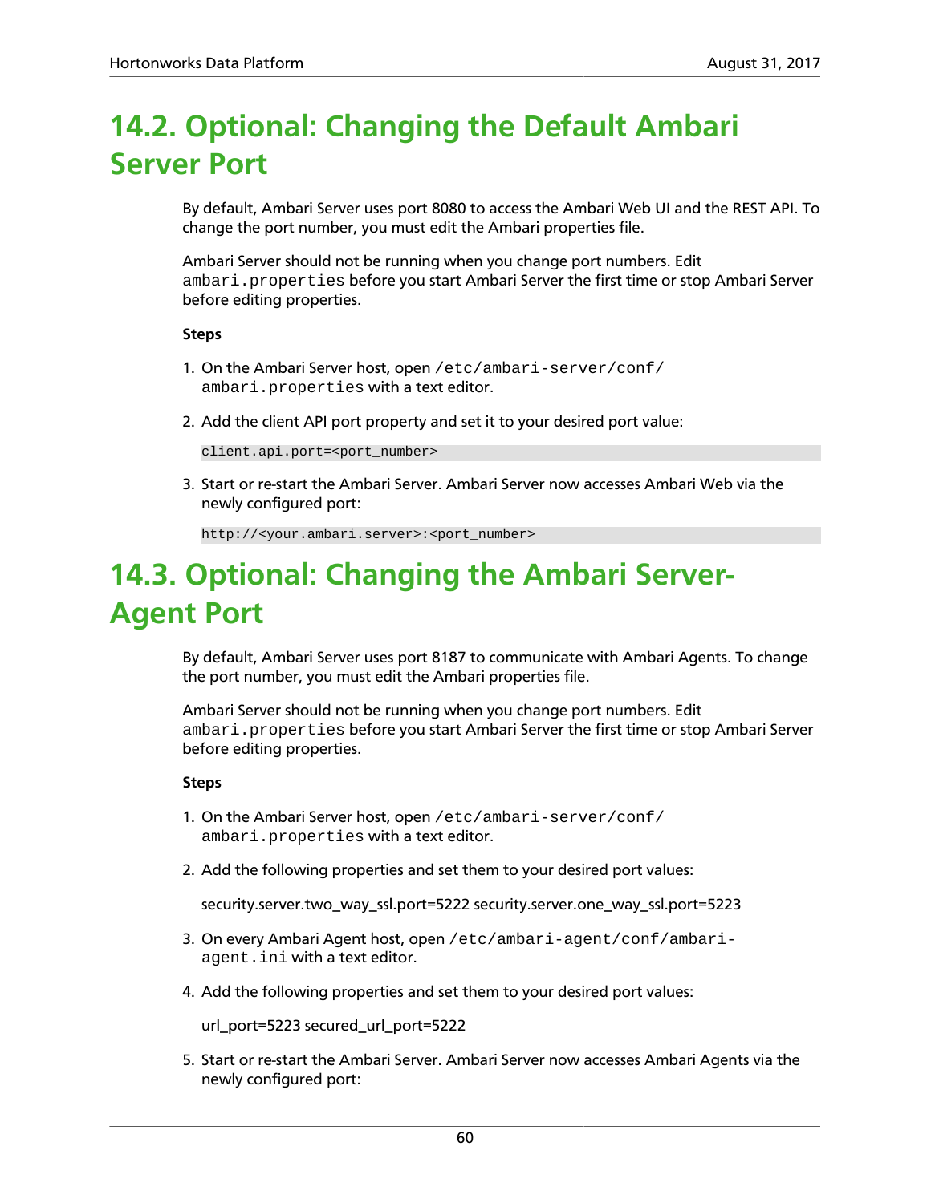## 14.2. Optional: Changing the Default Ambari Server Port

By default, Ambari Server uses port 8080 to access the Ambari Web UI and the REST API. To change the port number, you must edit the Ambari properties file.

Ambari Server should not be running when you change port numbers. Edit `ambari.properties` before you start Ambari Server the first time or stop Ambari Server before editing properties.

**Steps**

1. On the Ambari Server host, open `/etc/ambari-server/conf/ambari.properties` with a text editor.

2. Add the client API port property and set it to your desired port value:

   ```
   client.api.port=<port_number>
   ```

3. Start or re-start the Ambari Server. Ambari Server now accesses Ambari Web via the newly configured port:

   ```
   http://<your.ambari.server>:<port_number>
   ```

## 14.3. Optional: Changing the Ambari Server-Agent Port

By default, Ambari Server uses port 8187 to communicate with Ambari Agents. To change the port number, you must edit the Ambari properties file.

Ambari Server should not be running when you change port numbers. Edit `ambari.properties` before you start Ambari Server the first time or stop Ambari Server before editing properties.

**Steps**

1. On the Ambari Server host, open `/etc/ambari-server/conf/ambari.properties` with a text editor.

2. Add the following properties and set them to your desired port values:

   security.server.two_way_ssl.port=5222 security.server.one_way_ssl.port=5223

3. On every Ambari Agent host, open `/etc/ambari-agent/conf/ambari-agent.ini` with a text editor.

4. Add the following properties and set them to your desired port values:

   url_port=5223 secured_url_port=5222

5. Start or re-start the Ambari Server. Ambari Server now accesses Ambari Agents via the newly configured port: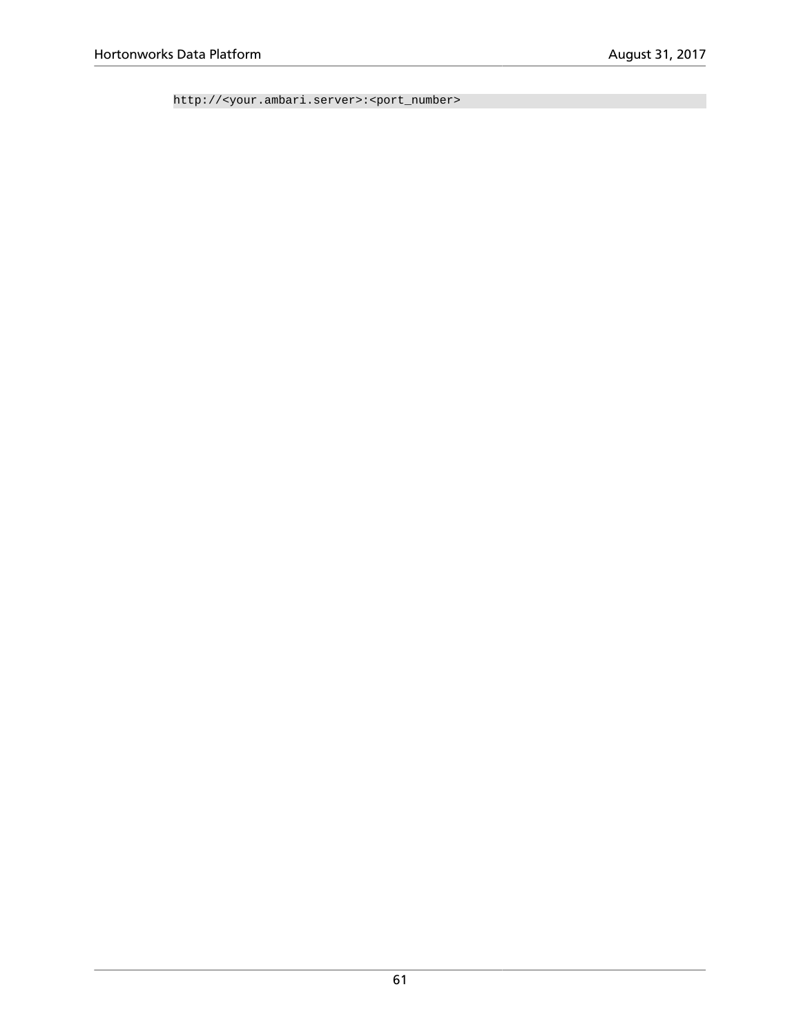```
http://<your.ambari.server>:<port_number>
```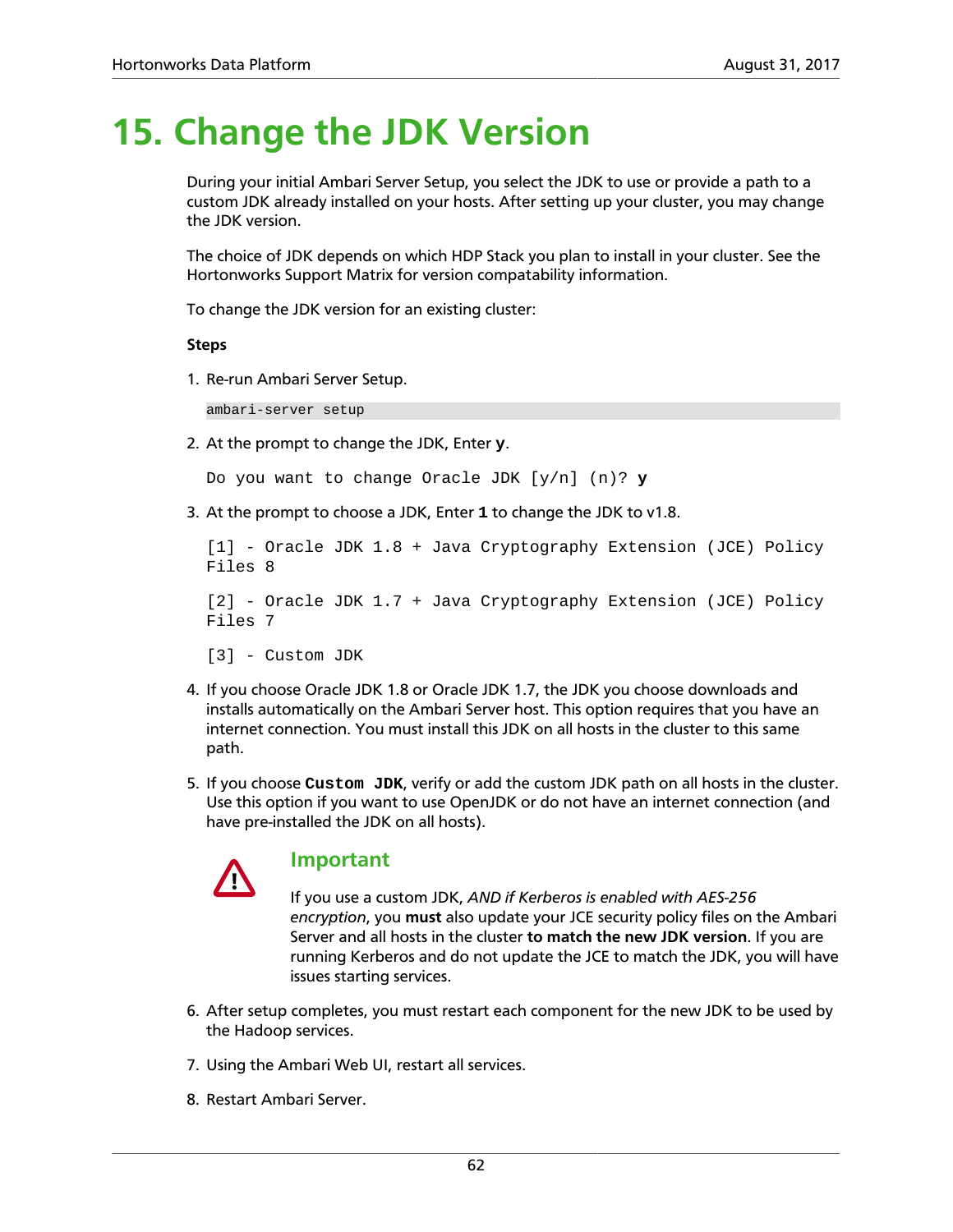# 15. Change the JDK Version

During your initial Ambari Server Setup, you select the JDK to use or provide a path to a custom JDK already installed on your hosts. After setting up your cluster, you may change the JDK version.

The choice of JDK depends on which HDP Stack you plan to install in your cluster. See the Hortonworks Support Matrix for version compatability information.

To change the JDK version for an existing cluster:

**Steps**

1. Re-run Ambari Server Setup.

   ```
   ambari-server setup
   ```

2. At the prompt to change the JDK, Enter **y**.

   ```
   Do you want to change Oracle JDK [y/n] (n)? y
   ```

3. At the prompt to choose a JDK, Enter **1** to change the JDK to v1.8.

   ```
   [1] - Oracle JDK 1.8 + Java Cryptography Extension (JCE) Policy
   Files 8

   [2] - Oracle JDK 1.7 + Java Cryptography Extension (JCE) Policy
   Files 7

   [3] - Custom JDK
   ```

4. If you choose Oracle JDK 1.8 or Oracle JDK 1.7, the JDK you choose downloads and installs automatically on the Ambari Server host. This option requires that you have an internet connection. You must install this JDK on all hosts in the cluster to this same path.

5. If you choose `Custom JDK`, verify or add the custom JDK path on all hosts in the cluster. Use this option if you want to use OpenJDK or do not have an internet connection (and have pre-installed the JDK on all hosts).

   **Important**

   If you use a custom JDK, *AND if Kerberos is enabled with AES-256 encryption*, you **must** also update your JCE security policy files on the Ambari Server and all hosts in the cluster **to match the new JDK version**. If you are running Kerberos and do not update the JCE to match the JDK, you will have issues starting services.

6. After setup completes, you must restart each component for the new JDK to be used by the Hadoop services.

7. Using the Ambari Web UI, restart all services.

8. Restart Ambari Server.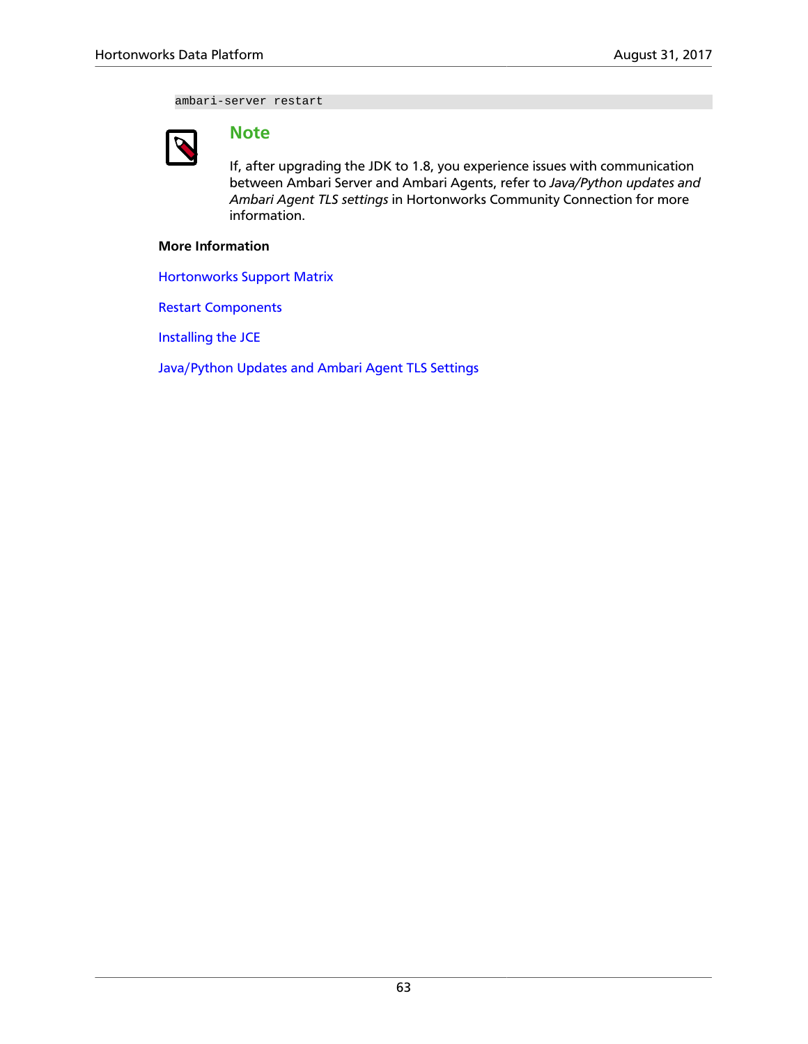```
ambari-server restart
```

> **Note**
>
> If, after upgrading the JDK to 1.8, you experience issues with communication between Ambari Server and Ambari Agents, refer to *Java/Python updates and Ambari Agent TLS settings* in Hortonworks Community Connection for more information.

**More Information**

Hortonworks Support Matrix

Restart Components

Installing the JCE

Java/Python Updates and Ambari Agent TLS Settings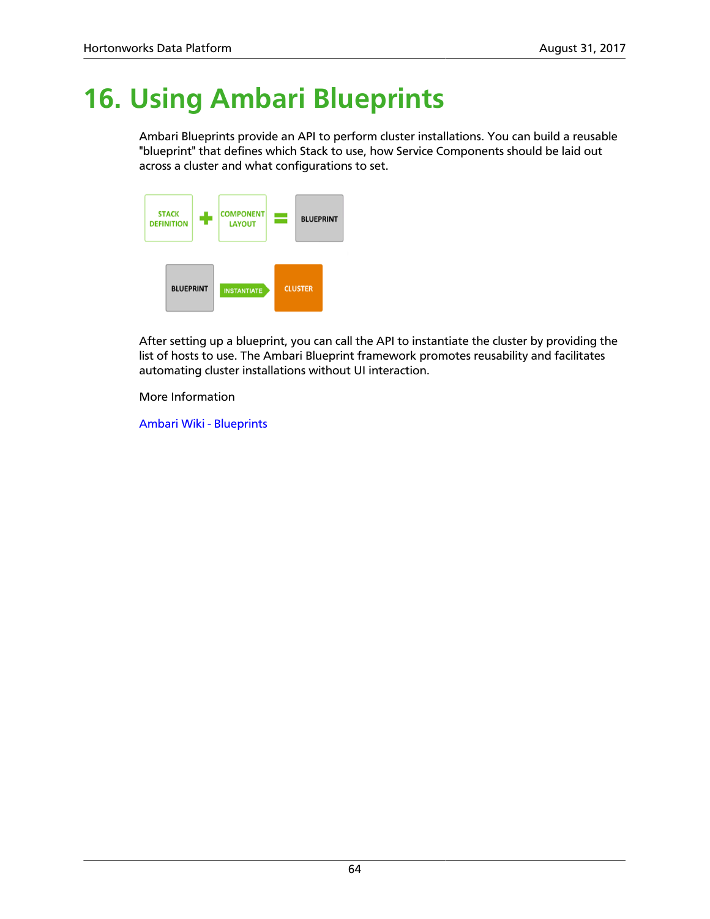# 16. Using Ambari Blueprints

Ambari Blueprints provide an API to perform cluster installations. You can build a reusable "blueprint" that defines which Stack to use, how Service Components should be laid out across a cluster and what configurations to set.

After setting up a blueprint, you can call the API to instantiate the cluster by providing the list of hosts to use. The Ambari Blueprint framework promotes reusability and facilitates automating cluster installations without UI interaction.

More Information

Ambari Wiki - Blueprints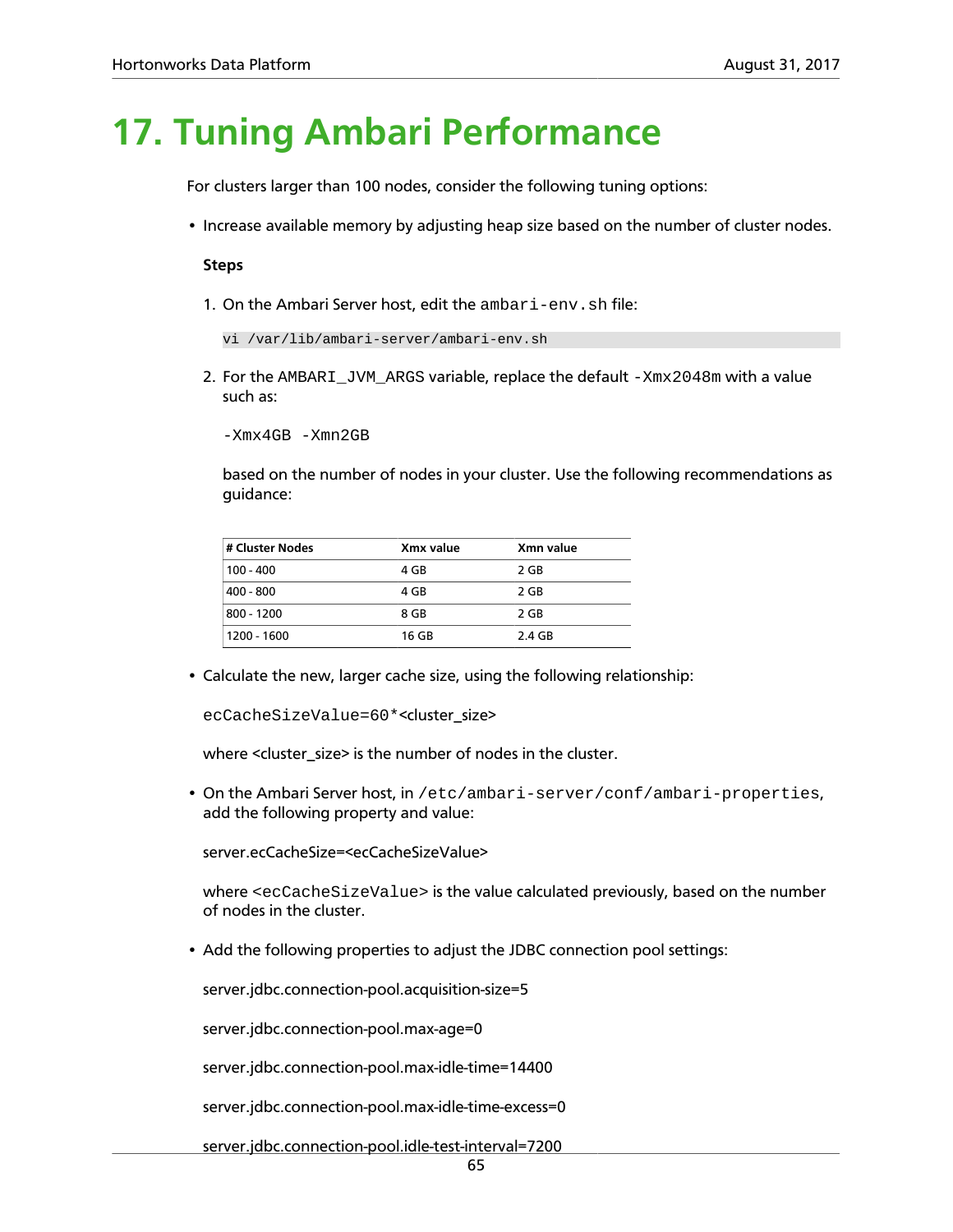# 17. Tuning Ambari Performance

For clusters larger than 100 nodes, consider the following tuning options:

- Increase available memory by adjusting heap size based on the number of cluster nodes.

  **Steps**

  1. On the Ambari Server host, edit the `ambari-env.sh` file:

     ```
     vi /var/lib/ambari-server/ambari-env.sh
     ```

  2. For the `AMBARI_JVM_ARGS` variable, replace the default `-Xmx2048m` with a value such as:

     ```
     -Xmx4GB -Xmn2GB
     ```

     based on the number of nodes in your cluster. Use the following recommendations as guidance:

     | # Cluster Nodes | Xmx value | Xmn value |
     |---|---|---|
     | 100 - 400 | 4 GB | 2 GB |
     | 400 - 800 | 4 GB | 2 GB |
     | 800 - 1200 | 8 GB | 2 GB |
     | 1200 - 1600 | 16 GB | 2.4 GB |

- Calculate the new, larger cache size, using the following relationship:

  `ecCacheSizeValue=60*`<cluster_size>

  where <cluster_size> is the number of nodes in the cluster.

- On the Ambari Server host, in `/etc/ambari-server/conf/ambari-properties`, add the following property and value:

  server.ecCacheSize=<ecCacheSizeValue>

  where `<ecCacheSizeValue>` is the value calculated previously, based on the number of nodes in the cluster.

- Add the following properties to adjust the JDBC connection pool settings:

  server.jdbc.connection-pool.acquisition-size=5

  server.jdbc.connection-pool.max-age=0

  server.jdbc.connection-pool.max-idle-time=14400

  server.jdbc.connection-pool.max-idle-time-excess=0

  server.jdbc.connection-pool.idle-test-interval=7200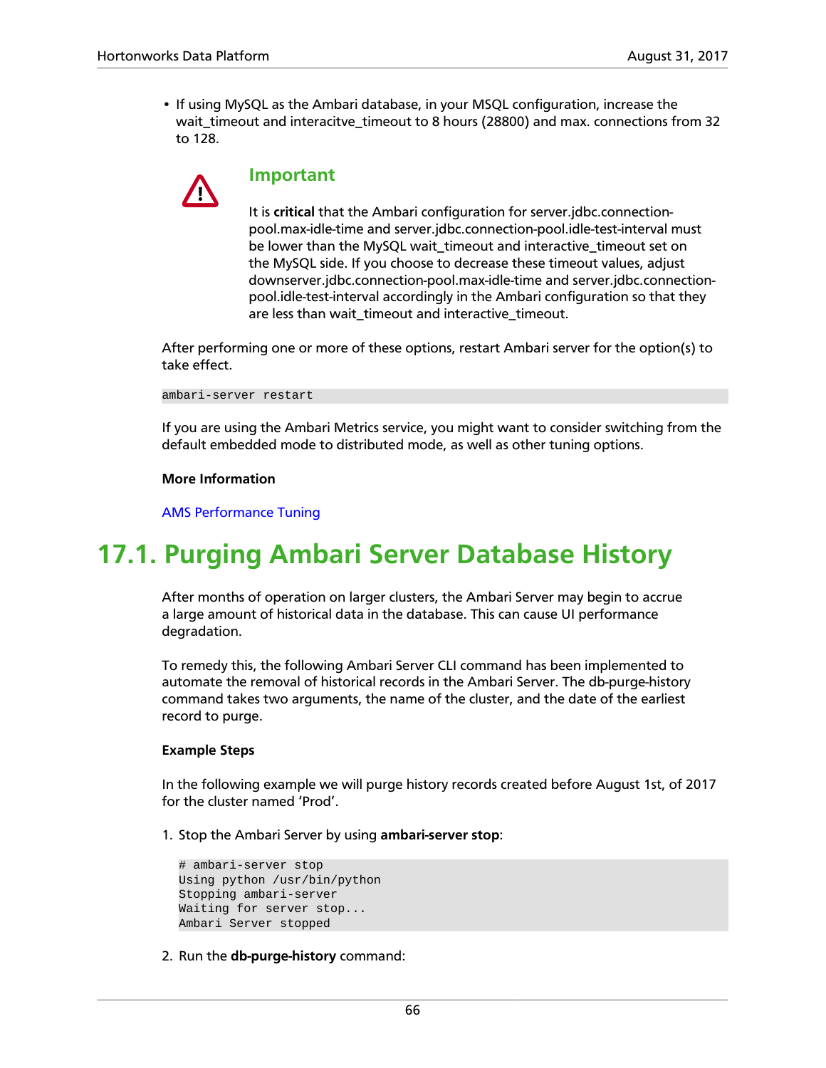- If using MySQL as the Ambari database, in your MSQL configuration, increase the wait_timeout and interacitve_timeout to 8 hours (28800) and max. connections from 32 to 128.

> **Important**
>
> It is **critical** that the Ambari configuration for server.jdbc.connection-pool.max-idle-time and server.jdbc.connection-pool.idle-test-interval must be lower than the MySQL wait_timeout and interactive_timeout set on the MySQL side. If you choose to decrease these timeout values, adjust downserver.jdbc.connection-pool.max-idle-time and server.jdbc.connection-pool.idle-test-interval accordingly in the Ambari configuration so that they are less than wait_timeout and interactive_timeout.

After performing one or more of these options, restart Ambari server for the option(s) to take effect.

```
ambari-server restart
```

If you are using the Ambari Metrics service, you might want to consider switching from the default embedded mode to distributed mode, as well as other tuning options.

**More Information**

AMS Performance Tuning

## 17.1. Purging Ambari Server Database History

After months of operation on larger clusters, the Ambari Server may begin to accrue a large amount of historical data in the database. This can cause UI performance degradation.

To remedy this, the following Ambari Server CLI command has been implemented to automate the removal of historical records in the Ambari Server. The db-purge-history command takes two arguments, the name of the cluster, and the date of the earliest record to purge.

**Example Steps**

In the following example we will purge history records created before August 1st, of 2017 for the cluster named 'Prod'.

1. Stop the Ambari Server by using **ambari-server stop**:

   ```
   # ambari-server stop
   Using python /usr/bin/python
   Stopping ambari-server
   Waiting for server stop...
   Ambari Server stopped
   ```

2. Run the **db-purge-history** command: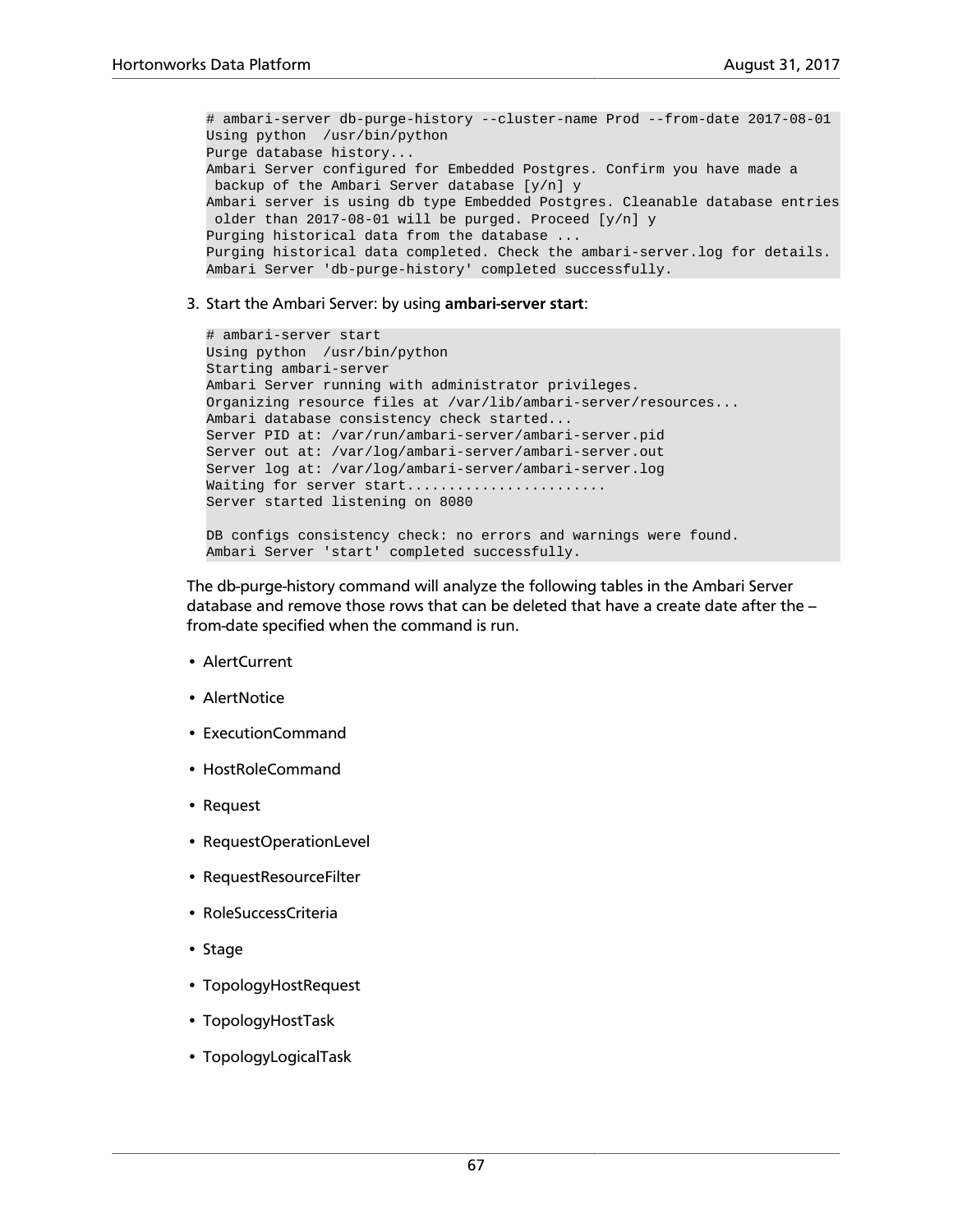```
# ambari-server db-purge-history --cluster-name Prod --from-date 2017-08-01
Using python  /usr/bin/python
Purge database history...
Ambari Server configured for Embedded Postgres. Confirm you have made a
 backup of the Ambari Server database [y/n] y
Ambari server is using db type Embedded Postgres. Cleanable database entries
 older than 2017-08-01 will be purged. Proceed [y/n] y
Purging historical data from the database ...
Purging historical data completed. Check the ambari-server.log for details.
Ambari Server 'db-purge-history' completed successfully.
```

3. Start the Ambari Server: by using **ambari-server start**:

```
# ambari-server start
Using python  /usr/bin/python
Starting ambari-server
Ambari Server running with administrator privileges.
Organizing resource files at /var/lib/ambari-server/resources...
Ambari database consistency check started...
Server PID at: /var/run/ambari-server/ambari-server.pid
Server out at: /var/log/ambari-server/ambari-server.out
Server log at: /var/log/ambari-server/ambari-server.log
Waiting for server start.......................
Server started listening on 8080

DB configs consistency check: no errors and warnings were found.
Ambari Server 'start' completed successfully.
```

The db-purge-history command will analyze the following tables in the Ambari Server database and remove those rows that can be deleted that have a create date after the –from-date specified when the command is run.

- AlertCurrent
- AlertNotice
- ExecutionCommand
- HostRoleCommand
- Request
- RequestOperationLevel
- RequestResourceFilter
- RoleSuccessCriteria
- Stage
- TopologyHostRequest
- TopologyHostTask
- TopologyLogicalTask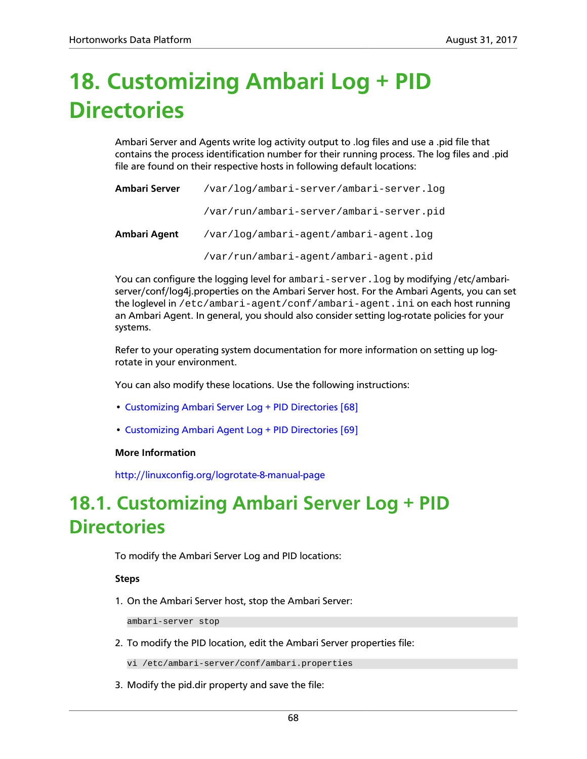# 18. Customizing Ambari Log + PID Directories

Ambari Server and Agents write log activity output to .log files and use a .pid file that contains the process identification number for their running process. The log files and .pid file are found on their respective hosts in following default locations:

| | |
|---|---|
| **Ambari Server** | `/var/log/ambari-server/ambari-server.log` |
| | `/var/run/ambari-server/ambari-server.pid` |
| **Ambari Agent** | `/var/log/ambari-agent/ambari-agent.log` |
| | `/var/run/ambari-agent/ambari-agent.pid` |

You can configure the logging level for `ambari-server.log` by modifying /etc/ambari-server/conf/log4j.properties on the Ambari Server host. For the Ambari Agents, you can set the loglevel in `/etc/ambari-agent/conf/ambari-agent.ini` on each host running an Ambari Agent. In general, you should also consider setting log-rotate policies for your systems.

Refer to your operating system documentation for more information on setting up log-rotate in your environment.

You can also modify these locations. Use the following instructions:

- Customizing Ambari Server Log + PID Directories [68]
- Customizing Ambari Agent Log + PID Directories [69]

**More Information**

http://linuxconfig.org/logrotate-8-manual-page

# 18.1. Customizing Ambari Server Log + PID Directories

To modify the Ambari Server Log and PID locations:

**Steps**

1. On the Ambari Server host, stop the Ambari Server:

```
ambari-server stop
```

2. To modify the PID location, edit the Ambari Server properties file:

```
vi /etc/ambari-server/conf/ambari.properties
```

3. Modify the pid.dir property and save the file: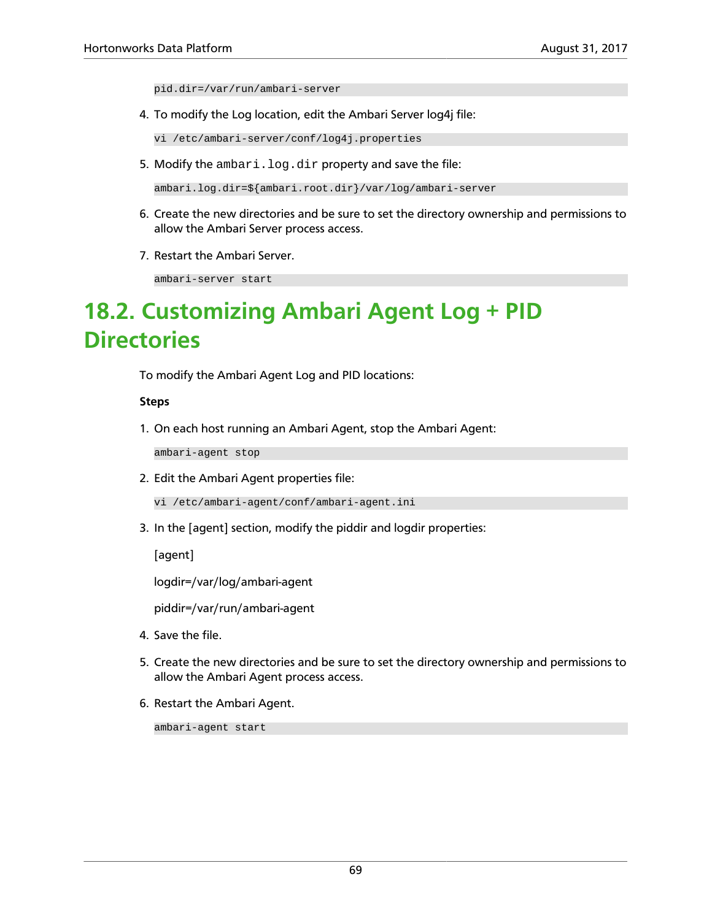```
pid.dir=/var/run/ambari-server
```

4. To modify the Log location, edit the Ambari Server log4j file:

```
vi /etc/ambari-server/conf/log4j.properties
```

5. Modify the `ambari.log.dir` property and save the file:

```
ambari.log.dir=${ambari.root.dir}/var/log/ambari-server
```

6. Create the new directories and be sure to set the directory ownership and permissions to allow the Ambari Server process access.

7. Restart the Ambari Server.

```
ambari-server start
```

## 18.2. Customizing Ambari Agent Log + PID Directories

To modify the Ambari Agent Log and PID locations:

**Steps**

1. On each host running an Ambari Agent, stop the Ambari Agent:

```
ambari-agent stop
```

2. Edit the Ambari Agent properties file:

```
vi /etc/ambari-agent/conf/ambari-agent.ini
```

3. In the [agent] section, modify the piddir and logdir properties:

   [agent]

   logdir=/var/log/ambari-agent

   piddir=/var/run/ambari-agent

4. Save the file.

5. Create the new directories and be sure to set the directory ownership and permissions to allow the Ambari Agent process access.

6. Restart the Ambari Agent.

```
ambari-agent start
```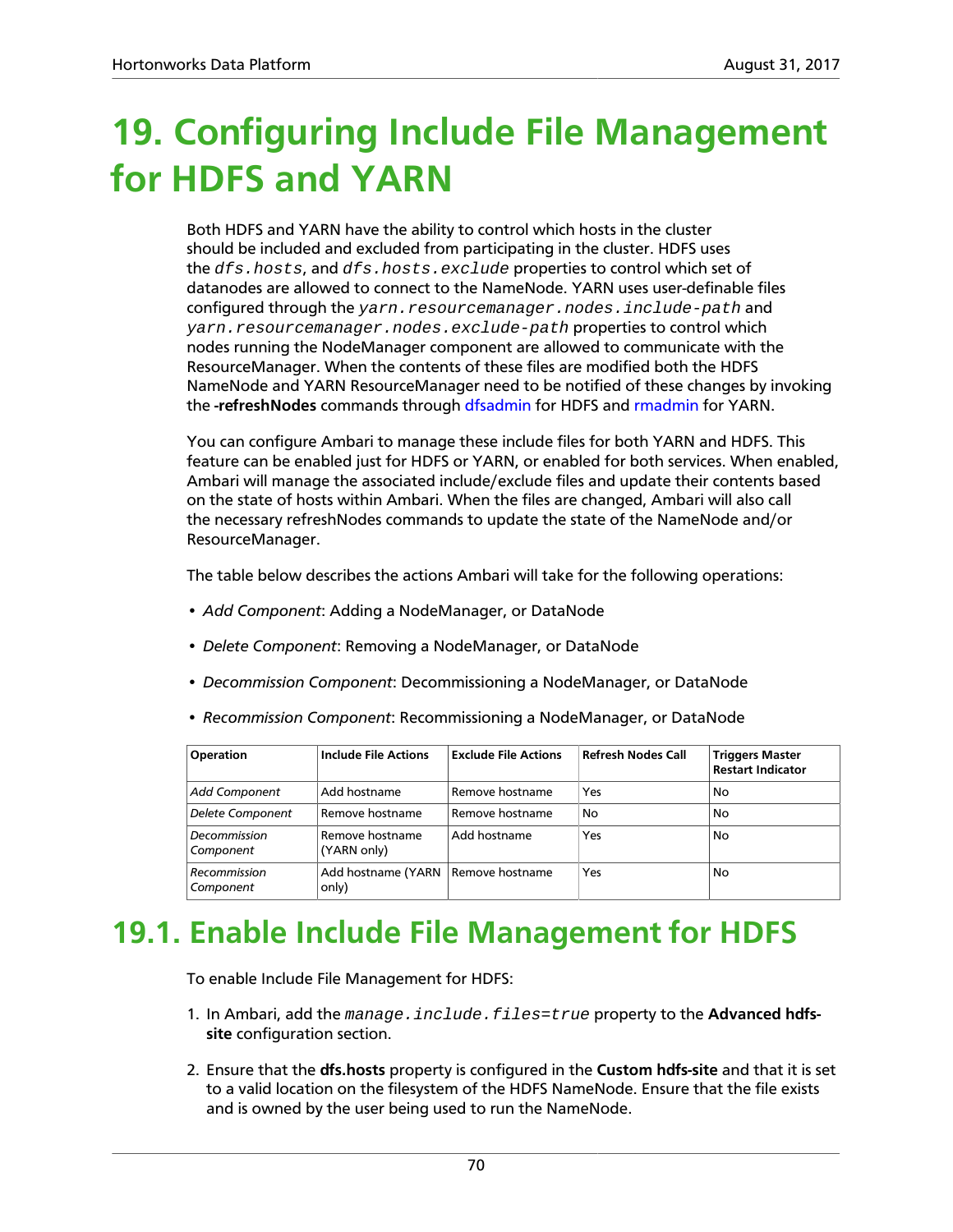# 19. Configuring Include File Management for HDFS and YARN

Both HDFS and YARN have the ability to control which hosts in the cluster should be included and excluded from participating in the cluster. HDFS uses the `dfs.hosts`, and `dfs.hosts.exclude` properties to control which set of datanodes are allowed to connect to the NameNode. YARN uses user-definable files configured through the `yarn.resourcemanager.nodes.include-path` and `yarn.resourcemanager.nodes.exclude-path` properties to control which nodes running the NodeManager component are allowed to communicate with the ResourceManager. When the contents of these files are modified both the HDFS NameNode and YARN ResourceManager need to be notified of these changes by invoking the **-refreshNodes** commands through dfsadmin for HDFS and rmadmin for YARN.

You can configure Ambari to manage these include files for both YARN and HDFS. This feature can be enabled just for HDFS or YARN, or enabled for both services. When enabled, Ambari will manage the associated include/exclude files and update their contents based on the state of hosts within Ambari. When the files are changed, Ambari will also call the necessary refreshNodes commands to update the state of the NameNode and/or ResourceManager.

The table below describes the actions Ambari will take for the following operations:

- *Add Component*: Adding a NodeManager, or DataNode
- *Delete Component*: Removing a NodeManager, or DataNode
- *Decommission Component*: Decommissioning a NodeManager, or DataNode
- *Recommission Component*: Recommissioning a NodeManager, or DataNode

| Operation | Include File Actions | Exclude File Actions | Refresh Nodes Call | Triggers Master Restart Indicator |
|---|---|---|---|---|
| *Add Component* | Add hostname | Remove hostname | Yes | No |
| *Delete Component* | Remove hostname | Remove hostname | No | No |
| *Decommission Component* | Remove hostname (YARN only) | Add hostname | Yes | No |
| *Recommission Component* | Add hostname (YARN only) | Remove hostname | Yes | No |

## 19.1. Enable Include File Management for HDFS

To enable Include File Management for HDFS:

1. In Ambari, add the `manage.include.files=true` property to the **Advanced hdfs-site** configuration section.
2. Ensure that the **dfs.hosts** property is configured in the **Custom hdfs-site** and that it is set to a valid location on the filesystem of the HDFS NameNode. Ensure that the file exists and is owned by the user being used to run the NameNode.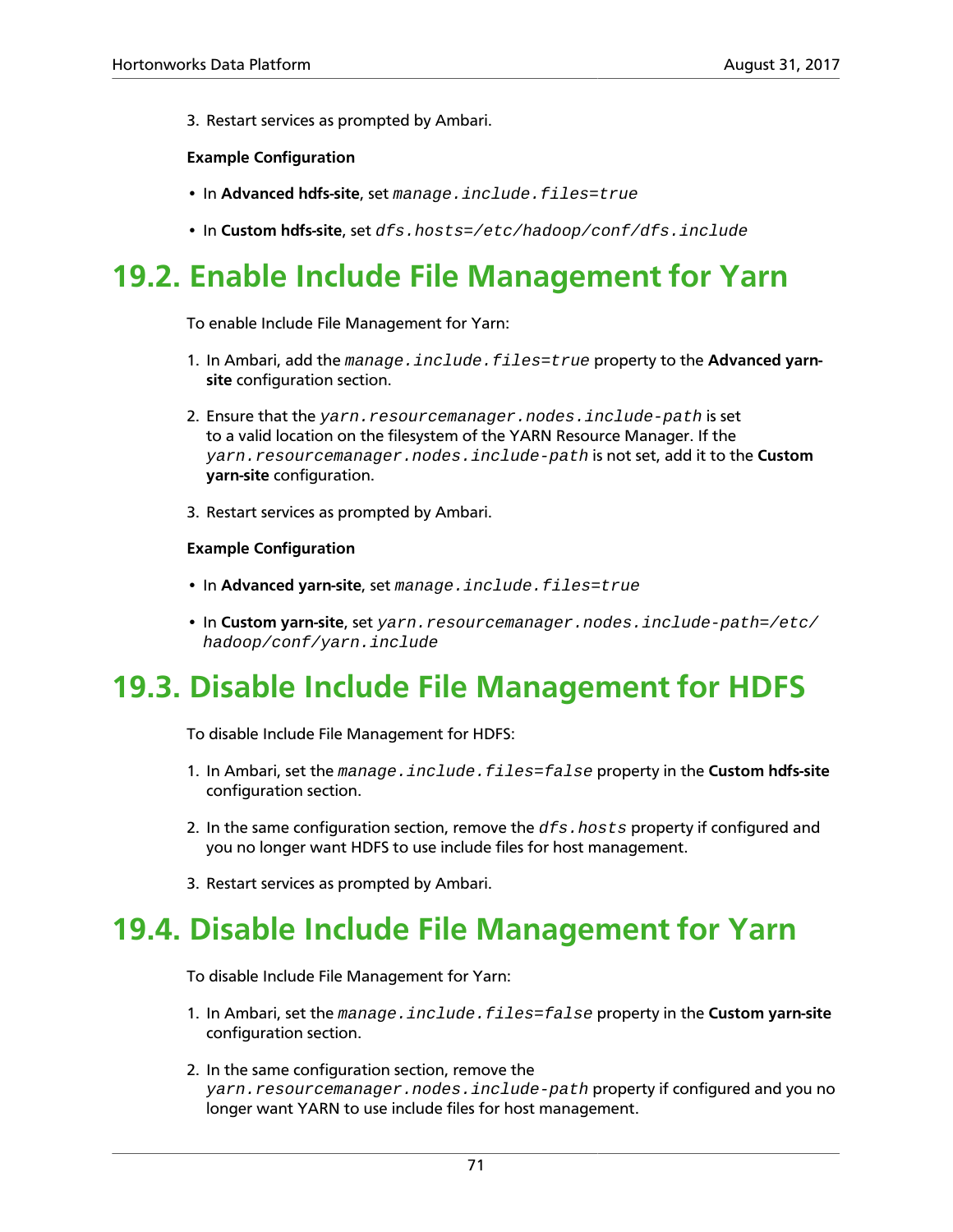3. Restart services as prompted by Ambari.

**Example Configuration**

- In **Advanced hdfs-site**, set `manage.include.files=true`
- In **Custom hdfs-site**, set `dfs.hosts=/etc/hadoop/conf/dfs.include`

## 19.2. Enable Include File Management for Yarn

To enable Include File Management for Yarn:

1. In Ambari, add the `manage.include.files=true` property to the **Advanced yarn-site** configuration section.
2. Ensure that the `yarn.resourcemanager.nodes.include-path` is set to a valid location on the filesystem of the YARN Resource Manager. If the `yarn.resourcemanager.nodes.include-path` is not set, add it to the **Custom yarn-site** configuration.
3. Restart services as prompted by Ambari.

**Example Configuration**

- In **Advanced yarn-site**, set `manage.include.files=true`
- In **Custom yarn-site**, set `yarn.resourcemanager.nodes.include-path=/etc/hadoop/conf/yarn.include`

## 19.3. Disable Include File Management for HDFS

To disable Include File Management for HDFS:

1. In Ambari, set the `manage.include.files=false` property in the **Custom hdfs-site** configuration section.
2. In the same configuration section, remove the `dfs.hosts` property if configured and you no longer want HDFS to use include files for host management.
3. Restart services as prompted by Ambari.

## 19.4. Disable Include File Management for Yarn

To disable Include File Management for Yarn:

1. In Ambari, set the `manage.include.files=false` property in the **Custom yarn-site** configuration section.
2. In the same configuration section, remove the `yarn.resourcemanager.nodes.include-path` property if configured and you no longer want YARN to use include files for host management.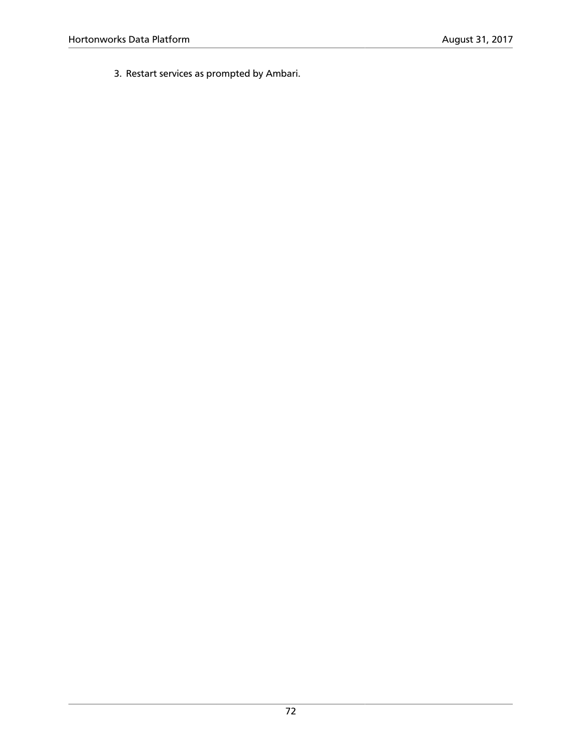3. Restart services as prompted by Ambari.